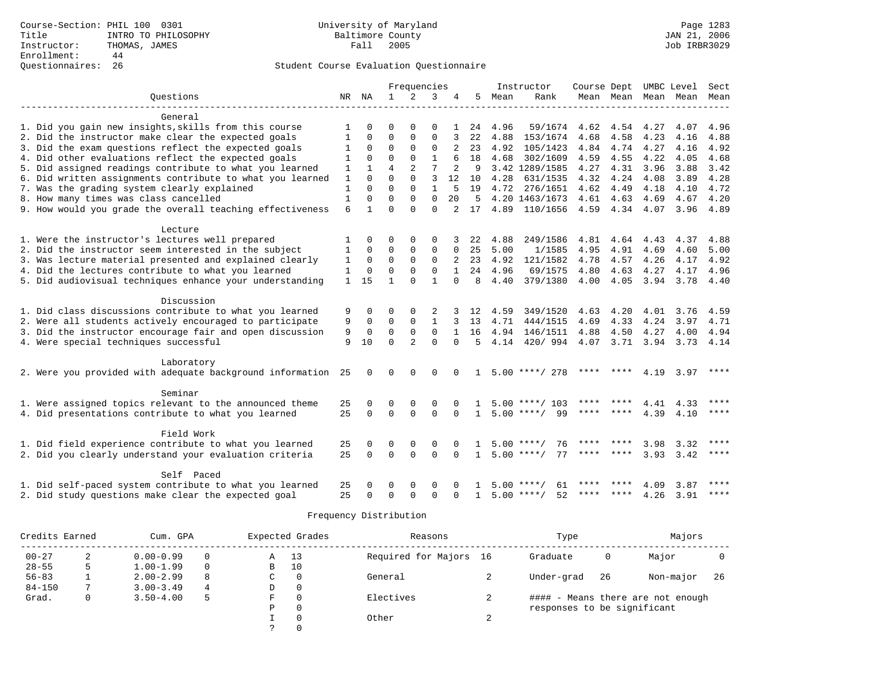Course-Section: PHIL 100 0301
Title: INTRO TO PHILOSOPHY
Instructor: THOMAS, JAMES
Enrollment: 44
Questionnaires: 26

University of Maryland
Baltimore County
Fall 2005

Page 1283
JAN 21, 2006
Job IRBR3029

## Student Course Evaluation Questionnaire

| Questions | NR | NA | 1 | 2 | 3 | 4 | 5 | Instructor Mean | Rank | Course Mean | Dept Mean | UMBC Mean | Level Mean | Sect Mean |
|---|---|---|---|---|---|---|---|---|---|---|---|---|---|---|
| **General** | | | | | | | | | | | | | | |
| 1. Did you gain new insights,skills from this course | 1 | 0 | 0 | 0 | 0 | 1 | 24 | 4.96 | 59/1674 | 4.62 | 4.54 | 4.27 | 4.07 | 4.96 |
| 2. Did the instructor make clear the expected goals | 1 | 0 | 0 | 0 | 0 | 3 | 22 | 4.88 | 153/1674 | 4.68 | 4.58 | 4.23 | 4.16 | 4.88 |
| 3. Did the exam questions reflect the expected goals | 1 | 0 | 0 | 0 | 0 | 2 | 23 | 4.92 | 105/1423 | 4.84 | 4.74 | 4.27 | 4.16 | 4.92 |
| 4. Did other evaluations reflect the expected goals | 1 | 0 | 0 | 0 | 1 | 6 | 18 | 4.68 | 302/1609 | 4.59 | 4.55 | 4.22 | 4.05 | 4.68 |
| 5. Did assigned readings contribute to what you learned | 1 | 1 | 4 | 2 | 7 | 2 | 9 | 3.42 | 1289/1585 | 4.27 | 4.31 | 3.96 | 3.88 | 3.42 |
| 6. Did written assignments contribute to what you learned | 1 | 0 | 0 | 0 | 3 | 12 | 10 | 4.28 | 631/1535 | 4.32 | 4.24 | 4.08 | 3.89 | 4.28 |
| 7. Was the grading system clearly explained | 1 | 0 | 0 | 0 | 1 | 5 | 19 | 4.72 | 276/1651 | 4.62 | 4.49 | 4.18 | 4.10 | 4.72 |
| 8. How many times was class cancelled | 1 | 0 | 0 | 0 | 0 | 20 | 5 | 4.20 | 1463/1673 | 4.61 | 4.63 | 4.69 | 4.67 | 4.20 |
| 9. How would you grade the overall teaching effectiveness | 6 | 1 | 0 | 0 | 0 | 2 | 17 | 4.89 | 110/1656 | 4.59 | 4.34 | 4.07 | 3.96 | 4.89 |
| **Lecture** | | | | | | | | | | | | | | |
| 1. Were the instructor's lectures well prepared | 1 | 0 | 0 | 0 | 0 | 3 | 22 | 4.88 | 249/1586 | 4.81 | 4.64 | 4.43 | 4.37 | 4.88 |
| 2. Did the instructor seem interested in the subject | 1 | 0 | 0 | 0 | 0 | 0 | 25 | 5.00 | 1/1585 | 4.95 | 4.91 | 4.69 | 4.60 | 5.00 |
| 3. Was lecture material presented and explained clearly | 1 | 0 | 0 | 0 | 0 | 2 | 23 | 4.92 | 121/1582 | 4.78 | 4.57 | 4.26 | 4.17 | 4.92 |
| 4. Did the lectures contribute to what you learned | 1 | 0 | 0 | 0 | 0 | 1 | 24 | 4.96 | 69/1575 | 4.80 | 4.63 | 4.27 | 4.17 | 4.96 |
| 5. Did audiovisual techniques enhance your understanding | 1 | 15 | 1 | 0 | 1 | 0 | 8 | 4.40 | 379/1380 | 4.00 | 4.05 | 3.94 | 3.78 | 4.40 |
| **Discussion** | | | | | | | | | | | | | | |
| 1. Did class discussions contribute to what you learned | 9 | 0 | 0 | 0 | 2 | 3 | 12 | 4.59 | 349/1520 | 4.63 | 4.20 | 4.01 | 3.76 | 4.59 |
| 2. Were all students actively encouraged to participate | 9 | 0 | 0 | 0 | 1 | 3 | 13 | 4.71 | 444/1515 | 4.69 | 4.33 | 4.24 | 3.97 | 4.71 |
| 3. Did the instructor encourage fair and open discussion | 9 | 0 | 0 | 0 | 0 | 1 | 16 | 4.94 | 146/1511 | 4.88 | 4.50 | 4.27 | 4.00 | 4.94 |
| 4. Were special techniques successful | 9 | 10 | 0 | 2 | 0 | 0 | 5 | 4.14 | 420/ 994 | 4.07 | 3.71 | 3.94 | 3.73 | 4.14 |
| **Laboratory** | | | | | | | | | | | | | | |
| 2. Were you provided with adequate background information | 25 | 0 | 0 | 0 | 0 | 0 | 1 | 5.00 | ****/ 278 | **** | **** | 4.19 | 3.97 | **** |
| **Seminar** | | | | | | | | | | | | | | |
| 1. Were assigned topics relevant to the announced theme | 25 | 0 | 0 | 0 | 0 | 0 | 1 | 5.00 | ****/ 103 | **** | **** | 4.41 | 4.33 | **** |
| 4. Did presentations contribute to what you learned | 25 | 0 | 0 | 0 | 0 | 0 | 1 | 5.00 | ****/ 99 | **** | **** | 4.39 | 4.10 | **** |
| **Field Work** | | | | | | | | | | | | | | |
| 1. Did field experience contribute to what you learned | 25 | 0 | 0 | 0 | 0 | 0 | 1 | 5.00 | ****/ 76 | **** | **** | 3.98 | 3.32 | **** |
| 2. Did you clearly understand your evaluation criteria | 25 | 0 | 0 | 0 | 0 | 0 | 1 | 5.00 | ****/ 77 | **** | **** | 3.93 | 3.42 | **** |
| **Self Paced** | | | | | | | | | | | | | | |
| 1. Did self-paced system contribute to what you learned | 25 | 0 | 0 | 0 | 0 | 0 | 1 | 5.00 | ****/ 61 | **** | **** | 4.09 | 3.87 | **** |
| 2. Did study questions make clear the expected goal | 25 | 0 | 0 | 0 | 0 | 0 | 1 | 5.00 | ****/ 52 | **** | **** | 4.26 | 3.91 | **** |

## Frequency Distribution

| Credits Earned | | Cum. GPA | | Expected Grades | | Reasons | | Type | | Majors | |
|---|---|---|---|---|---|---|---|---|---|---|---|
| 00-27 | 2 | 0.00-0.99 | 0 | A | 13 | Required for Majors | 16 | Graduate | 0 | Major | 0 |
| 28-55 | 5 | 1.00-1.99 | 0 | B | 10 | | | | | | |
| 56-83 | 1 | 2.00-2.99 | 8 | C | 0 | General | 2 | Under-grad | 26 | Non-major | 26 |
| 84-150 | 7 | 3.00-3.49 | 4 | D | 0 | | | | | | |
| Grad. | 0 | 3.50-4.00 | 5 | F | 0 | Electives | 2 | | | | |
| | | | | P | 0 | | | | | | |
| | | | | I | 0 | Other | 2 | | | | |
| | | | | ? | 0 | | | | | | |

#### - Means there are not enough responses to be significant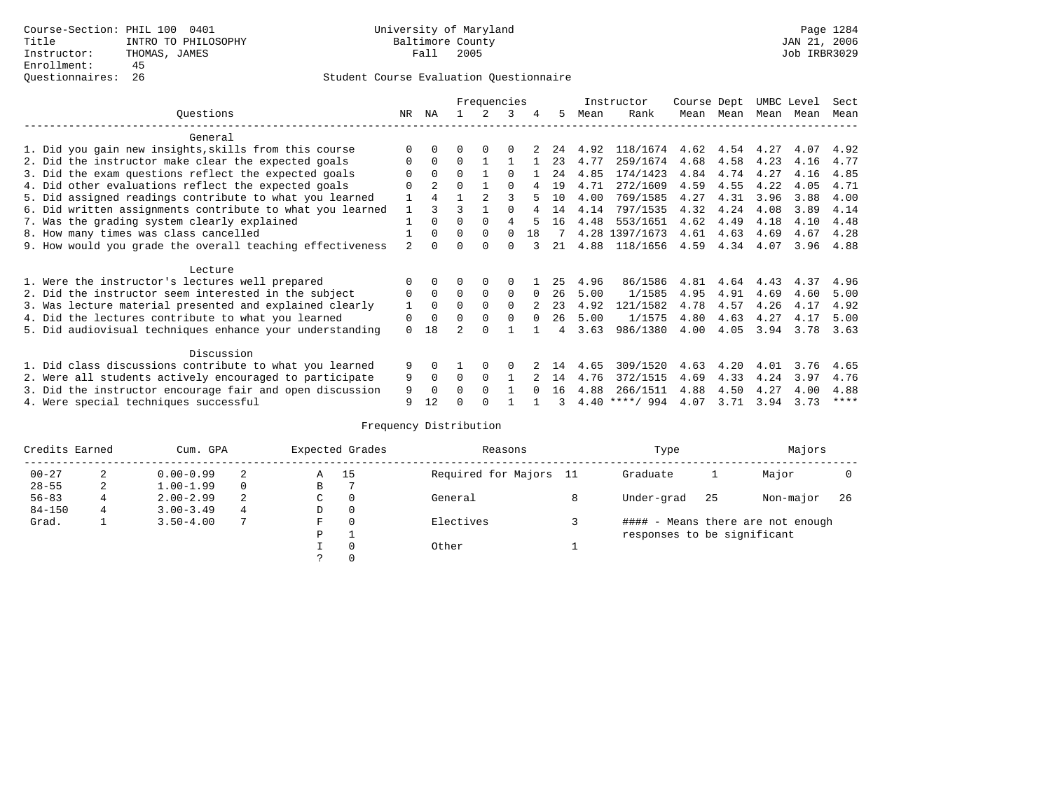Course-Section: PHIL 100 0401
Title: INTRO TO PHILOSOPHY
Instructor: THOMAS, JAMES
Enrollment: 45
Questionnaires: 26

University of Maryland
Baltimore County
Fall 2005

Page 1284
JAN 21, 2006
Job IRBR3029

## Student Course Evaluation Questionnaire

| Questions | NR | NA | 1 | 2 | 3 | 4 | 5 | Instructor Mean | Rank | Course Mean | Dept Mean | UMBC Mean | Level Mean | Sect Mean |
|---|---|---|---|---|---|---|---|---|---|---|---|---|---|---|
| **General** | | | | | | | | | | | | | | |
| 1. Did you gain new insights,skills from this course | 0 | 0 | 0 | 0 | 0 | 2 | 24 | 4.92 | 118/1674 | 4.62 | 4.54 | 4.27 | 4.07 | 4.92 |
| 2. Did the instructor make clear the expected goals | 0 | 0 | 0 | 1 | 1 | 1 | 23 | 4.77 | 259/1674 | 4.68 | 4.58 | 4.23 | 4.16 | 4.77 |
| 3. Did the exam questions reflect the expected goals | 0 | 0 | 0 | 1 | 0 | 1 | 24 | 4.85 | 174/1423 | 4.84 | 4.74 | 4.27 | 4.16 | 4.85 |
| 4. Did other evaluations reflect the expected goals | 0 | 2 | 0 | 1 | 0 | 4 | 19 | 4.71 | 272/1609 | 4.59 | 4.55 | 4.22 | 4.05 | 4.71 |
| 5. Did assigned readings contribute to what you learned | 1 | 4 | 1 | 2 | 3 | 5 | 10 | 4.00 | 769/1585 | 4.27 | 4.31 | 3.96 | 3.88 | 4.00 |
| 6. Did written assignments contribute to what you learned | 1 | 3 | 3 | 1 | 0 | 4 | 14 | 4.14 | 797/1535 | 4.32 | 4.24 | 4.08 | 3.89 | 4.14 |
| 7. Was the grading system clearly explained | 1 | 0 | 0 | 0 | 4 | 5 | 16 | 4.48 | 553/1651 | 4.62 | 4.49 | 4.18 | 4.10 | 4.48 |
| 8. How many times was class cancelled | 1 | 0 | 0 | 0 | 0 | 18 | 7 | 4.28 | 1397/1673 | 4.61 | 4.63 | 4.69 | 4.67 | 4.28 |
| 9. How would you grade the overall teaching effectiveness | 2 | 0 | 0 | 0 | 0 | 3 | 21 | 4.88 | 118/1656 | 4.59 | 4.34 | 4.07 | 3.96 | 4.88 |
| **Lecture** | | | | | | | | | | | | | | |
| 1. Were the instructor's lectures well prepared | 0 | 0 | 0 | 0 | 0 | 1 | 25 | 4.96 | 86/1586 | 4.81 | 4.64 | 4.43 | 4.37 | 4.96 |
| 2. Did the instructor seem interested in the subject | 0 | 0 | 0 | 0 | 0 | 0 | 26 | 5.00 | 1/1585 | 4.95 | 4.91 | 4.69 | 4.60 | 5.00 |
| 3. Was lecture material presented and explained clearly | 1 | 0 | 0 | 0 | 0 | 2 | 23 | 4.92 | 121/1582 | 4.78 | 4.57 | 4.26 | 4.17 | 4.92 |
| 4. Did the lectures contribute to what you learned | 0 | 0 | 0 | 0 | 0 | 0 | 26 | 5.00 | 1/1575 | 4.80 | 4.63 | 4.27 | 4.17 | 5.00 |
| 5. Did audiovisual techniques enhance your understanding | 0 | 18 | 2 | 0 | 1 | 1 | 4 | 3.63 | 986/1380 | 4.00 | 4.05 | 3.94 | 3.78 | 3.63 |
| **Discussion** | | | | | | | | | | | | | | |
| 1. Did class discussions contribute to what you learned | 9 | 0 | 1 | 0 | 0 | 2 | 14 | 4.65 | 309/1520 | 4.63 | 4.20 | 4.01 | 3.76 | 4.65 |
| 2. Were all students actively encouraged to participate | 9 | 0 | 0 | 0 | 1 | 2 | 14 | 4.76 | 372/1515 | 4.69 | 4.33 | 4.24 | 3.97 | 4.76 |
| 3. Did the instructor encourage fair and open discussion | 9 | 0 | 0 | 0 | 1 | 0 | 16 | 4.88 | 266/1511 | 4.88 | 4.50 | 4.27 | 4.00 | 4.88 |
| 4. Were special techniques successful | 9 | 12 | 0 | 0 | 1 | 1 | 3 | 4.40 | ****/ 994 | 4.07 | 3.71 | 3.94 | 3.73 | **** |

## Frequency Distribution

| Credits Earned | | Cum. GPA | | Expected Grades | | Reasons | | Type | | Majors | |
|---|---|---|---|---|---|---|---|---|---|---|---|
| 00-27 | 2 | 0.00-0.99 | 2 | A | 15 | Required for Majors | 11 | Graduate | 1 | Major | 0 |
| 28-55 | 2 | 1.00-1.99 | 0 | B | 7 | | | | | | |
| 56-83 | 4 | 2.00-2.99 | 2 | C | 0 | General | 8 | Under-grad | 25 | Non-major | 26 |
| 84-150 | 4 | 3.00-3.49 | 4 | D | 0 | | | | | | |
| Grad. | 1 | 3.50-4.00 | 7 | F | 0 | Electives | 3 | | | | |
| | | | | P | 1 | | | | | | |
| | | | | I | 0 | Other | 1 | | | | |
| | | | | ? | 0 | | | | | | |

#### - Means there are not enough responses to be significant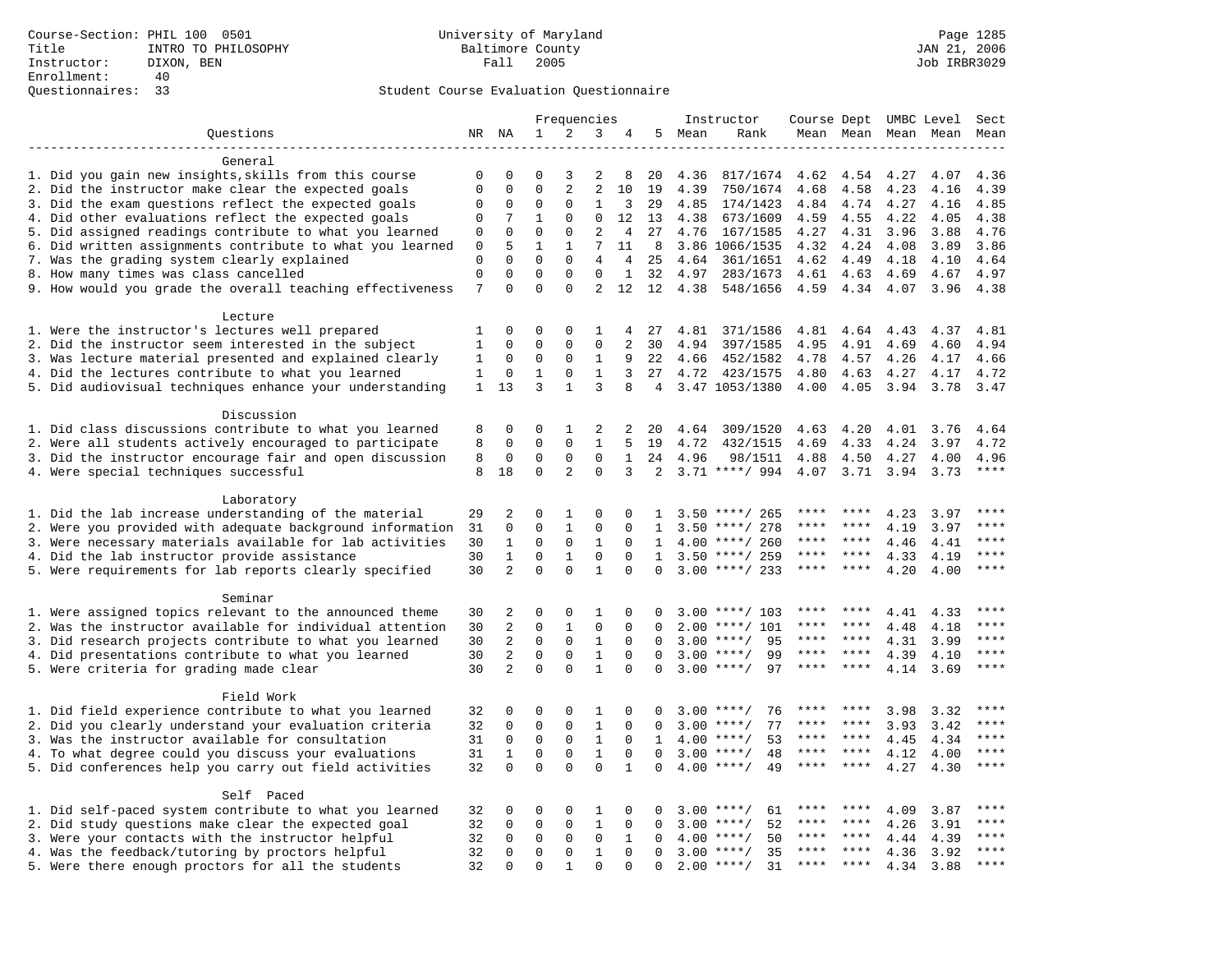Course-Section: PHIL 100 0501
Title: INTRO TO PHILOSOPHY
Instructor: DIXON, BEN
Enrollment: 40
Questionnaires: 33

University of Maryland
Baltimore County
Fall 2005

Student Course Evaluation Questionnaire

| Questions | NR | NA | 1 | 2 | 3 | 4 | 5 | Instructor Mean | Rank | Course Mean | Dept Mean | UMBC Mean | Level Mean | Sect Mean |
|---|---|---|---|---|---|---|---|---|---|---|---|---|---|---|
| **General** | | | | | | | | | | | | | | |
| 1. Did you gain new insights,skills from this course | 0 | 0 | 0 | 3 | 2 | 8 | 20 | 4.36 | 817/1674 | 4.62 | 4.54 | 4.27 | 4.07 | 4.36 |
| 2. Did the instructor make clear the expected goals | 0 | 0 | 0 | 2 | 2 | 10 | 19 | 4.39 | 750/1674 | 4.68 | 4.58 | 4.23 | 4.16 | 4.39 |
| 3. Did the exam questions reflect the expected goals | 0 | 0 | 0 | 0 | 1 | 3 | 29 | 4.85 | 174/1423 | 4.84 | 4.74 | 4.27 | 4.16 | 4.85 |
| 4. Did other evaluations reflect the expected goals | 0 | 7 | 1 | 0 | 0 | 12 | 13 | 4.38 | 673/1609 | 4.59 | 4.55 | 4.22 | 4.05 | 4.38 |
| 5. Did assigned readings contribute to what you learned | 0 | 0 | 0 | 0 | 2 | 4 | 27 | 4.76 | 167/1585 | 4.27 | 4.31 | 3.96 | 3.88 | 4.76 |
| 6. Did written assignments contribute to what you learned | 0 | 5 | 1 | 1 | 7 | 11 | 8 | 3.86 | 1066/1535 | 4.32 | 4.24 | 4.08 | 3.89 | 3.86 |
| 7. Was the grading system clearly explained | 0 | 0 | 0 | 0 | 4 | 4 | 25 | 4.64 | 361/1651 | 4.62 | 4.49 | 4.18 | 4.10 | 4.64 |
| 8. How many times was class cancelled | 0 | 0 | 0 | 0 | 0 | 1 | 32 | 4.97 | 283/1673 | 4.61 | 4.63 | 4.69 | 4.67 | 4.97 |
| 9. How would you grade the overall teaching effectiveness | 7 | 0 | 0 | 0 | 2 | 12 | 12 | 4.38 | 548/1656 | 4.59 | 4.34 | 4.07 | 3.96 | 4.38 |
| **Lecture** | | | | | | | | | | | | | | |
| 1. Were the instructor's lectures well prepared | 1 | 0 | 0 | 0 | 1 | 4 | 27 | 4.81 | 371/1586 | 4.81 | 4.64 | 4.43 | 4.37 | 4.81 |
| 2. Did the instructor seem interested in the subject | 1 | 0 | 0 | 0 | 0 | 2 | 30 | 4.94 | 397/1585 | 4.95 | 4.91 | 4.69 | 4.60 | 4.94 |
| 3. Was lecture material presented and explained clearly | 1 | 0 | 0 | 0 | 1 | 9 | 22 | 4.66 | 452/1582 | 4.78 | 4.57 | 4.26 | 4.17 | 4.66 |
| 4. Did the lectures contribute to what you learned | 1 | 0 | 1 | 0 | 1 | 3 | 27 | 4.72 | 423/1575 | 4.80 | 4.63 | 4.27 | 4.17 | 4.72 |
| 5. Did audiovisual techniques enhance your understanding | 1 | 13 | 3 | 1 | 3 | 8 | 4 | 3.47 | 1053/1380 | 4.00 | 4.05 | 3.94 | 3.78 | 3.47 |
| **Discussion** | | | | | | | | | | | | | | |
| 1. Did class discussions contribute to what you learned | 8 | 0 | 0 | 1 | 2 | 2 | 20 | 4.64 | 309/1520 | 4.63 | 4.20 | 4.01 | 3.76 | 4.64 |
| 2. Were all students actively encouraged to participate | 8 | 0 | 0 | 0 | 1 | 5 | 19 | 4.72 | 432/1515 | 4.69 | 4.33 | 4.24 | 3.97 | 4.72 |
| 3. Did the instructor encourage fair and open discussion | 8 | 0 | 0 | 0 | 0 | 1 | 24 | 4.96 | 98/1511 | 4.88 | 4.50 | 4.27 | 4.00 | 4.96 |
| 4. Were special techniques successful | 8 | 18 | 0 | 2 | 0 | 3 | 2 | 3.71 | ****/ 994 | 4.07 | 3.71 | 3.94 | 3.73 | **** |
| **Laboratory** | | | | | | | | | | | | | | |
| 1. Did the lab increase understanding of the material | 29 | 2 | 0 | 1 | 0 | 0 | 1 | 3.50 | ****/ 265 | **** | **** | 4.23 | 3.97 | **** |
| 2. Were you provided with adequate background information | 31 | 0 | 0 | 1 | 0 | 0 | 1 | 3.50 | ****/ 278 | **** | **** | 4.19 | 3.97 | **** |
| 3. Were necessary materials available for lab activities | 30 | 1 | 0 | 0 | 1 | 0 | 1 | 4.00 | ****/ 260 | **** | **** | 4.46 | 4.41 | **** |
| 4. Did the lab instructor provide assistance | 30 | 1 | 0 | 1 | 0 | 0 | 1 | 3.50 | ****/ 259 | **** | **** | 4.33 | 4.19 | **** |
| 5. Were requirements for lab reports clearly specified | 30 | 2 | 0 | 0 | 1 | 0 | 0 | 3.00 | ****/ 233 | **** | **** | 4.20 | 4.00 | **** |
| **Seminar** | | | | | | | | | | | | | | |
| 1. Were assigned topics relevant to the announced theme | 30 | 2 | 0 | 0 | 1 | 0 | 0 | 3.00 | ****/ 103 | **** | **** | 4.41 | 4.33 | **** |
| 2. Was the instructor available for individual attention | 30 | 2 | 0 | 1 | 0 | 0 | 0 | 2.00 | ****/ 101 | **** | **** | 4.48 | 4.18 | **** |
| 3. Did research projects contribute to what you learned | 30 | 2 | 0 | 0 | 1 | 0 | 0 | 3.00 | ****/ 95 | **** | **** | 4.31 | 3.99 | **** |
| 4. Did presentations contribute to what you learned | 30 | 2 | 0 | 0 | 1 | 0 | 0 | 3.00 | ****/ 99 | **** | **** | 4.39 | 4.10 | **** |
| 5. Were criteria for grading made clear | 30 | 2 | 0 | 0 | 1 | 0 | 0 | 3.00 | ****/ 97 | **** | **** | 4.14 | 3.69 | **** |
| **Field Work** | | | | | | | | | | | | | | |
| 1. Did field experience contribute to what you learned | 32 | 0 | 0 | 0 | 1 | 0 | 0 | 3.00 | ****/ 76 | **** | **** | 3.98 | 3.32 | **** |
| 2. Did you clearly understand your evaluation criteria | 32 | 0 | 0 | 0 | 1 | 0 | 0 | 3.00 | ****/ 77 | **** | **** | 3.93 | 3.42 | **** |
| 3. Was the instructor available for consultation | 31 | 0 | 0 | 0 | 1 | 0 | 1 | 4.00 | ****/ 53 | **** | **** | 4.45 | 4.34 | **** |
| 4. To what degree could you discuss your evaluations | 31 | 1 | 0 | 0 | 1 | 0 | 0 | 3.00 | ****/ 48 | **** | **** | 4.12 | 4.00 | **** |
| 5. Did conferences help you carry out field activities | 32 | 0 | 0 | 0 | 0 | 1 | 0 | 4.00 | ****/ 49 | **** | **** | 4.27 | 4.30 | **** |
| **Self Paced** | | | | | | | | | | | | | | |
| 1. Did self-paced system contribute to what you learned | 32 | 0 | 0 | 0 | 1 | 0 | 0 | 3.00 | ****/ 61 | **** | **** | 4.09 | 3.87 | **** |
| 2. Did study questions make clear the expected goal | 32 | 0 | 0 | 0 | 1 | 0 | 0 | 3.00 | ****/ 52 | **** | **** | 4.26 | 3.91 | **** |
| 3. Were your contacts with the instructor helpful | 32 | 0 | 0 | 0 | 0 | 1 | 0 | 4.00 | ****/ 50 | **** | **** | 4.44 | 4.39 | **** |
| 4. Was the feedback/tutoring by proctors helpful | 32 | 0 | 0 | 0 | 1 | 0 | 0 | 3.00 | ****/ 35 | **** | **** | 4.36 | 3.92 | **** |
| 5. Were there enough proctors for all the students | 32 | 0 | 0 | 1 | 0 | 0 | 0 | 2.00 | ****/ 31 | **** | **** | 4.34 | 3.88 | **** |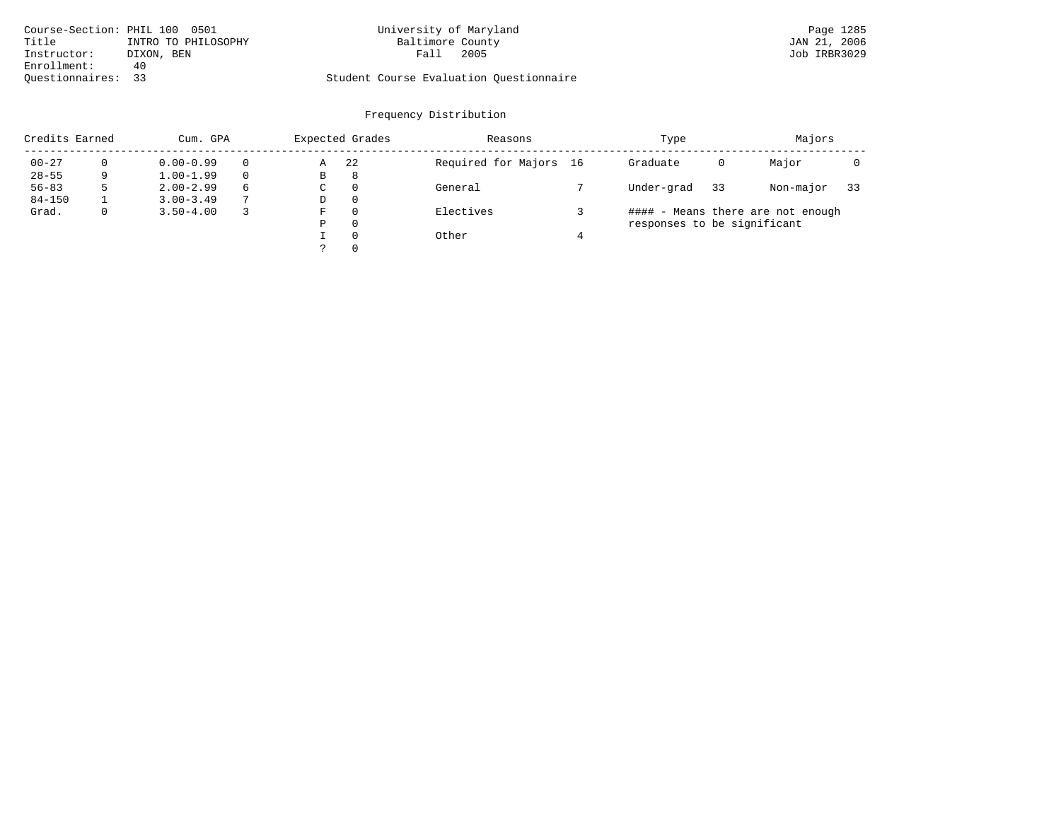Course-Section: PHIL 100 0501
Title: INTRO TO PHILOSOPHY
Instructor: DIXON, BEN
Enrollment: 40
Questionnaires: 33

University of Maryland
Baltimore County
Fall 2005

Page 1285
JAN 21, 2006
Job IRBR3029

Student Course Evaluation Questionnaire

## Frequency Distribution

| Credits Earned | | Cum. GPA | | Expected Grades | | Reasons | | Type | | Majors | |
|---|---|---|---|---|---|---|---|---|---|---|---|
| 00-27 | 0 | 0.00-0.99 | 0 | A | 22 | Required for Majors | 16 | Graduate | 0 | Major | 0 |
| 28-55 | 9 | 1.00-1.99 | 0 | B | 8 | | | | | | |
| 56-83 | 5 | 2.00-2.99 | 6 | C | 0 | General | 7 | Under-grad | 33 | Non-major | 33 |
| 84-150 | 1 | 3.00-3.49 | 7 | D | 0 | | | | | | |
| Grad. | 0 | 3.50-4.00 | 3 | F | 0 | Electives | 3 | | | | |
| | | | | P | 0 | | | | | | |
| | | | | I | 0 | Other | 4 | | | | |
| | | | | ? | 0 | | | | | | |

#### - Means there are not enough responses to be significant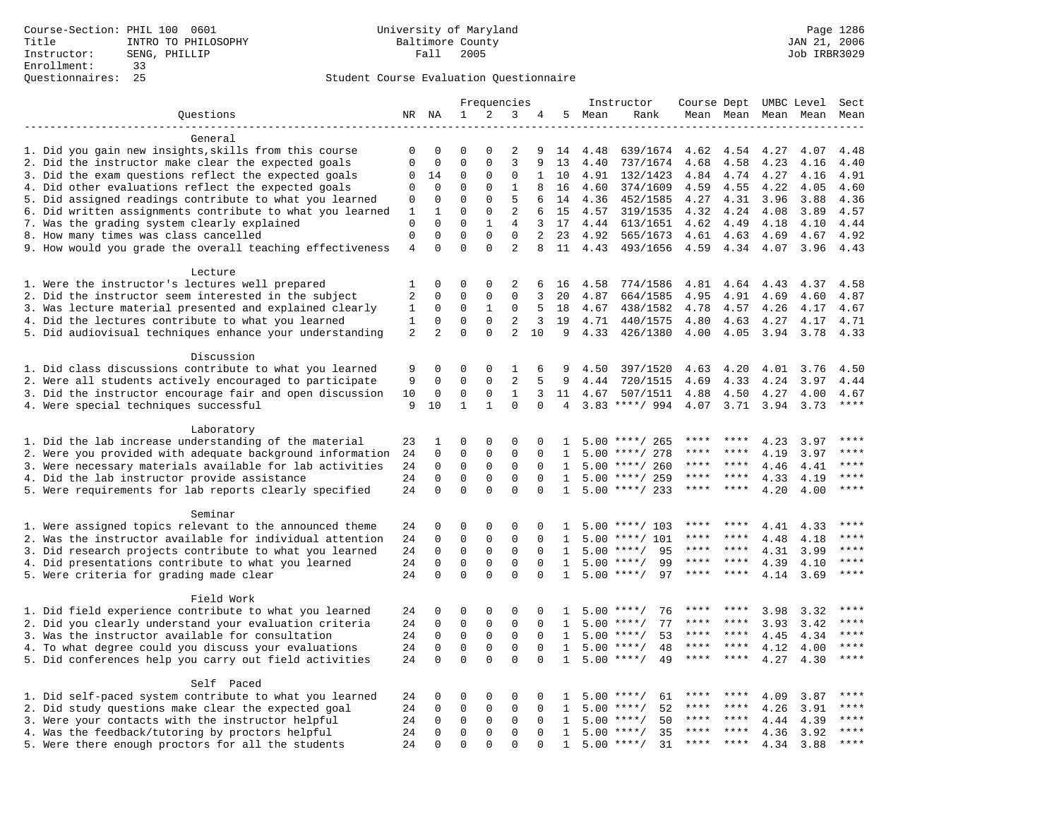Course-Section: PHIL 100 0601
Title: INTRO TO PHILOSOPHY
Instructor: SENG, PHILLIP
Enrollment: 33
Questionnaires: 25

University of Maryland
Baltimore County
Fall 2005

Page 1286
JAN 21, 2006
Job IRBR3029

## Student Course Evaluation Questionnaire

| Questions | NR | NA | 1 | 2 | 3 | 4 | 5 | Instructor Mean | Instructor Rank | Course Dept Mean | Course Dept Mean | UMBC Level Mean | UMBC Level Mean | Sect Mean |
|---|---|---|---|---|---|---|---|---|---|---|---|---|---|---|
| **General** | | | | | | | | | | | | | | |
| 1. Did you gain new insights,skills from this course | 0 | 0 | 0 | 0 | 2 | 9 | 14 | 4.48 | 639/1674 | 4.62 | 4.54 | 4.27 | 4.07 | 4.48 |
| 2. Did the instructor make clear the expected goals | 0 | 0 | 0 | 0 | 3 | 9 | 13 | 4.40 | 737/1674 | 4.68 | 4.58 | 4.23 | 4.16 | 4.40 |
| 3. Did the exam questions reflect the expected goals | 0 | 14 | 0 | 0 | 0 | 1 | 10 | 4.91 | 132/1423 | 4.84 | 4.74 | 4.27 | 4.16 | 4.91 |
| 4. Did other evaluations reflect the expected goals | 0 | 0 | 0 | 0 | 1 | 8 | 16 | 4.60 | 374/1609 | 4.59 | 4.55 | 4.22 | 4.05 | 4.60 |
| 5. Did assigned readings contribute to what you learned | 0 | 0 | 0 | 0 | 5 | 6 | 14 | 4.36 | 452/1585 | 4.27 | 4.31 | 3.96 | 3.88 | 4.36 |
| 6. Did written assignments contribute to what you learned | 1 | 1 | 0 | 0 | 2 | 6 | 15 | 4.57 | 319/1535 | 4.32 | 4.24 | 4.08 | 3.89 | 4.57 |
| 7. Was the grading system clearly explained | 0 | 0 | 0 | 1 | 4 | 3 | 17 | 4.44 | 613/1651 | 4.62 | 4.49 | 4.18 | 4.10 | 4.44 |
| 8. How many times was class cancelled | 0 | 0 | 0 | 0 | 0 | 2 | 23 | 4.92 | 565/1673 | 4.61 | 4.63 | 4.69 | 4.67 | 4.92 |
| 9. How would you grade the overall teaching effectiveness | 4 | 0 | 0 | 0 | 2 | 8 | 11 | 4.43 | 493/1656 | 4.59 | 4.34 | 4.07 | 3.96 | 4.43 |
| **Lecture** | | | | | | | | | | | | | | |
| 1. Were the instructor's lectures well prepared | 1 | 0 | 0 | 0 | 2 | 6 | 16 | 4.58 | 774/1586 | 4.81 | 4.64 | 4.43 | 4.37 | 4.58 |
| 2. Did the instructor seem interested in the subject | 2 | 0 | 0 | 0 | 0 | 3 | 20 | 4.87 | 664/1585 | 4.95 | 4.91 | 4.69 | 4.60 | 4.87 |
| 3. Was lecture material presented and explained clearly | 1 | 0 | 0 | 1 | 0 | 5 | 18 | 4.67 | 438/1582 | 4.78 | 4.57 | 4.26 | 4.17 | 4.67 |
| 4. Did the lectures contribute to what you learned | 1 | 0 | 0 | 0 | 2 | 3 | 19 | 4.71 | 440/1575 | 4.80 | 4.63 | 4.27 | 4.17 | 4.71 |
| 5. Did audiovisual techniques enhance your understanding | 2 | 2 | 0 | 0 | 2 | 10 | 9 | 4.33 | 426/1380 | 4.00 | 4.05 | 3.94 | 3.78 | 4.33 |
| **Discussion** | | | | | | | | | | | | | | |
| 1. Did class discussions contribute to what you learned | 9 | 0 | 0 | 0 | 1 | 6 | 9 | 4.50 | 397/1520 | 4.63 | 4.20 | 4.01 | 3.76 | 4.50 |
| 2. Were all students actively encouraged to participate | 9 | 0 | 0 | 0 | 2 | 5 | 9 | 4.44 | 720/1515 | 4.69 | 4.33 | 4.24 | 3.97 | 4.44 |
| 3. Did the instructor encourage fair and open discussion | 10 | 0 | 0 | 0 | 1 | 3 | 11 | 4.67 | 507/1511 | 4.88 | 4.50 | 4.27 | 4.00 | 4.67 |
| 4. Were special techniques successful | 9 | 10 | 1 | 1 | 0 | 0 | 4 | 3.83 | ****/ 994 | 4.07 | 3.71 | 3.94 | 3.73 | **** |
| **Laboratory** | | | | | | | | | | | | | | |
| 1. Did the lab increase understanding of the material | 23 | 1 | 0 | 0 | 0 | 0 | 1 | 5.00 | ****/ 265 | **** | **** | 4.23 | 3.97 | **** |
| 2. Were you provided with adequate background information | 24 | 0 | 0 | 0 | 0 | 0 | 1 | 5.00 | ****/ 278 | **** | **** | 4.19 | 3.97 | **** |
| 3. Were necessary materials available for lab activities | 24 | 0 | 0 | 0 | 0 | 0 | 1 | 5.00 | ****/ 260 | **** | **** | 4.46 | 4.41 | **** |
| 4. Did the lab instructor provide assistance | 24 | 0 | 0 | 0 | 0 | 0 | 1 | 5.00 | ****/ 259 | **** | **** | 4.33 | 4.19 | **** |
| 5. Were requirements for lab reports clearly specified | 24 | 0 | 0 | 0 | 0 | 0 | 1 | 5.00 | ****/ 233 | **** | **** | 4.20 | 4.00 | **** |
| **Seminar** | | | | | | | | | | | | | | |
| 1. Were assigned topics relevant to the announced theme | 24 | 0 | 0 | 0 | 0 | 0 | 1 | 5.00 | ****/ 103 | **** | **** | 4.41 | 4.33 | **** |
| 2. Was the instructor available for individual attention | 24 | 0 | 0 | 0 | 0 | 0 | 1 | 5.00 | ****/ 101 | **** | **** | 4.48 | 4.18 | **** |
| 3. Did research projects contribute to what you learned | 24 | 0 | 0 | 0 | 0 | 0 | 1 | 5.00 | ****/ 95 | **** | **** | 4.31 | 3.99 | **** |
| 4. Did presentations contribute to what you learned | 24 | 0 | 0 | 0 | 0 | 0 | 1 | 5.00 | ****/ 99 | **** | **** | 4.39 | 4.10 | **** |
| 5. Were criteria for grading made clear | 24 | 0 | 0 | 0 | 0 | 0 | 1 | 5.00 | ****/ 97 | **** | **** | 4.14 | 3.69 | **** |
| **Field Work** | | | | | | | | | | | | | | |
| 1. Did field experience contribute to what you learned | 24 | 0 | 0 | 0 | 0 | 0 | 1 | 5.00 | ****/ 76 | **** | **** | 3.98 | 3.32 | **** |
| 2. Did you clearly understand your evaluation criteria | 24 | 0 | 0 | 0 | 0 | 0 | 1 | 5.00 | ****/ 77 | **** | **** | 3.93 | 3.42 | **** |
| 3. Was the instructor available for consultation | 24 | 0 | 0 | 0 | 0 | 0 | 1 | 5.00 | ****/ 53 | **** | **** | 4.45 | 4.34 | **** |
| 4. To what degree could you discuss your evaluations | 24 | 0 | 0 | 0 | 0 | 0 | 1 | 5.00 | ****/ 48 | **** | **** | 4.12 | 4.00 | **** |
| 5. Did conferences help you carry out field activities | 24 | 0 | 0 | 0 | 0 | 0 | 1 | 5.00 | ****/ 49 | **** | **** | 4.27 | 4.30 | **** |
| **Self Paced** | | | | | | | | | | | | | | |
| 1. Did self-paced system contribute to what you learned | 24 | 0 | 0 | 0 | 0 | 0 | 1 | 5.00 | ****/ 61 | **** | **** | 4.09 | 3.87 | **** |
| 2. Did study questions make clear the expected goal | 24 | 0 | 0 | 0 | 0 | 0 | 1 | 5.00 | ****/ 52 | **** | **** | 4.26 | 3.91 | **** |
| 3. Were your contacts with the instructor helpful | 24 | 0 | 0 | 0 | 0 | 0 | 1 | 5.00 | ****/ 50 | **** | **** | 4.44 | 4.39 | **** |
| 4. Was the feedback/tutoring by proctors helpful | 24 | 0 | 0 | 0 | 0 | 0 | 1 | 5.00 | ****/ 35 | **** | **** | 4.36 | 3.92 | **** |
| 5. Were there enough proctors for all the students | 24 | 0 | 0 | 0 | 0 | 0 | 1 | 5.00 | ****/ 31 | **** | **** | 4.34 | 3.88 | **** |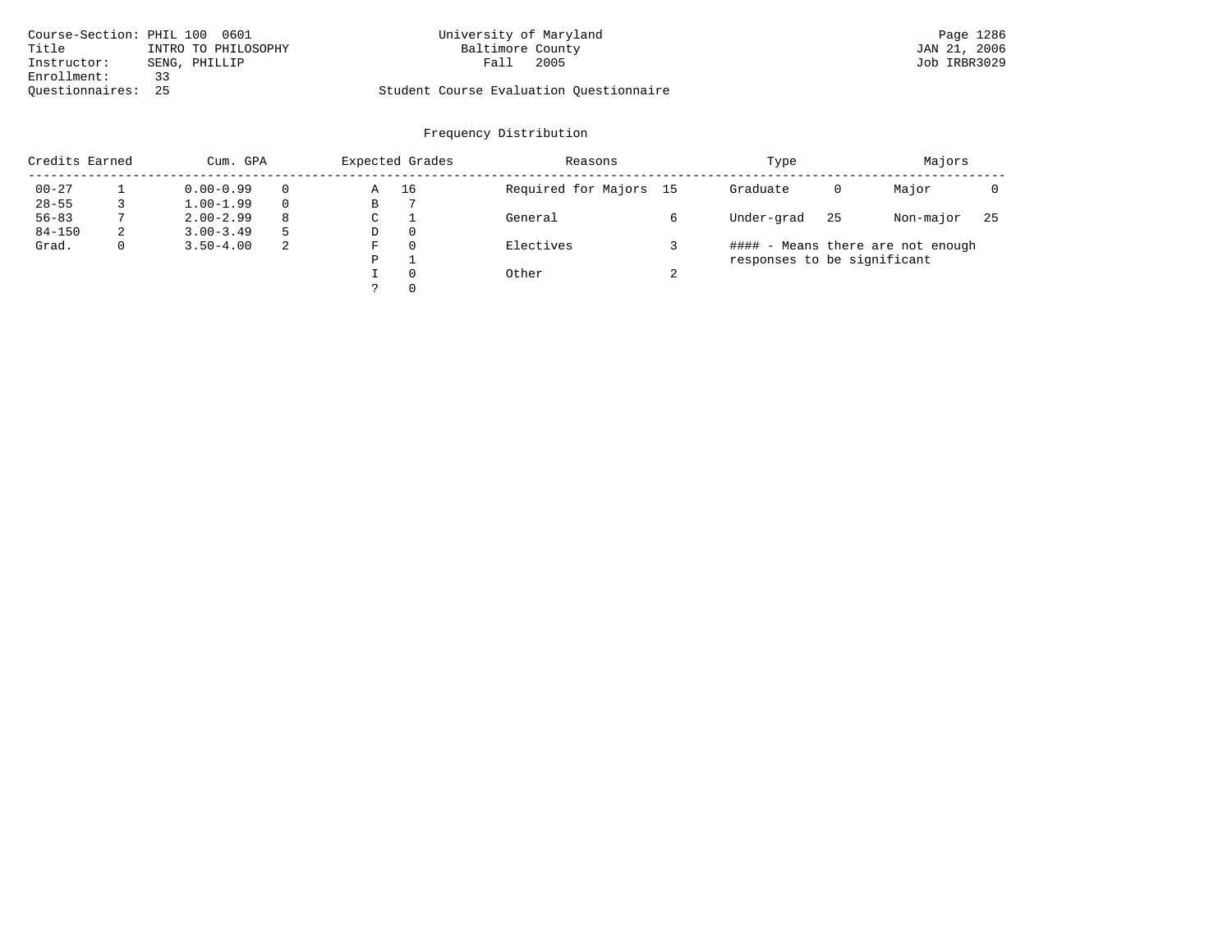Course-Section: PHIL 100 0601
Title: INTRO TO PHILOSOPHY
Instructor: SENG, PHILLIP
Enrollment: 33
Questionnaires: 25

University of Maryland
Baltimore County
Fall 2005

Student Course Evaluation Questionnaire

JAN 21, 2006
Job IRBR3029

## Frequency Distribution

| Credits Earned | | Cum. GPA | | Expected Grades | | Reasons | | Type | | Majors | |
|---|---|---|---|---|---|---|---|---|---|---|---|
| 00-27 | 1 | 0.00-0.99 | 0 | A | 16 | Required for Majors | 15 | Graduate | 0 | Major | 0 |
| 28-55 | 3 | 1.00-1.99 | 0 | B | 7 | | | | | | |
| 56-83 | 7 | 2.00-2.99 | 8 | C | 1 | General | 6 | Under-grad | 25 | Non-major | 25 |
| 84-150 | 2 | 3.00-3.49 | 5 | D | 0 | | | | | | |
| Grad. | 0 | 3.50-4.00 | 2 | F | 0 | Electives | 3 | | | | |
| | | | | P | 1 | | | | | | |
| | | | | I | 0 | Other | 2 | | | | |
| | | | | ? | 0 | | | | | | |

#### - Means there are not enough responses to be significant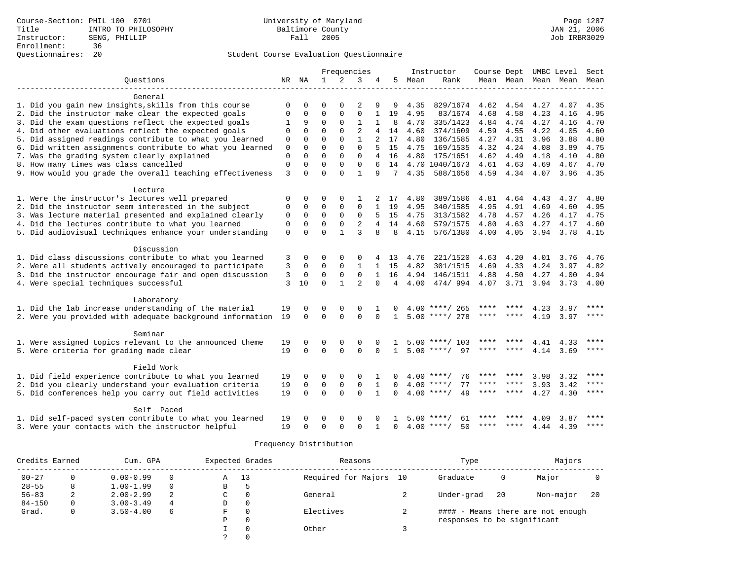Course-Section: PHIL 100 0701
Title: INTRO TO PHILOSOPHY
Instructor: SENG, PHILLIP
Enrollment: 36
Questionnaires: 20

University of Maryland
Baltimore County
Fall 2005

JAN 21, 2006
Job IRBR3029

## Student Course Evaluation Questionnaire

| Questions | NR | NA | 1 | 2 | 3 | 4 | 5 | Instructor Mean | Rank | Course Mean | Dept Mean | UMBC Mean | Level Mean | Sect Mean |
|---|---|---|---|---|---|---|---|---|---|---|---|---|---|---|
| **General** | | | | | | | | | | | | | | |
| 1. Did you gain new insights,skills from this course | 0 | 0 | 0 | 0 | 2 | 9 | 9 | 4.35 | 829/1674 | 4.62 | 4.54 | 4.27 | 4.07 | 4.35 |
| 2. Did the instructor make clear the expected goals | 0 | 0 | 0 | 0 | 0 | 1 | 19 | 4.95 | 83/1674 | 4.68 | 4.58 | 4.23 | 4.16 | 4.95 |
| 3. Did the exam questions reflect the expected goals | 1 | 9 | 0 | 0 | 1 | 1 | 8 | 4.70 | 335/1423 | 4.84 | 4.74 | 4.27 | 4.16 | 4.70 |
| 4. Did other evaluations reflect the expected goals | 0 | 0 | 0 | 0 | 2 | 4 | 14 | 4.60 | 374/1609 | 4.59 | 4.55 | 4.22 | 4.05 | 4.60 |
| 5. Did assigned readings contribute to what you learned | 0 | 0 | 0 | 0 | 1 | 2 | 17 | 4.80 | 136/1585 | 4.27 | 4.31 | 3.96 | 3.88 | 4.80 |
| 6. Did written assignments contribute to what you learned | 0 | 0 | 0 | 0 | 0 | 5 | 15 | 4.75 | 169/1535 | 4.32 | 4.24 | 4.08 | 3.89 | 4.75 |
| 7. Was the grading system clearly explained | 0 | 0 | 0 | 0 | 0 | 4 | 16 | 4.80 | 175/1651 | 4.62 | 4.49 | 4.18 | 4.10 | 4.80 |
| 8. How many times was class cancelled | 0 | 0 | 0 | 0 | 0 | 6 | 14 | 4.70 | 1040/1673 | 4.61 | 4.63 | 4.69 | 4.67 | 4.70 |
| 9. How would you grade the overall teaching effectiveness | 3 | 0 | 0 | 0 | 1 | 9 | 7 | 4.35 | 588/1656 | 4.59 | 4.34 | 4.07 | 3.96 | 4.35 |
| **Lecture** | | | | | | | | | | | | | | |
| 1. Were the instructor's lectures well prepared | 0 | 0 | 0 | 0 | 1 | 2 | 17 | 4.80 | 389/1586 | 4.81 | 4.64 | 4.43 | 4.37 | 4.80 |
| 2. Did the instructor seem interested in the subject | 0 | 0 | 0 | 0 | 0 | 1 | 19 | 4.95 | 340/1585 | 4.95 | 4.91 | 4.69 | 4.60 | 4.95 |
| 3. Was lecture material presented and explained clearly | 0 | 0 | 0 | 0 | 0 | 5 | 15 | 4.75 | 313/1582 | 4.78 | 4.57 | 4.26 | 4.17 | 4.75 |
| 4. Did the lectures contribute to what you learned | 0 | 0 | 0 | 0 | 2 | 4 | 14 | 4.60 | 579/1575 | 4.80 | 4.63 | 4.27 | 4.17 | 4.60 |
| 5. Did audiovisual techniques enhance your understanding | 0 | 0 | 0 | 1 | 3 | 8 | 8 | 4.15 | 576/1380 | 4.00 | 4.05 | 3.94 | 3.78 | 4.15 |
| **Discussion** | | | | | | | | | | | | | | |
| 1. Did class discussions contribute to what you learned | 3 | 0 | 0 | 0 | 0 | 4 | 13 | 4.76 | 221/1520 | 4.63 | 4.20 | 4.01 | 3.76 | 4.76 |
| 2. Were all students actively encouraged to participate | 3 | 0 | 0 | 0 | 1 | 1 | 15 | 4.82 | 301/1515 | 4.69 | 4.33 | 4.24 | 3.97 | 4.82 |
| 3. Did the instructor encourage fair and open discussion | 3 | 0 | 0 | 0 | 0 | 1 | 16 | 4.94 | 146/1511 | 4.88 | 4.50 | 4.27 | 4.00 | 4.94 |
| 4. Were special techniques successful | 3 | 10 | 0 | 1 | 2 | 0 | 4 | 4.00 | 474/ 994 | 4.07 | 3.71 | 3.94 | 3.73 | 4.00 |
| **Laboratory** | | | | | | | | | | | | | | |
| 1. Did the lab increase understanding of the material | 19 | 0 | 0 | 0 | 0 | 1 | 0 | 4.00 | ****/ 265 | **** | **** | 4.23 | 3.97 | **** |
| 2. Were you provided with adequate background information | 19 | 0 | 0 | 0 | 0 | 0 | 1 | 5.00 | ****/ 278 | **** | **** | 4.19 | 3.97 | **** |
| **Seminar** | | | | | | | | | | | | | | |
| 1. Were assigned topics relevant to the announced theme | 19 | 0 | 0 | 0 | 0 | 0 | 1 | 5.00 | ****/ 103 | **** | **** | 4.41 | 4.33 | **** |
| 5. Were criteria for grading made clear | 19 | 0 | 0 | 0 | 0 | 0 | 1 | 5.00 | ****/ 97 | **** | **** | 4.14 | 3.69 | **** |
| **Field Work** | | | | | | | | | | | | | | |
| 1. Did field experience contribute to what you learned | 19 | 0 | 0 | 0 | 0 | 1 | 0 | 4.00 | ****/ 76 | **** | **** | 3.98 | 3.32 | **** |
| 2. Did you clearly understand your evaluation criteria | 19 | 0 | 0 | 0 | 0 | 1 | 0 | 4.00 | ****/ 77 | **** | **** | 3.93 | 3.42 | **** |
| 5. Did conferences help you carry out field activities | 19 | 0 | 0 | 0 | 0 | 1 | 0 | 4.00 | ****/ 49 | **** | **** | 4.27 | 4.30 | **** |
| **Self Paced** | | | | | | | | | | | | | | |
| 1. Did self-paced system contribute to what you learned | 19 | 0 | 0 | 0 | 0 | 0 | 1 | 5.00 | ****/ 61 | **** | **** | 4.09 | 3.87 | **** |
| 3. Were your contacts with the instructor helpful | 19 | 0 | 0 | 0 | 0 | 1 | 0 | 4.00 | ****/ 50 | **** | **** | 4.44 | 4.39 | **** |

## Frequency Distribution

| Credits Earned | | Cum. GPA | | Expected Grades | | Reasons | | Type | | Majors | |
|---|---|---|---|---|---|---|---|---|---|---|---|
| 00-27 | 0 | 0.00-0.99 | 0 | A | 13 | Required for Majors | 10 | Graduate | 0 | Major | 0 |
| 28-55 | 8 | 1.00-1.99 | 0 | B | 5 | | | | | | |
| 56-83 | 2 | 2.00-2.99 | 2 | C | 0 | General | 2 | Under-grad | 20 | Non-major | 20 |
| 84-150 | 0 | 3.00-3.49 | 4 | D | 0 | | | | | | |
| Grad. | 0 | 3.50-4.00 | 6 | F | 0 | Electives | 2 | #### - Means there are not enough responses to be significant | | | |
| | | | | P | 0 | | | | | | |
| | | | | I | 0 | Other | 3 | | | | |
| | | | | ? | 0 | | | | | | |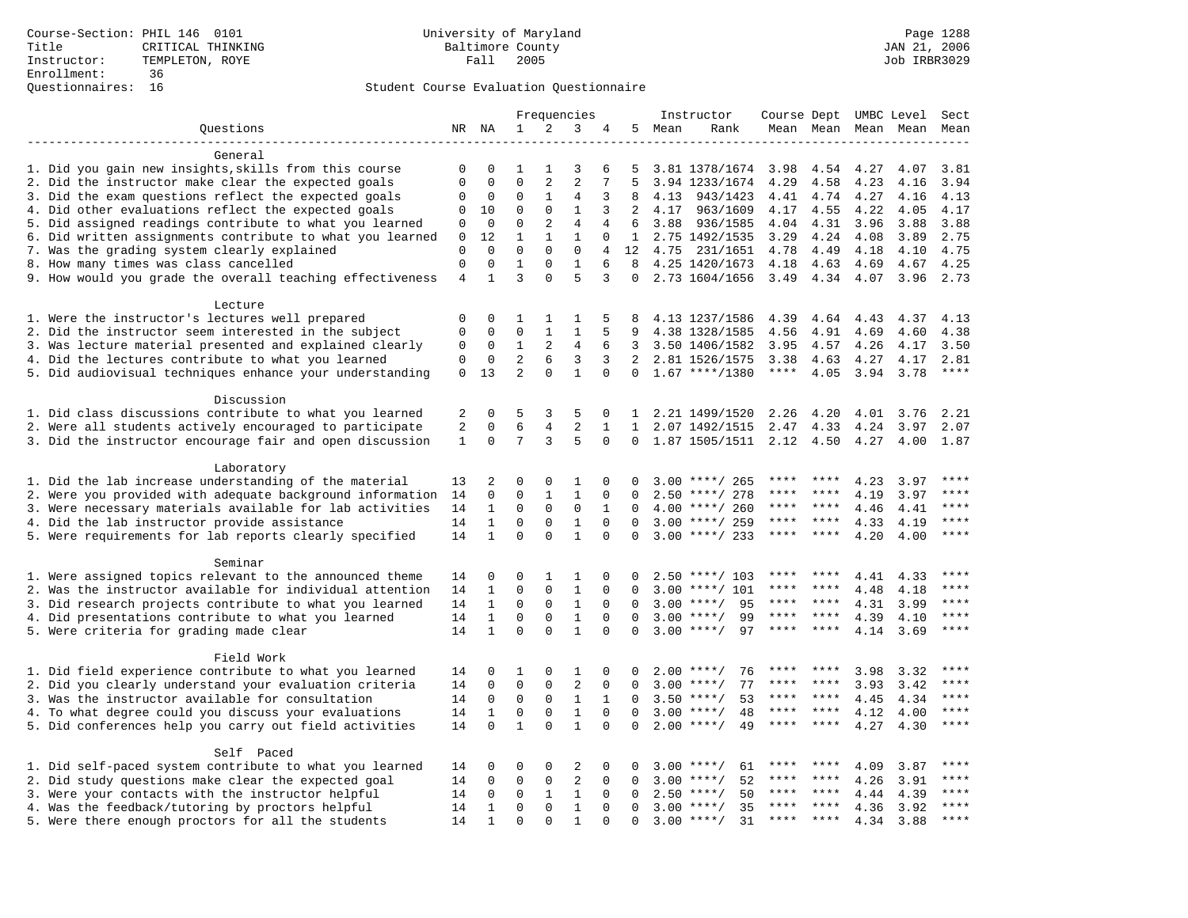Course-Section: PHIL 146 0101
Title: CRITICAL THINKING
Instructor: TEMPLETON, ROYE
Enrollment: 36
Questionnaires: 16

University of Maryland
Baltimore County
Fall 2005

JAN 21, 2006
Job IRBR3029

## Student Course Evaluation Questionnaire

| Questions | NR | NA | 1 | 2 | 3 | 4 | 5 | Instructor Mean | Instructor Rank | Course Mean | Dept Mean | UMBC Level Mean | Level Mean | Sect Mean |
|---|---|---|---|---|---|---|---|---|---|---|---|---|---|---|
| **General** | | | | | | | | | | | | | | |
| 1. Did you gain new insights,skills from this course | 0 | 0 | 1 | 1 | 3 | 6 | 5 | 3.81 | 1378/1674 | 3.98 | 4.54 | 4.27 | 4.07 | 3.81 |
| 2. Did the instructor make clear the expected goals | 0 | 0 | 0 | 2 | 2 | 7 | 5 | 3.94 | 1233/1674 | 4.29 | 4.58 | 4.23 | 4.16 | 3.94 |
| 3. Did the exam questions reflect the expected goals | 0 | 0 | 0 | 1 | 4 | 3 | 8 | 4.13 | 943/1423 | 4.41 | 4.74 | 4.27 | 4.16 | 4.13 |
| 4. Did other evaluations reflect the expected goals | 0 | 10 | 0 | 0 | 1 | 3 | 2 | 4.17 | 963/1609 | 4.17 | 4.55 | 4.22 | 4.05 | 4.17 |
| 5. Did assigned readings contribute to what you learned | 0 | 0 | 0 | 2 | 4 | 4 | 6 | 3.88 | 936/1585 | 4.04 | 4.31 | 3.96 | 3.88 | 3.88 |
| 6. Did written assignments contribute to what you learned | 0 | 12 | 1 | 1 | 1 | 0 | 1 | 2.75 | 1492/1535 | 3.29 | 4.24 | 4.08 | 3.89 | 2.75 |
| 7. Was the grading system clearly explained | 0 | 0 | 0 | 0 | 0 | 4 | 12 | 4.75 | 231/1651 | 4.78 | 4.49 | 4.18 | 4.10 | 4.75 |
| 8. How many times was class cancelled | 0 | 0 | 1 | 0 | 1 | 6 | 8 | 4.25 | 1420/1673 | 4.18 | 4.63 | 4.69 | 4.67 | 4.25 |
| 9. How would you grade the overall teaching effectiveness | 4 | 1 | 3 | 0 | 5 | 3 | 0 | 2.73 | 1604/1656 | 3.49 | 4.34 | 4.07 | 3.96 | 2.73 |
| **Lecture** | | | | | | | | | | | | | | |
| 1. Were the instructor's lectures well prepared | 0 | 0 | 1 | 1 | 1 | 5 | 8 | 4.13 | 1237/1586 | 4.39 | 4.64 | 4.43 | 4.37 | 4.13 |
| 2. Did the instructor seem interested in the subject | 0 | 0 | 0 | 1 | 1 | 5 | 9 | 4.38 | 1328/1585 | 4.56 | 4.91 | 4.69 | 4.60 | 4.38 |
| 3. Was lecture material presented and explained clearly | 0 | 0 | 1 | 2 | 4 | 6 | 3 | 3.50 | 1406/1582 | 3.95 | 4.57 | 4.26 | 4.17 | 3.50 |
| 4. Did the lectures contribute to what you learned | 0 | 0 | 2 | 6 | 3 | 3 | 2 | 2.81 | 1526/1575 | 3.38 | 4.63 | 4.27 | 4.17 | 2.81 |
| 5. Did audiovisual techniques enhance your understanding | 0 | 13 | 2 | 0 | 1 | 0 | 0 | 1.67 | ****/1380 | **** | 4.05 | 3.94 | 3.78 | **** |
| **Discussion** | | | | | | | | | | | | | | |
| 1. Did class discussions contribute to what you learned | 2 | 0 | 5 | 3 | 5 | 0 | 1 | 2.21 | 1499/1520 | 2.26 | 4.20 | 4.01 | 3.76 | 2.21 |
| 2. Were all students actively encouraged to participate | 2 | 0 | 6 | 4 | 2 | 1 | 1 | 2.07 | 1492/1515 | 2.47 | 4.33 | 4.24 | 3.97 | 2.07 |
| 3. Did the instructor encourage fair and open discussion | 1 | 0 | 7 | 3 | 5 | 0 | 0 | 1.87 | 1505/1511 | 2.12 | 4.50 | 4.27 | 4.00 | 1.87 |
| **Laboratory** | | | | | | | | | | | | | | |
| 1. Did the lab increase understanding of the material | 13 | 2 | 0 | 0 | 1 | 0 | 0 | 3.00 | ****/ 265 | **** | **** | 4.23 | 3.97 | **** |
| 2. Were you provided with adequate background information | 14 | 0 | 0 | 1 | 1 | 0 | 0 | 2.50 | ****/ 278 | **** | **** | 4.19 | 3.97 | **** |
| 3. Were necessary materials available for lab activities | 14 | 1 | 0 | 0 | 0 | 1 | 0 | 4.00 | ****/ 260 | **** | **** | 4.46 | 4.41 | **** |
| 4. Did the lab instructor provide assistance | 14 | 1 | 0 | 0 | 1 | 0 | 0 | 3.00 | ****/ 259 | **** | **** | 4.33 | 4.19 | **** |
| 5. Were requirements for lab reports clearly specified | 14 | 1 | 0 | 0 | 1 | 0 | 0 | 3.00 | ****/ 233 | **** | **** | 4.20 | 4.00 | **** |
| **Seminar** | | | | | | | | | | | | | | |
| 1. Were assigned topics relevant to the announced theme | 14 | 0 | 0 | 1 | 1 | 0 | 0 | 2.50 | ****/ 103 | **** | **** | 4.41 | 4.33 | **** |
| 2. Was the instructor available for individual attention | 14 | 1 | 0 | 0 | 1 | 0 | 0 | 3.00 | ****/ 101 | **** | **** | 4.48 | 4.18 | **** |
| 3. Did research projects contribute to what you learned | 14 | 1 | 0 | 0 | 1 | 0 | 0 | 3.00 | ****/ 95 | **** | **** | 4.31 | 3.99 | **** |
| 4. Did presentations contribute to what you learned | 14 | 1 | 0 | 0 | 1 | 0 | 0 | 3.00 | ****/ 99 | **** | **** | 4.39 | 4.10 | **** |
| 5. Were criteria for grading made clear | 14 | 1 | 0 | 0 | 1 | 0 | 0 | 3.00 | ****/ 97 | **** | **** | 4.14 | 3.69 | **** |
| **Field Work** | | | | | | | | | | | | | | |
| 1. Did field experience contribute to what you learned | 14 | 0 | 1 | 0 | 1 | 0 | 0 | 2.00 | ****/ 76 | **** | **** | 3.98 | 3.32 | **** |
| 2. Did you clearly understand your evaluation criteria | 14 | 0 | 0 | 0 | 2 | 0 | 0 | 3.00 | ****/ 77 | **** | **** | 3.93 | 3.42 | **** |
| 3. Was the instructor available for consultation | 14 | 0 | 0 | 0 | 1 | 1 | 0 | 3.50 | ****/ 53 | **** | **** | 4.45 | 4.34 | **** |
| 4. To what degree could you discuss your evaluations | 14 | 1 | 0 | 0 | 1 | 0 | 0 | 3.00 | ****/ 48 | **** | **** | 4.12 | 4.00 | **** |
| 5. Did conferences help you carry out field activities | 14 | 0 | 1 | 0 | 1 | 0 | 0 | 2.00 | ****/ 49 | **** | **** | 4.27 | 4.30 | **** |
| **Self Paced** | | | | | | | | | | | | | | |
| 1. Did self-paced system contribute to what you learned | 14 | 0 | 0 | 0 | 2 | 0 | 0 | 3.00 | ****/ 61 | **** | **** | 4.09 | 3.87 | **** |
| 2. Did study questions make clear the expected goal | 14 | 0 | 0 | 0 | 2 | 0 | 0 | 3.00 | ****/ 52 | **** | **** | 4.26 | 3.91 | **** |
| 3. Were your contacts with the instructor helpful | 14 | 0 | 0 | 1 | 1 | 0 | 0 | 2.50 | ****/ 50 | **** | **** | 4.44 | 4.39 | **** |
| 4. Was the feedback/tutoring by proctors helpful | 14 | 1 | 0 | 0 | 1 | 0 | 0 | 3.00 | ****/ 35 | **** | **** | 4.36 | 3.92 | **** |
| 5. Were there enough proctors for all the students | 14 | 1 | 0 | 0 | 1 | 0 | 0 | 3.00 | ****/ 31 | **** | **** | 4.34 | 3.88 | **** |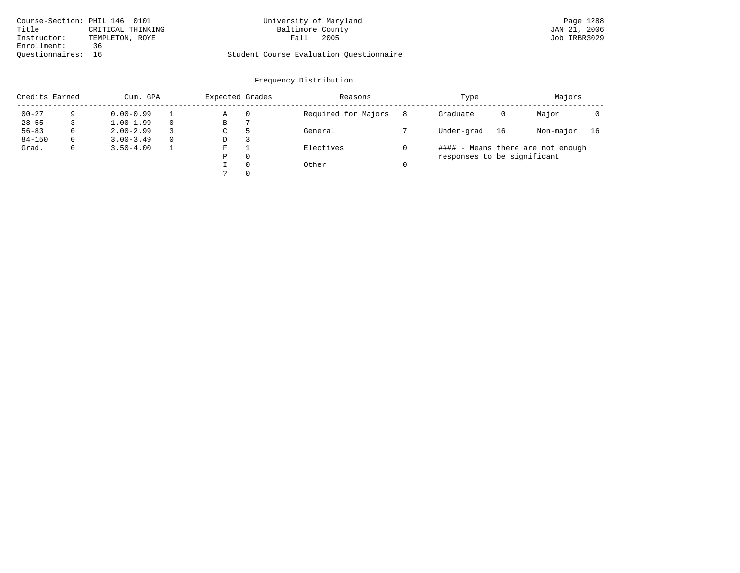Course-Section: PHIL 146 0101
Title: CRITICAL THINKING
Instructor: TEMPLETON, ROYE
Enrollment: 36
Questionnaires: 16

University of Maryland
Baltimore County
Fall 2005

Page 1288
JAN 21, 2006
Job IRBR3029

Student Course Evaluation Questionnaire

## Frequency Distribution

| Credits Earned | | Cum. GPA | | Expected Grades | | Reasons | | Type | | Majors | |
|---|---|---|---|---|---|---|---|---|---|---|---|
| 00-27 | 9 | 0.00-0.99 | 1 | A | 0 | Required for Majors | 8 | Graduate | 0 | Major | 0 |
| 28-55 | 3 | 1.00-1.99 | 0 | B | 7 | | | | | | |
| 56-83 | 0 | 2.00-2.99 | 3 | C | 5 | General | 7 | Under-grad | 16 | Non-major | 16 |
| 84-150 | 0 | 3.00-3.49 | 0 | D | 3 | | | | | | |
| Grad. | 0 | 3.50-4.00 | 1 | F | 1 | Electives | 0 | #### - Means there are not enough responses to be significant | | | |
| | | | | P | 0 | | | | | | |
| | | | | I | 0 | Other | 0 | | | | |
| | | | | ? | 0 | | | | | | |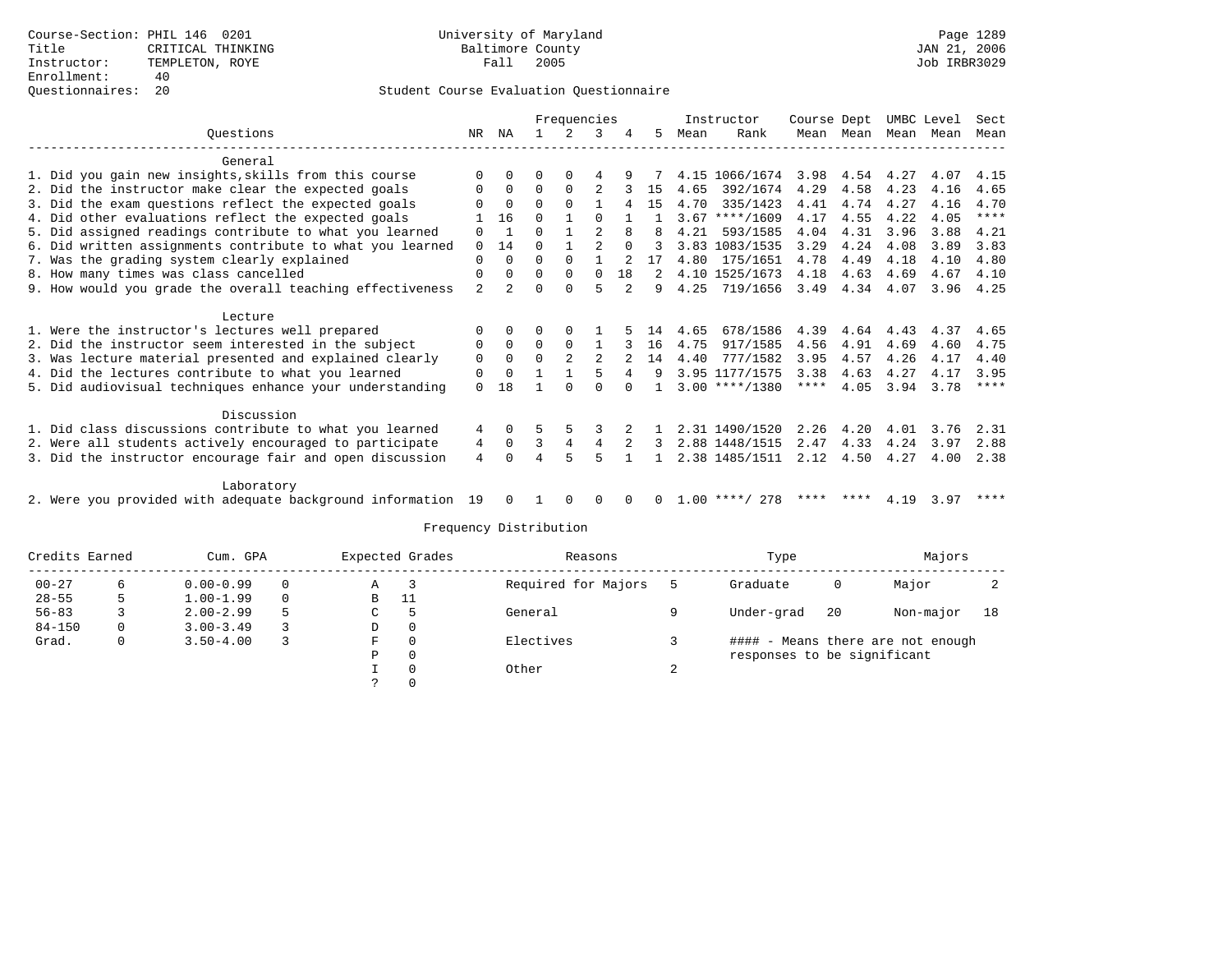Course-Section: PHIL 146 0201
Title: CRITICAL THINKING
Instructor: TEMPLETON, ROYE
Enrollment: 40
Questionnaires: 20

University of Maryland
Baltimore County
Fall 2005

JAN 21, 2006
Job IRBR3029

## Student Course Evaluation Questionnaire

| Questions | NR | NA | 1 | 2 | 3 | 4 | 5 | Instructor Mean | Instructor Rank | Course Mean | Dept Mean | UMBC Mean | Level Mean | Sect Mean |
|---|---|---|---|---|---|---|---|---|---|---|---|---|---|---|
| **General** | | | | | | | | | | | | | | |
| 1. Did you gain new insights,skills from this course | 0 | 0 | 0 | 0 | 4 | 9 | 7 | 4.15 | 1066/1674 | 3.98 | 4.54 | 4.27 | 4.07 | 4.15 |
| 2. Did the instructor make clear the expected goals | 0 | 0 | 0 | 0 | 2 | 3 | 15 | 4.65 | 392/1674 | 4.29 | 4.58 | 4.23 | 4.16 | 4.65 |
| 3. Did the exam questions reflect the expected goals | 0 | 0 | 0 | 0 | 1 | 4 | 15 | 4.70 | 335/1423 | 4.41 | 4.74 | 4.27 | 4.16 | 4.70 |
| 4. Did other evaluations reflect the expected goals | 1 | 16 | 0 | 1 | 0 | 1 | 1 | 3.67 | ****/1609 | 4.17 | 4.55 | 4.22 | 4.05 | **** |
| 5. Did assigned readings contribute to what you learned | 0 | 1 | 0 | 1 | 2 | 8 | 8 | 4.21 | 593/1585 | 4.04 | 4.31 | 3.96 | 3.88 | 4.21 |
| 6. Did written assignments contribute to what you learned | 0 | 14 | 0 | 1 | 2 | 0 | 3 | 3.83 | 1083/1535 | 3.29 | 4.24 | 4.08 | 3.89 | 3.83 |
| 7. Was the grading system clearly explained | 0 | 0 | 0 | 0 | 1 | 2 | 17 | 4.80 | 175/1651 | 4.78 | 4.49 | 4.18 | 4.10 | 4.80 |
| 8. How many times was class cancelled | 0 | 0 | 0 | 0 | 0 | 18 | 2 | 4.10 | 1525/1673 | 4.18 | 4.63 | 4.69 | 4.67 | 4.10 |
| 9. How would you grade the overall teaching effectiveness | 2 | 2 | 0 | 0 | 5 | 2 | 9 | 4.25 | 719/1656 | 3.49 | 4.34 | 4.07 | 3.96 | 4.25 |
| **Lecture** | | | | | | | | | | | | | | |
| 1. Were the instructor's lectures well prepared | 0 | 0 | 0 | 0 | 1 | 5 | 14 | 4.65 | 678/1586 | 4.39 | 4.64 | 4.43 | 4.37 | 4.65 |
| 2. Did the instructor seem interested in the subject | 0 | 0 | 0 | 0 | 1 | 3 | 16 | 4.75 | 917/1585 | 4.56 | 4.91 | 4.69 | 4.60 | 4.75 |
| 3. Was lecture material presented and explained clearly | 0 | 0 | 0 | 2 | 2 | 2 | 14 | 4.40 | 777/1582 | 3.95 | 4.57 | 4.26 | 4.17 | 4.40 |
| 4. Did the lectures contribute to what you learned | 0 | 0 | 1 | 1 | 5 | 4 | 9 | 3.95 | 1177/1575 | 3.38 | 4.63 | 4.27 | 4.17 | 3.95 |
| 5. Did audiovisual techniques enhance your understanding | 0 | 18 | 1 | 0 | 0 | 0 | 1 | 3.00 | ****/1380 | **** | 4.05 | 3.94 | 3.78 | **** |
| **Discussion** | | | | | | | | | | | | | | |
| 1. Did class discussions contribute to what you learned | 4 | 0 | 5 | 5 | 3 | 2 | 1 | 2.31 | 1490/1520 | 2.26 | 4.20 | 4.01 | 3.76 | 2.31 |
| 2. Were all students actively encouraged to participate | 4 | 0 | 3 | 4 | 4 | 2 | 3 | 2.88 | 1448/1515 | 2.47 | 4.33 | 4.24 | 3.97 | 2.88 |
| 3. Did the instructor encourage fair and open discussion | 4 | 0 | 4 | 5 | 5 | 1 | 1 | 2.38 | 1485/1511 | 2.12 | 4.50 | 4.27 | 4.00 | 2.38 |
| **Laboratory** | | | | | | | | | | | | | | |
| 2. Were you provided with adequate background information | 19 | 0 | 1 | 0 | 0 | 0 | 0 | 1.00 | ****/ 278 | **** | **** | 4.19 | 3.97 | **** |

## Frequency Distribution

| Credits Earned | | Cum. GPA | | Expected Grades | | Reasons | | Type | | Majors | |
|---|---|---|---|---|---|---|---|---|---|---|---|
| 00-27 | 6 | 0.00-0.99 | 0 | A | 3 | Required for Majors | 5 | Graduate | 0 | Major | 2 |
| 28-55 | 5 | 1.00-1.99 | 0 | B | 11 | | | | | | |
| 56-83 | 3 | 2.00-2.99 | 5 | C | 5 | General | 9 | Under-grad | 20 | Non-major | 18 |
| 84-150 | 0 | 3.00-3.49 | 3 | D | 0 | | | | | | |
| Grad. | 0 | 3.50-4.00 | 3 | F | 0 | Electives | 3 | #### - Means there are not enough responses to be significant | | | |
| | | | | P | 0 | | | | | | |
| | | | | I | 0 | Other | 2 | | | | |
| | | | | ? | 0 | | | | | | |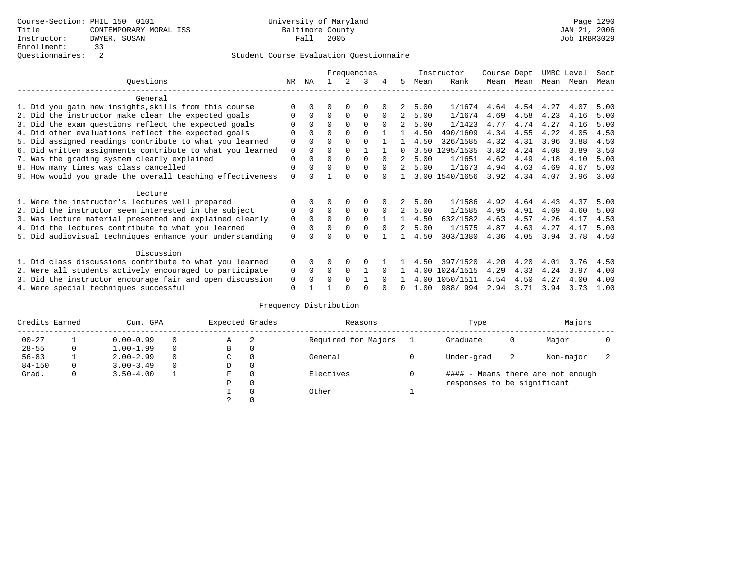Course-Section: PHIL 150 0101
Title: CONTEMPORARY MORAL ISS
Instructor: DWYER, SUSAN
Enrollment: 33
Questionnaires: 2

University of Maryland
Baltimore County
Fall 2005

JAN 21, 2006
Job IRBR3029

Student Course Evaluation Questionnaire

| Questions | NR | NA | 1 | 2 | 3 | 4 | 5 | Instructor Mean | Instructor Rank | Course Mean | Dept Mean | UMBC Mean | Level Mean | Sect Mean |
|---|---|---|---|---|---|---|---|---|---|---|---|---|---|---|
| **General** | | | | | | | | | | | | | | |
| 1. Did you gain new insights,skills from this course | 0 | 0 | 0 | 0 | 0 | 0 | 2 | 5.00 | 1/1674 | 4.64 | 4.54 | 4.27 | 4.07 | 5.00 |
| 2. Did the instructor make clear the expected goals | 0 | 0 | 0 | 0 | 0 | 0 | 2 | 5.00 | 1/1674 | 4.69 | 4.58 | 4.23 | 4.16 | 5.00 |
| 3. Did the exam questions reflect the expected goals | 0 | 0 | 0 | 0 | 0 | 0 | 2 | 5.00 | 1/1423 | 4.77 | 4.74 | 4.27 | 4.16 | 5.00 |
| 4. Did other evaluations reflect the expected goals | 0 | 0 | 0 | 0 | 0 | 1 | 1 | 4.50 | 490/1609 | 4.34 | 4.55 | 4.22 | 4.05 | 4.50 |
| 5. Did assigned readings contribute to what you learned | 0 | 0 | 0 | 0 | 0 | 1 | 1 | 4.50 | 326/1585 | 4.32 | 4.31 | 3.96 | 3.88 | 4.50 |
| 6. Did written assignments contribute to what you learned | 0 | 0 | 0 | 0 | 1 | 1 | 0 | 3.50 | 1295/1535 | 3.82 | 4.24 | 4.08 | 3.89 | 3.50 |
| 7. Was the grading system clearly explained | 0 | 0 | 0 | 0 | 0 | 0 | 2 | 5.00 | 1/1651 | 4.62 | 4.49 | 4.18 | 4.10 | 5.00 |
| 8. How many times was class cancelled | 0 | 0 | 0 | 0 | 0 | 0 | 2 | 5.00 | 1/1673 | 4.94 | 4.63 | 4.69 | 4.67 | 5.00 |
| 9. How would you grade the overall teaching effectiveness | 0 | 0 | 1 | 0 | 0 | 0 | 1 | 3.00 | 1540/1656 | 3.92 | 4.34 | 4.07 | 3.96 | 3.00 |
| **Lecture** | | | | | | | | | | | | | | |
| 1. Were the instructor's lectures well prepared | 0 | 0 | 0 | 0 | 0 | 0 | 2 | 5.00 | 1/1586 | 4.92 | 4.64 | 4.43 | 4.37 | 5.00 |
| 2. Did the instructor seem interested in the subject | 0 | 0 | 0 | 0 | 0 | 0 | 2 | 5.00 | 1/1585 | 4.95 | 4.91 | 4.69 | 4.60 | 5.00 |
| 3. Was lecture material presented and explained clearly | 0 | 0 | 0 | 0 | 0 | 1 | 1 | 4.50 | 632/1582 | 4.63 | 4.57 | 4.26 | 4.17 | 4.50 |
| 4. Did the lectures contribute to what you learned | 0 | 0 | 0 | 0 | 0 | 0 | 2 | 5.00 | 1/1575 | 4.87 | 4.63 | 4.27 | 4.17 | 5.00 |
| 5. Did audiovisual techniques enhance your understanding | 0 | 0 | 0 | 0 | 0 | 1 | 1 | 4.50 | 303/1380 | 4.36 | 4.05 | 3.94 | 3.78 | 4.50 |
| **Discussion** | | | | | | | | | | | | | | |
| 1. Did class discussions contribute to what you learned | 0 | 0 | 0 | 0 | 0 | 1 | 1 | 4.50 | 397/1520 | 4.20 | 4.20 | 4.01 | 3.76 | 4.50 |
| 2. Were all students actively encouraged to participate | 0 | 0 | 0 | 0 | 1 | 0 | 1 | 4.00 | 1024/1515 | 4.29 | 4.33 | 4.24 | 3.97 | 4.00 |
| 3. Did the instructor encourage fair and open discussion | 0 | 0 | 0 | 0 | 1 | 0 | 1 | 4.00 | 1050/1511 | 4.54 | 4.50 | 4.27 | 4.00 | 4.00 |
| 4. Were special techniques successful | 0 | 1 | 1 | 0 | 0 | 0 | 0 | 1.00 | 988/ 994 | 2.94 | 3.71 | 3.94 | 3.73 | 1.00 |

Frequency Distribution

| Credits Earned | | Cum. GPA | | Expected Grades | | Reasons | | Type | | Majors | |
|---|---|---|---|---|---|---|---|---|---|---|---|
| 00-27 | 1 | 0.00-0.99 | 0 | A | 2 | Required for Majors | 1 | Graduate | 0 | Major | 0 |
| 28-55 | 0 | 1.00-1.99 | 0 | B | 0 | | | | | | |
| 56-83 | 1 | 2.00-2.99 | 0 | C | 0 | General | 0 | Under-grad | 2 | Non-major | 2 |
| 84-150 | 0 | 3.00-3.49 | 0 | D | 0 | | | | | | |
| Grad. | 0 | 3.50-4.00 | 1 | F | 0 | Electives | 0 | #### - Means there are not enough responses to be significant | | | |
| | | | | P | 0 | | | | | | |
| | | | | I | 0 | Other | 1 | | | | |
| | | | | ? | 0 | | | | | | |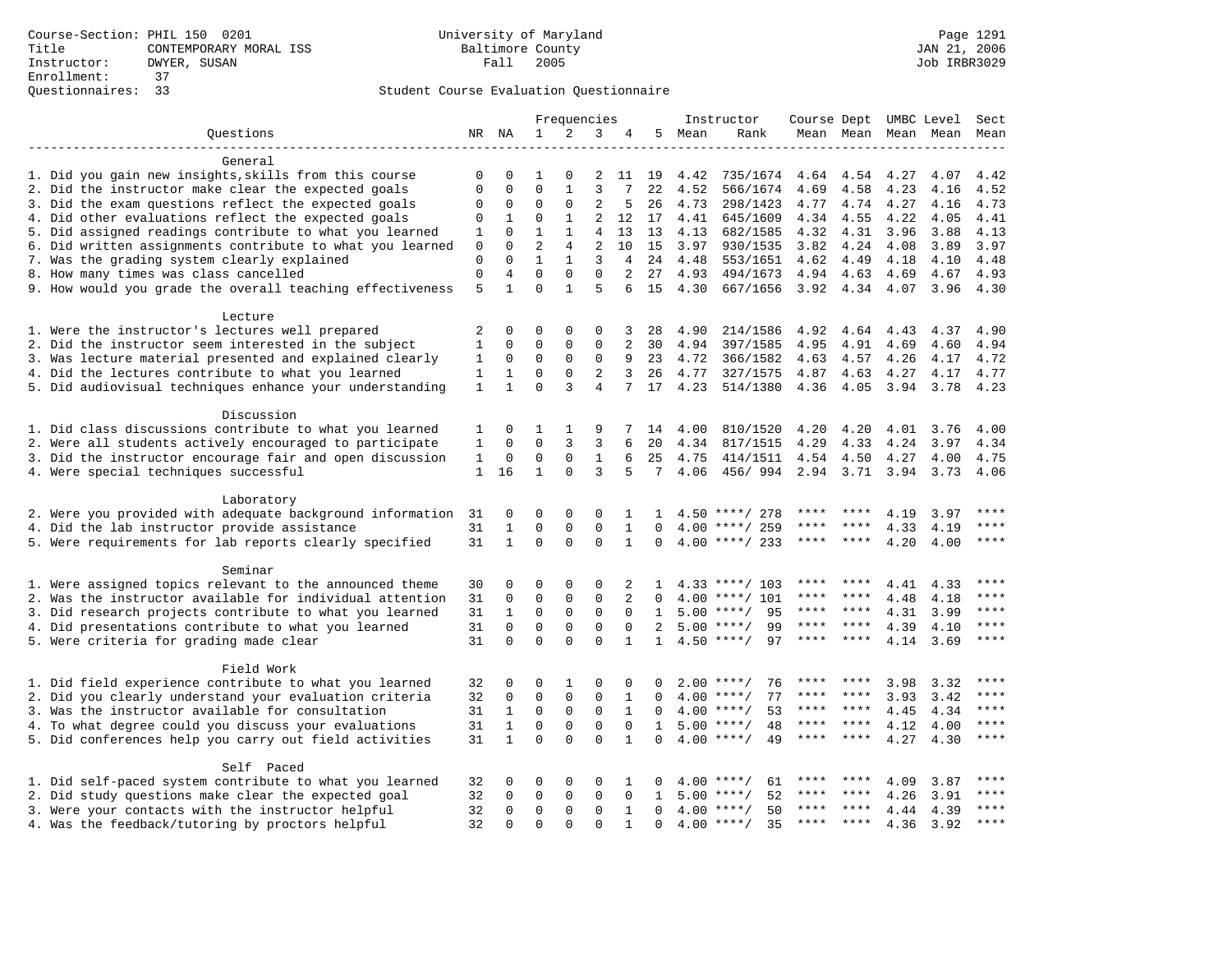Course-Section: PHIL 150 0201
Title: CONTEMPORARY MORAL ISS
Instructor: DWYER, SUSAN
Enrollment: 37
Questionnaires: 33

University of Maryland
Baltimore County
Fall 2005

Student Course Evaluation Questionnaire

| Questions | NR | NA | 1 | 2 | 3 | 4 | 5 | Instructor Mean | Instructor Rank | Course Mean | Dept Mean | UMBC Mean | Level Mean | Sect Mean |
|---|---|---|---|---|---|---|---|---|---|---|---|---|---|---|
| **General** | | | | | | | | | | | | | | |
| 1. Did you gain new insights,skills from this course | 0 | 0 | 1 | 0 | 2 | 11 | 19 | 4.42 | 735/1674 | 4.64 | 4.54 | 4.27 | 4.07 | 4.42 |
| 2. Did the instructor make clear the expected goals | 0 | 0 | 0 | 1 | 3 | 7 | 22 | 4.52 | 566/1674 | 4.69 | 4.58 | 4.23 | 4.16 | 4.52 |
| 3. Did the exam questions reflect the expected goals | 0 | 0 | 0 | 0 | 2 | 5 | 26 | 4.73 | 298/1423 | 4.77 | 4.74 | 4.27 | 4.16 | 4.73 |
| 4. Did other evaluations reflect the expected goals | 0 | 1 | 0 | 1 | 2 | 12 | 17 | 4.41 | 645/1609 | 4.34 | 4.55 | 4.22 | 4.05 | 4.41 |
| 5. Did assigned readings contribute to what you learned | 1 | 0 | 1 | 1 | 4 | 13 | 13 | 4.13 | 682/1585 | 4.32 | 4.31 | 3.96 | 3.88 | 4.13 |
| 6. Did written assignments contribute to what you learned | 0 | 0 | 2 | 4 | 2 | 10 | 15 | 3.97 | 930/1535 | 3.82 | 4.24 | 4.08 | 3.89 | 3.97 |
| 7. Was the grading system clearly explained | 0 | 0 | 1 | 1 | 3 | 4 | 24 | 4.48 | 553/1651 | 4.62 | 4.49 | 4.18 | 4.10 | 4.48 |
| 8. How many times was class cancelled | 0 | 4 | 0 | 0 | 0 | 2 | 27 | 4.93 | 494/1673 | 4.94 | 4.63 | 4.69 | 4.67 | 4.93 |
| 9. How would you grade the overall teaching effectiveness | 5 | 1 | 0 | 1 | 5 | 6 | 15 | 4.30 | 667/1656 | 3.92 | 4.34 | 4.07 | 3.96 | 4.30 |
| **Lecture** | | | | | | | | | | | | | | |
| 1. Were the instructor's lectures well prepared | 2 | 0 | 0 | 0 | 0 | 3 | 28 | 4.90 | 214/1586 | 4.92 | 4.64 | 4.43 | 4.37 | 4.90 |
| 2. Did the instructor seem interested in the subject | 1 | 0 | 0 | 0 | 0 | 2 | 30 | 4.94 | 397/1585 | 4.95 | 4.91 | 4.69 | 4.60 | 4.94 |
| 3. Was lecture material presented and explained clearly | 1 | 0 | 0 | 0 | 0 | 9 | 23 | 4.72 | 366/1582 | 4.63 | 4.57 | 4.26 | 4.17 | 4.72 |
| 4. Did the lectures contribute to what you learned | 1 | 1 | 0 | 0 | 2 | 3 | 26 | 4.77 | 327/1575 | 4.87 | 4.63 | 4.27 | 4.17 | 4.77 |
| 5. Did audiovisual techniques enhance your understanding | 1 | 1 | 0 | 3 | 4 | 7 | 17 | 4.23 | 514/1380 | 4.36 | 4.05 | 3.94 | 3.78 | 4.23 |
| **Discussion** | | | | | | | | | | | | | | |
| 1. Did class discussions contribute to what you learned | 1 | 0 | 1 | 1 | 9 | 7 | 14 | 4.00 | 810/1520 | 4.20 | 4.20 | 4.01 | 3.76 | 4.00 |
| 2. Were all students actively encouraged to participate | 1 | 0 | 0 | 3 | 3 | 6 | 20 | 4.34 | 817/1515 | 4.29 | 4.33 | 4.24 | 3.97 | 4.34 |
| 3. Did the instructor encourage fair and open discussion | 1 | 0 | 0 | 0 | 1 | 6 | 25 | 4.75 | 414/1511 | 4.54 | 4.50 | 4.27 | 4.00 | 4.75 |
| 4. Were special techniques successful | 1 | 16 | 1 | 0 | 3 | 5 | 7 | 4.06 | 456/ 994 | 2.94 | 3.71 | 3.94 | 3.73 | 4.06 |
| **Laboratory** | | | | | | | | | | | | | | |
| 2. Were you provided with adequate background information | 31 | 0 | 0 | 0 | 0 | 1 | 1 | 4.50 | ****/ 278 | **** | **** | 4.19 | 3.97 | **** |
| 4. Did the lab instructor provide assistance | 31 | 1 | 0 | 0 | 0 | 1 | 0 | 4.00 | ****/ 259 | **** | **** | 4.33 | 4.19 | **** |
| 5. Were requirements for lab reports clearly specified | 31 | 1 | 0 | 0 | 0 | 1 | 0 | 4.00 | ****/ 233 | **** | **** | 4.20 | 4.00 | **** |
| **Seminar** | | | | | | | | | | | | | | |
| 1. Were assigned topics relevant to the announced theme | 30 | 0 | 0 | 0 | 0 | 2 | 1 | 4.33 | ****/ 103 | **** | **** | 4.41 | 4.33 | **** |
| 2. Was the instructor available for individual attention | 31 | 0 | 0 | 0 | 0 | 2 | 0 | 4.00 | ****/ 101 | **** | **** | 4.48 | 4.18 | **** |
| 3. Did research projects contribute to what you learned | 31 | 1 | 0 | 0 | 0 | 0 | 1 | 5.00 | ****/ 95 | **** | **** | 4.31 | 3.99 | **** |
| 4. Did presentations contribute to what you learned | 31 | 0 | 0 | 0 | 0 | 0 | 2 | 5.00 | ****/ 99 | **** | **** | 4.39 | 4.10 | **** |
| 5. Were criteria for grading made clear | 31 | 0 | 0 | 0 | 0 | 1 | 1 | 4.50 | ****/ 97 | **** | **** | 4.14 | 3.69 | **** |
| **Field Work** | | | | | | | | | | | | | | |
| 1. Did field experience contribute to what you learned | 32 | 0 | 0 | 1 | 0 | 0 | 0 | 2.00 | ****/ 76 | **** | **** | 3.98 | 3.32 | **** |
| 2. Did you clearly understand your evaluation criteria | 32 | 0 | 0 | 0 | 0 | 1 | 0 | 4.00 | ****/ 77 | **** | **** | 3.93 | 3.42 | **** |
| 3. Was the instructor available for consultation | 31 | 1 | 0 | 0 | 0 | 1 | 0 | 4.00 | ****/ 53 | **** | **** | 4.45 | 4.34 | **** |
| 4. To what degree could you discuss your evaluations | 31 | 1 | 0 | 0 | 0 | 0 | 1 | 5.00 | ****/ 48 | **** | **** | 4.12 | 4.00 | **** |
| 5. Did conferences help you carry out field activities | 31 | 1 | 0 | 0 | 0 | 1 | 0 | 4.00 | ****/ 49 | **** | **** | 4.27 | 4.30 | **** |
| **Self Paced** | | | | | | | | | | | | | | |
| 1. Did self-paced system contribute to what you learned | 32 | 0 | 0 | 0 | 0 | 1 | 0 | 4.00 | ****/ 61 | **** | **** | 4.09 | 3.87 | **** |
| 2. Did study questions make clear the expected goal | 32 | 0 | 0 | 0 | 0 | 0 | 1 | 5.00 | ****/ 52 | **** | **** | 4.26 | 3.91 | **** |
| 3. Were your contacts with the instructor helpful | 32 | 0 | 0 | 0 | 0 | 1 | 0 | 4.00 | ****/ 50 | **** | **** | 4.44 | 4.39 | **** |
| 4. Was the feedback/tutoring by proctors helpful | 32 | 0 | 0 | 0 | 0 | 1 | 0 | 4.00 | ****/ 35 | **** | **** | 4.36 | 3.92 | **** |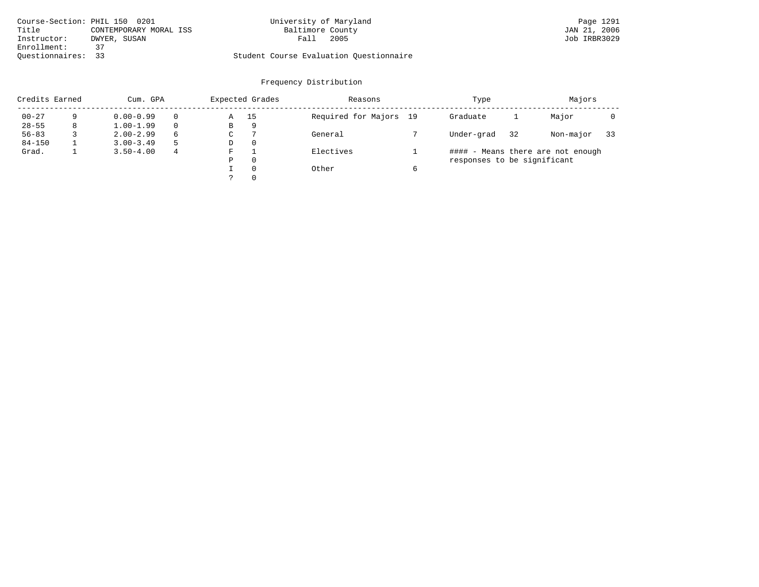Course-Section: PHIL 150 0201
Title: CONTEMPORARY MORAL ISS
Instructor: DWYER, SUSAN
Enrollment: 37
Questionnaires: 33

University of Maryland
Baltimore County
Fall 2005

Student Course Evaluation Questionnaire

Page 1291
JAN 21, 2006
Job IRBR3029

## Frequency Distribution

| Credits Earned | | Cum. GPA | | Expected Grades | | Reasons | | Type | | Majors | |
|---|---|---|---|---|---|---|---|---|---|---|---|
| 00-27 | 9 | 0.00-0.99 | 0 | A | 15 | Required for Majors | 19 | Graduate | 1 | Major | 0 |
| 28-55 | 8 | 1.00-1.99 | 0 | B | 9 | | | | | | |
| 56-83 | 3 | 2.00-2.99 | 6 | C | 7 | General | 7 | Under-grad | 32 | Non-major | 33 |
| 84-150 | 1 | 3.00-3.49 | 5 | D | 0 | | | | | | |
| Grad. | 1 | 3.50-4.00 | 4 | F | 1 | Electives | 1 | | | | |
| | | | | P | 0 | | | | | | |
| | | | | I | 0 | Other | 6 | | | | |
| | | | | ? | 0 | | | | | | |

#### - Means there are not enough responses to be significant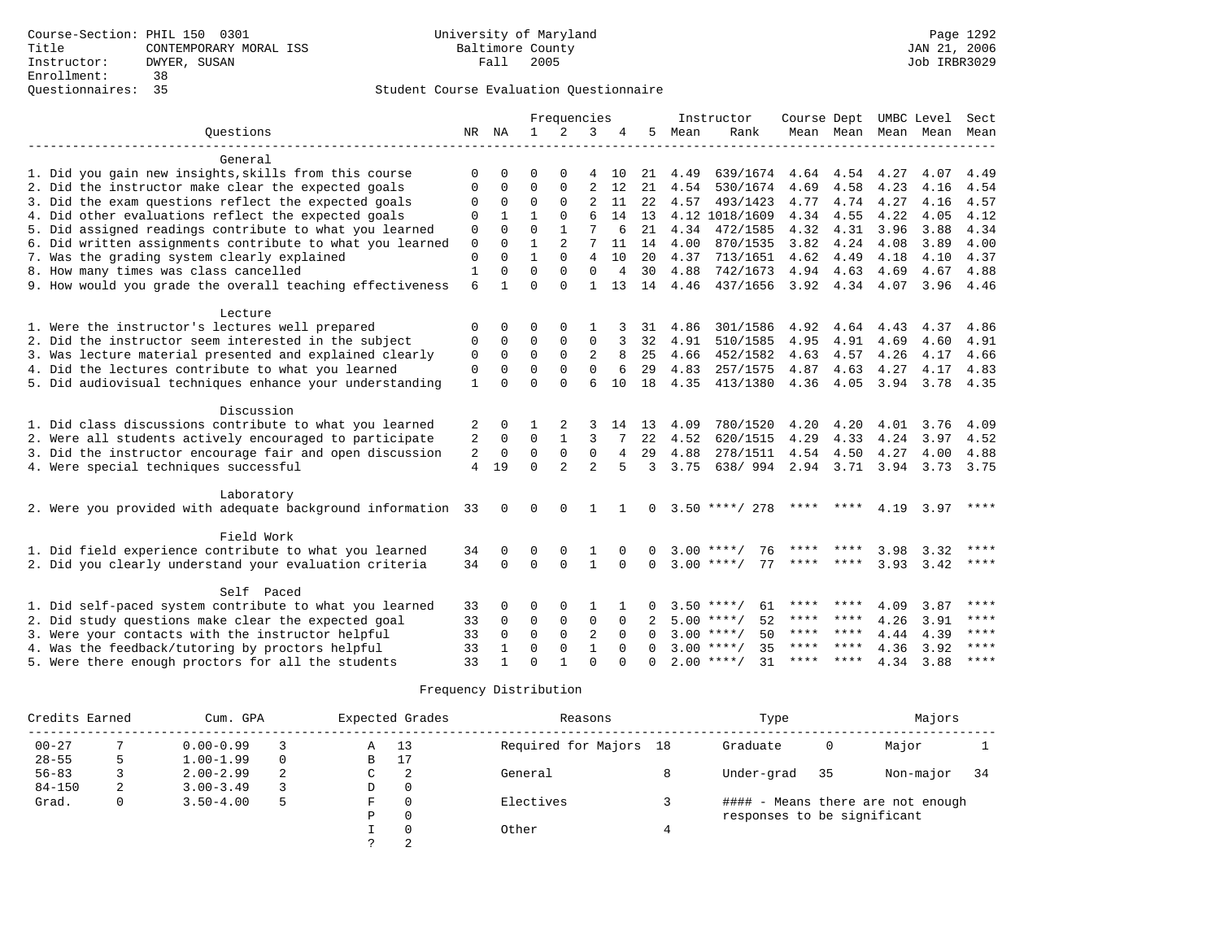Course-Section: PHIL 150 0301
Title: CONTEMPORARY MORAL ISS
Instructor: DWYER, SUSAN
Enrollment: 38
Questionnaires: 35

University of Maryland
Baltimore County
Fall 2005

JAN 21, 2006
Job IRBR3029

## Student Course Evaluation Questionnaire

| Questions | NR | NA | 1 | 2 | 3 | 4 | 5 | Instructor Mean | Instructor Rank | Course Mean | Dept Mean | UMBC Mean | Level Mean | Sect Mean |
|---|---|---|---|---|---|---|---|---|---|---|---|---|---|---|
| **General** | | | | | | | | | | | | | | |
| 1. Did you gain new insights,skills from this course | 0 | 0 | 0 | 0 | 4 | 10 | 21 | 4.49 | 639/1674 | 4.64 | 4.54 | 4.27 | 4.07 | 4.49 |
| 2. Did the instructor make clear the expected goals | 0 | 0 | 0 | 0 | 2 | 12 | 21 | 4.54 | 530/1674 | 4.69 | 4.58 | 4.23 | 4.16 | 4.54 |
| 3. Did the exam questions reflect the expected goals | 0 | 0 | 0 | 0 | 2 | 11 | 22 | 4.57 | 493/1423 | 4.77 | 4.74 | 4.27 | 4.16 | 4.57 |
| 4. Did other evaluations reflect the expected goals | 0 | 1 | 1 | 0 | 6 | 14 | 13 | 4.12 | 1018/1609 | 4.34 | 4.55 | 4.22 | 4.05 | 4.12 |
| 5. Did assigned readings contribute to what you learned | 0 | 0 | 0 | 1 | 7 | 6 | 21 | 4.34 | 472/1585 | 4.32 | 4.31 | 3.96 | 3.88 | 4.34 |
| 6. Did written assignments contribute to what you learned | 0 | 0 | 1 | 2 | 7 | 11 | 14 | 4.00 | 870/1535 | 3.82 | 4.24 | 4.08 | 3.89 | 4.00 |
| 7. Was the grading system clearly explained | 0 | 0 | 1 | 0 | 4 | 10 | 20 | 4.37 | 713/1651 | 4.62 | 4.49 | 4.18 | 4.10 | 4.37 |
| 8. How many times was class cancelled | 1 | 0 | 0 | 0 | 0 | 4 | 30 | 4.88 | 742/1673 | 4.94 | 4.63 | 4.69 | 4.67 | 4.88 |
| 9. How would you grade the overall teaching effectiveness | 6 | 1 | 0 | 0 | 1 | 13 | 14 | 4.46 | 437/1656 | 3.92 | 4.34 | 4.07 | 3.96 | 4.46 |
| **Lecture** | | | | | | | | | | | | | | |
| 1. Were the instructor's lectures well prepared | 0 | 0 | 0 | 0 | 1 | 3 | 31 | 4.86 | 301/1586 | 4.92 | 4.64 | 4.43 | 4.37 | 4.86 |
| 2. Did the instructor seem interested in the subject | 0 | 0 | 0 | 0 | 0 | 3 | 32 | 4.91 | 510/1585 | 4.95 | 4.91 | 4.69 | 4.60 | 4.91 |
| 3. Was lecture material presented and explained clearly | 0 | 0 | 0 | 0 | 2 | 8 | 25 | 4.66 | 452/1582 | 4.63 | 4.57 | 4.26 | 4.17 | 4.66 |
| 4. Did the lectures contribute to what you learned | 0 | 0 | 0 | 0 | 0 | 6 | 29 | 4.83 | 257/1575 | 4.87 | 4.63 | 4.27 | 4.17 | 4.83 |
| 5. Did audiovisual techniques enhance your understanding | 1 | 0 | 0 | 0 | 6 | 10 | 18 | 4.35 | 413/1380 | 4.36 | 4.05 | 3.94 | 3.78 | 4.35 |
| **Discussion** | | | | | | | | | | | | | | |
| 1. Did class discussions contribute to what you learned | 2 | 0 | 1 | 2 | 3 | 14 | 13 | 4.09 | 780/1520 | 4.20 | 4.20 | 4.01 | 3.76 | 4.09 |
| 2. Were all students actively encouraged to participate | 2 | 0 | 0 | 1 | 3 | 7 | 22 | 4.52 | 620/1515 | 4.29 | 4.33 | 4.24 | 3.97 | 4.52 |
| 3. Did the instructor encourage fair and open discussion | 2 | 0 | 0 | 0 | 0 | 4 | 29 | 4.88 | 278/1511 | 4.54 | 4.50 | 4.27 | 4.00 | 4.88 |
| 4. Were special techniques successful | 4 | 19 | 0 | 2 | 2 | 5 | 3 | 3.75 | 638/ 994 | 2.94 | 3.71 | 3.94 | 3.73 | 3.75 |
| **Laboratory** | | | | | | | | | | | | | | |
| 2. Were you provided with adequate background information | 33 | 0 | 0 | 0 | 1 | 1 | 0 | 3.50 | ****/ 278 | **** | **** | 4.19 | 3.97 | **** |
| **Field Work** | | | | | | | | | | | | | | |
| 1. Did field experience contribute to what you learned | 34 | 0 | 0 | 0 | 1 | 0 | 0 | 3.00 | ****/ 76 | **** | **** | 3.98 | 3.32 | **** |
| 2. Did you clearly understand your evaluation criteria | 34 | 0 | 0 | 0 | 1 | 0 | 0 | 3.00 | ****/ 77 | **** | **** | 3.93 | 3.42 | **** |
| **Self Paced** | | | | | | | | | | | | | | |
| 1. Did self-paced system contribute to what you learned | 33 | 0 | 0 | 0 | 1 | 1 | 0 | 3.50 | ****/ 61 | **** | **** | 4.09 | 3.87 | **** |
| 2. Did study questions make clear the expected goal | 33 | 0 | 0 | 0 | 0 | 0 | 2 | 5.00 | ****/ 52 | **** | **** | 4.26 | 3.91 | **** |
| 3. Were your contacts with the instructor helpful | 33 | 0 | 0 | 0 | 2 | 0 | 0 | 3.00 | ****/ 50 | **** | **** | 4.44 | 4.39 | **** |
| 4. Was the feedback/tutoring by proctors helpful | 33 | 1 | 0 | 0 | 1 | 0 | 0 | 3.00 | ****/ 35 | **** | **** | 4.36 | 3.92 | **** |
| 5. Were there enough proctors for all the students | 33 | 1 | 0 | 1 | 0 | 0 | 0 | 2.00 | ****/ 31 | **** | **** | 4.34 | 3.88 | **** |

## Frequency Distribution

| Credits Earned | | Cum. GPA | | Expected Grades | | Reasons | | Type | | Majors | |
|---|---|---|---|---|---|---|---|---|---|---|---|
| 00-27 | 7 | 0.00-0.99 | 3 | A | 13 | Required for Majors | 18 | Graduate | 0 | Major | 1 |
| 28-55 | 5 | 1.00-1.99 | 0 | B | 17 | | | | | | |
| 56-83 | 3 | 2.00-2.99 | 2 | C | 2 | General | 8 | Under-grad | 35 | Non-major | 34 |
| 84-150 | 2 | 3.00-3.49 | 3 | D | 0 | | | | | | |
| Grad. | 0 | 3.50-4.00 | 5 | F | 0 | Electives | 3 | | | | |
| | | | | P | 0 | | | | | | |
| | | | | I | 0 | Other | 4 | | | | |
| | | | | ? | 2 | | | | | | |

#### - Means there are not enough responses to be significant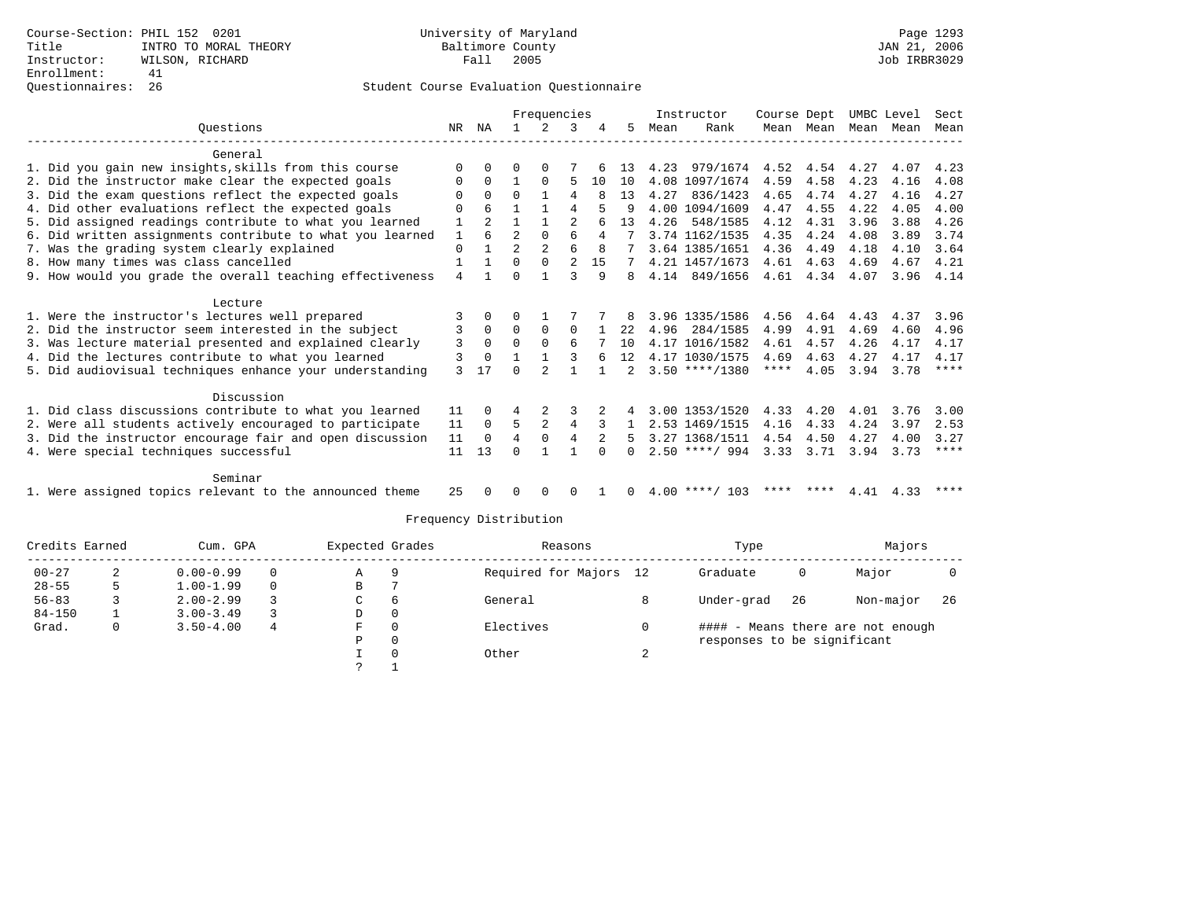Course-Section: PHIL 152 0201
Title: INTRO TO MORAL THEORY
Instructor: WILSON, RICHARD
Enrollment: 41
Questionnaires: 26

University of Maryland
Baltimore County
Fall 2005

Page 1293
JAN 21, 2006
Job IRBR3029

## Student Course Evaluation Questionnaire

| Questions | NR | NA | 1 | 2 | 3 | 4 | 5 | Instructor Mean | Instructor Rank | Course Mean | Dept Mean | UMBC Mean | Level Mean | Sect Mean |
|---|---|---|---|---|---|---|---|---|---|---|---|---|---|---|
| **General** | | | | | | | | | | | | | | |
| 1. Did you gain new insights,skills from this course | 0 | 0 | 0 | 0 | 7 | 6 | 13 | 4.23 | 979/1674 | 4.52 | 4.54 | 4.27 | 4.07 | 4.23 |
| 2. Did the instructor make clear the expected goals | 0 | 0 | 1 | 0 | 5 | 10 | 10 | 4.08 | 1097/1674 | 4.59 | 4.58 | 4.23 | 4.16 | 4.08 |
| 3. Did the exam questions reflect the expected goals | 0 | 0 | 0 | 1 | 4 | 8 | 13 | 4.27 | 836/1423 | 4.65 | 4.74 | 4.27 | 4.16 | 4.27 |
| 4. Did other evaluations reflect the expected goals | 0 | 6 | 1 | 1 | 4 | 5 | 9 | 4.00 | 1094/1609 | 4.47 | 4.55 | 4.22 | 4.05 | 4.00 |
| 5. Did assigned readings contribute to what you learned | 1 | 2 | 1 | 1 | 2 | 6 | 13 | 4.26 | 548/1585 | 4.12 | 4.31 | 3.96 | 3.88 | 4.26 |
| 6. Did written assignments contribute to what you learned | 1 | 6 | 2 | 0 | 6 | 4 | 7 | 3.74 | 1162/1535 | 4.35 | 4.24 | 4.08 | 3.89 | 3.74 |
| 7. Was the grading system clearly explained | 0 | 1 | 2 | 2 | 6 | 8 | 7 | 3.64 | 1385/1651 | 4.36 | 4.49 | 4.18 | 4.10 | 3.64 |
| 8. How many times was class cancelled | 1 | 1 | 0 | 0 | 2 | 15 | 7 | 4.21 | 1457/1673 | 4.61 | 4.63 | 4.69 | 4.67 | 4.21 |
| 9. How would you grade the overall teaching effectiveness | 4 | 1 | 0 | 1 | 3 | 9 | 8 | 4.14 | 849/1656 | 4.61 | 4.34 | 4.07 | 3.96 | 4.14 |
| **Lecture** | | | | | | | | | | | | | | |
| 1. Were the instructor's lectures well prepared | 3 | 0 | 0 | 1 | 7 | 7 | 8 | 3.96 | 1335/1586 | 4.56 | 4.64 | 4.43 | 4.37 | 3.96 |
| 2. Did the instructor seem interested in the subject | 3 | 0 | 0 | 0 | 0 | 1 | 22 | 4.96 | 284/1585 | 4.99 | 4.91 | 4.69 | 4.60 | 4.96 |
| 3. Was lecture material presented and explained clearly | 3 | 0 | 0 | 0 | 6 | 7 | 10 | 4.17 | 1016/1582 | 4.61 | 4.57 | 4.26 | 4.17 | 4.17 |
| 4. Did the lectures contribute to what you learned | 3 | 0 | 1 | 1 | 3 | 6 | 12 | 4.17 | 1030/1575 | 4.69 | 4.63 | 4.27 | 4.17 | 4.17 |
| 5. Did audiovisual techniques enhance your understanding | 3 | 17 | 0 | 2 | 1 | 1 | 2 | 3.50 | ****/1380 | **** | 4.05 | 3.94 | 3.78 | **** |
| **Discussion** | | | | | | | | | | | | | | |
| 1. Did class discussions contribute to what you learned | 11 | 0 | 4 | 2 | 3 | 2 | 4 | 3.00 | 1353/1520 | 4.33 | 4.20 | 4.01 | 3.76 | 3.00 |
| 2. Were all students actively encouraged to participate | 11 | 0 | 5 | 2 | 4 | 3 | 1 | 2.53 | 1469/1515 | 4.16 | 4.33 | 4.24 | 3.97 | 2.53 |
| 3. Did the instructor encourage fair and open discussion | 11 | 0 | 4 | 0 | 4 | 2 | 5 | 3.27 | 1368/1511 | 4.54 | 4.50 | 4.27 | 4.00 | 3.27 |
| 4. Were special techniques successful | 11 | 13 | 0 | 1 | 1 | 0 | 0 | 2.50 | ****/ 994 | 3.33 | 3.71 | 3.94 | 3.73 | **** |
| **Seminar** | | | | | | | | | | | | | | |
| 1. Were assigned topics relevant to the announced theme | 25 | 0 | 0 | 0 | 0 | 1 | 0 | 4.00 | ****/ 103 | **** | **** | 4.41 | 4.33 | **** |

## Frequency Distribution

| Credits Earned | | Cum. GPA | | Expected Grades | | Reasons | | Type | | Majors | |
|---|---|---|---|---|---|---|---|---|---|---|---|
| 00-27 | 2 | 0.00-0.99 | 0 | A | 9 | Required for Majors | 12 | Graduate | 0 | Major | 0 |
| 28-55 | 5 | 1.00-1.99 | 0 | B | 7 | | | | | | |
| 56-83 | 3 | 2.00-2.99 | 3 | C | 6 | General | 8 | Under-grad | 26 | Non-major | 26 |
| 84-150 | 1 | 3.00-3.49 | 3 | D | 0 | | | | | | |
| Grad. | 0 | 3.50-4.00 | 4 | F | 0 | Electives | 0 | | | | |
| | | | | P | 0 | | | | | | |
| | | | | I | 0 | Other | 2 | | | | |
| | | | | ? | 1 | | | | | | |

#### - Means there are not enough responses to be significant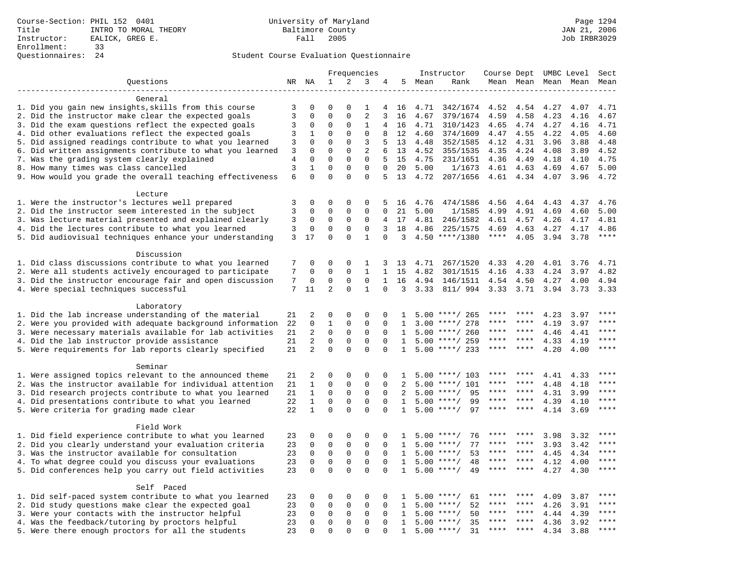Course-Section: PHIL 152 0401
Title: INTRO TO MORAL THEORY
Instructor: EALICK, GREG E.
Enrollment: 33
Questionnaires: 24

University of Maryland
Baltimore County
Fall 2005

JAN 21, 2006
Job IRBR3029

Student Course Evaluation Questionnaire

| Questions | NR | NA | 1 | 2 | 3 | 4 | 5 | Instructor Mean | Instructor Rank | Course Dept Mean | Course Dept Mean | UMBC Level Mean | UMBC Level Mean | Sect Mean |
|---|---|---|---|---|---|---|---|---|---|---|---|---|---|---|
| **General** | | | | | | | | | | | | | | |
| 1. Did you gain new insights,skills from this course | 3 | 0 | 0 | 0 | 1 | 4 | 16 | 4.71 | 342/1674 | 4.52 | 4.54 | 4.27 | 4.07 | 4.71 |
| 2. Did the instructor make clear the expected goals | 3 | 0 | 0 | 0 | 2 | 3 | 16 | 4.67 | 379/1674 | 4.59 | 4.58 | 4.23 | 4.16 | 4.67 |
| 3. Did the exam questions reflect the expected goals | 3 | 0 | 0 | 0 | 1 | 4 | 16 | 4.71 | 310/1423 | 4.65 | 4.74 | 4.27 | 4.16 | 4.71 |
| 4. Did other evaluations reflect the expected goals | 3 | 1 | 0 | 0 | 0 | 8 | 12 | 4.60 | 374/1609 | 4.47 | 4.55 | 4.22 | 4.05 | 4.60 |
| 5. Did assigned readings contribute to what you learned | 3 | 0 | 0 | 0 | 3 | 5 | 13 | 4.48 | 352/1585 | 4.12 | 4.31 | 3.96 | 3.88 | 4.48 |
| 6. Did written assignments contribute to what you learned | 3 | 0 | 0 | 0 | 2 | 6 | 13 | 4.52 | 355/1535 | 4.35 | 4.24 | 4.08 | 3.89 | 4.52 |
| 7. Was the grading system clearly explained | 4 | 0 | 0 | 0 | 0 | 5 | 15 | 4.75 | 231/1651 | 4.36 | 4.49 | 4.18 | 4.10 | 4.75 |
| 8. How many times was class cancelled | 3 | 1 | 0 | 0 | 0 | 0 | 20 | 5.00 | 1/1673 | 4.61 | 4.63 | 4.69 | 4.67 | 5.00 |
| 9. How would you grade the overall teaching effectiveness | 6 | 0 | 0 | 0 | 0 | 5 | 13 | 4.72 | 207/1656 | 4.61 | 4.34 | 4.07 | 3.96 | 4.72 |
| **Lecture** | | | | | | | | | | | | | | |
| 1. Were the instructor's lectures well prepared | 3 | 0 | 0 | 0 | 0 | 5 | 16 | 4.76 | 474/1586 | 4.56 | 4.64 | 4.43 | 4.37 | 4.76 |
| 2. Did the instructor seem interested in the subject | 3 | 0 | 0 | 0 | 0 | 0 | 21 | 5.00 | 1/1585 | 4.99 | 4.91 | 4.69 | 4.60 | 5.00 |
| 3. Was lecture material presented and explained clearly | 3 | 0 | 0 | 0 | 0 | 4 | 17 | 4.81 | 246/1582 | 4.61 | 4.57 | 4.26 | 4.17 | 4.81 |
| 4. Did the lectures contribute to what you learned | 3 | 0 | 0 | 0 | 0 | 3 | 18 | 4.86 | 225/1575 | 4.69 | 4.63 | 4.27 | 4.17 | 4.86 |
| 5. Did audiovisual techniques enhance your understanding | 3 | 17 | 0 | 0 | 1 | 0 | 3 | 4.50 | ****/1380 | **** | 4.05 | 3.94 | 3.78 | **** |
| **Discussion** | | | | | | | | | | | | | | |
| 1. Did class discussions contribute to what you learned | 7 | 0 | 0 | 0 | 1 | 3 | 13 | 4.71 | 267/1520 | 4.33 | 4.20 | 4.01 | 3.76 | 4.71 |
| 2. Were all students actively encouraged to participate | 7 | 0 | 0 | 0 | 1 | 1 | 15 | 4.82 | 301/1515 | 4.16 | 4.33 | 4.24 | 3.97 | 4.82 |
| 3. Did the instructor encourage fair and open discussion | 7 | 0 | 0 | 0 | 0 | 1 | 16 | 4.94 | 146/1511 | 4.54 | 4.50 | 4.27 | 4.00 | 4.94 |
| 4. Were special techniques successful | 7 | 11 | 2 | 0 | 1 | 0 | 3 | 3.33 | 811/ 994 | 3.33 | 3.71 | 3.94 | 3.73 | 3.33 |
| **Laboratory** | | | | | | | | | | | | | | |
| 1. Did the lab increase understanding of the material | 21 | 2 | 0 | 0 | 0 | 0 | 1 | 5.00 | ****/ 265 | **** | **** | 4.23 | 3.97 | **** |
| 2. Were you provided with adequate background information | 22 | 0 | 1 | 0 | 0 | 0 | 1 | 3.00 | ****/ 278 | **** | **** | 4.19 | 3.97 | **** |
| 3. Were necessary materials available for lab activities | 21 | 2 | 0 | 0 | 0 | 0 | 1 | 5.00 | ****/ 260 | **** | **** | 4.46 | 4.41 | **** |
| 4. Did the lab instructor provide assistance | 21 | 2 | 0 | 0 | 0 | 0 | 1 | 5.00 | ****/ 259 | **** | **** | 4.33 | 4.19 | **** |
| 5. Were requirements for lab reports clearly specified | 21 | 2 | 0 | 0 | 0 | 0 | 1 | 5.00 | ****/ 233 | **** | **** | 4.20 | 4.00 | **** |
| **Seminar** | | | | | | | | | | | | | | |
| 1. Were assigned topics relevant to the announced theme | 21 | 2 | 0 | 0 | 0 | 0 | 1 | 5.00 | ****/ 103 | **** | **** | 4.41 | 4.33 | **** |
| 2. Was the instructor available for individual attention | 21 | 1 | 0 | 0 | 0 | 0 | 2 | 5.00 | ****/ 101 | **** | **** | 4.48 | 4.18 | **** |
| 3. Did research projects contribute to what you learned | 21 | 1 | 0 | 0 | 0 | 0 | 2 | 5.00 | ****/ 95 | **** | **** | 4.31 | 3.99 | **** |
| 4. Did presentations contribute to what you learned | 22 | 1 | 0 | 0 | 0 | 0 | 1 | 5.00 | ****/ 99 | **** | **** | 4.39 | 4.10 | **** |
| 5. Were criteria for grading made clear | 22 | 1 | 0 | 0 | 0 | 0 | 1 | 5.00 | ****/ 97 | **** | **** | 4.14 | 3.69 | **** |
| **Field Work** | | | | | | | | | | | | | | |
| 1. Did field experience contribute to what you learned | 23 | 0 | 0 | 0 | 0 | 0 | 1 | 5.00 | ****/ 76 | **** | **** | 3.98 | 3.32 | **** |
| 2. Did you clearly understand your evaluation criteria | 23 | 0 | 0 | 0 | 0 | 0 | 1 | 5.00 | ****/ 77 | **** | **** | 3.93 | 3.42 | **** |
| 3. Was the instructor available for consultation | 23 | 0 | 0 | 0 | 0 | 0 | 1 | 5.00 | ****/ 53 | **** | **** | 4.45 | 4.34 | **** |
| 4. To what degree could you discuss your evaluations | 23 | 0 | 0 | 0 | 0 | 0 | 1 | 5.00 | ****/ 48 | **** | **** | 4.12 | 4.00 | **** |
| 5. Did conferences help you carry out field activities | 23 | 0 | 0 | 0 | 0 | 0 | 1 | 5.00 | ****/ 49 | **** | **** | 4.27 | 4.30 | **** |
| **Self Paced** | | | | | | | | | | | | | | |
| 1. Did self-paced system contribute to what you learned | 23 | 0 | 0 | 0 | 0 | 0 | 1 | 5.00 | ****/ 61 | **** | **** | 4.09 | 3.87 | **** |
| 2. Did study questions make clear the expected goal | 23 | 0 | 0 | 0 | 0 | 0 | 1 | 5.00 | ****/ 52 | **** | **** | 4.26 | 3.91 | **** |
| 3. Were your contacts with the instructor helpful | 23 | 0 | 0 | 0 | 0 | 0 | 1 | 5.00 | ****/ 50 | **** | **** | 4.44 | 4.39 | **** |
| 4. Was the feedback/tutoring by proctors helpful | 23 | 0 | 0 | 0 | 0 | 0 | 1 | 5.00 | ****/ 35 | **** | **** | 4.36 | 3.92 | **** |
| 5. Were there enough proctors for all the students | 23 | 0 | 0 | 0 | 0 | 0 | 1 | 5.00 | ****/ 31 | **** | **** | 4.34 | 3.88 | **** |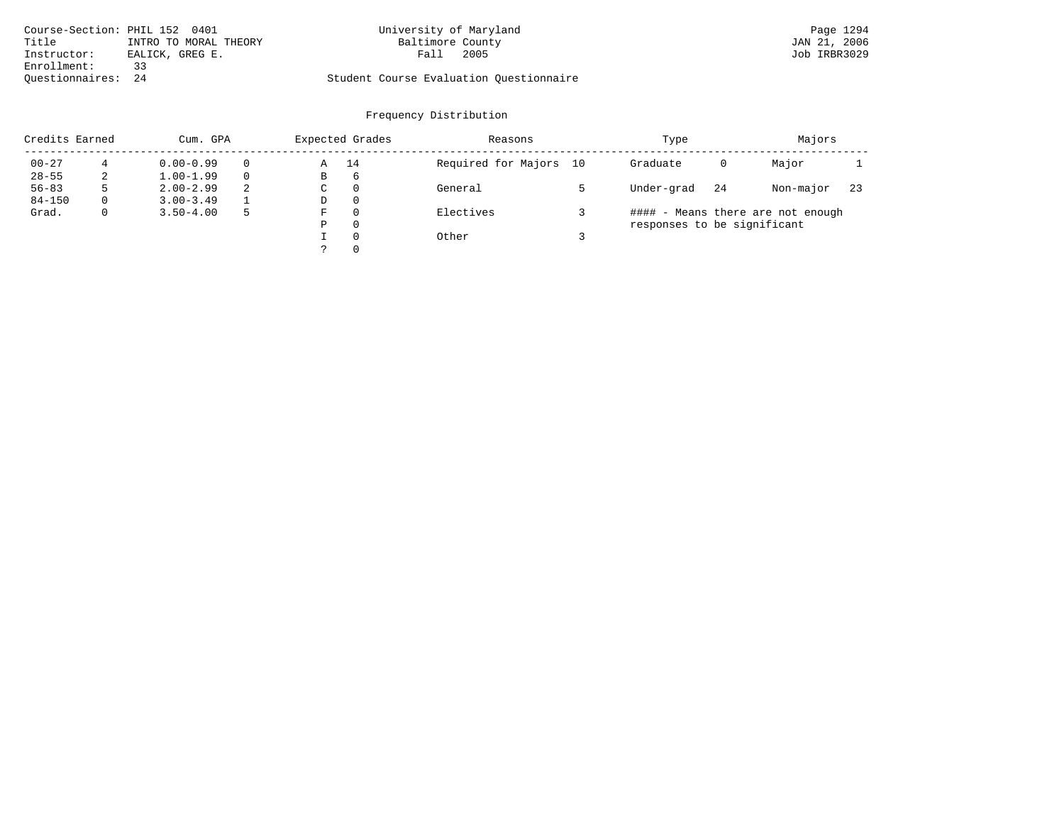Course-Section: PHIL 152 0401
Title: INTRO TO MORAL THEORY
Instructor: EALICK, GREG E.
Enrollment: 33
Questionnaires: 24

University of Maryland
Baltimore County
Fall 2005

Student Course Evaluation Questionnaire

Page 1294
JAN 21, 2006
Job IRBR3029

## Frequency Distribution

| Credits Earned | | Cum. GPA | | Expected Grades | | Reasons | | Type | | Majors | |
|---|---|---|---|---|---|---|---|---|---|---|---|
| 00-27 | 4 | 0.00-0.99 | 0 | A | 14 | Required for Majors | 10 | Graduate | 0 | Major | 1 |
| 28-55 | 2 | 1.00-1.99 | 0 | B | 6 | | | | | | |
| 56-83 | 5 | 2.00-2.99 | 2 | C | 0 | General | 5 | Under-grad | 24 | Non-major | 23 |
| 84-150 | 0 | 3.00-3.49 | 1 | D | 0 | | | | | | |
| Grad. | 0 | 3.50-4.00 | 5 | F | 0 | Electives | 3 | | | | |
| | | | | P | 0 | | | | | | |
| | | | | I | 0 | Other | 3 | | | | |
| | | | | ? | 0 | | | | | | |

#### - Means there are not enough responses to be significant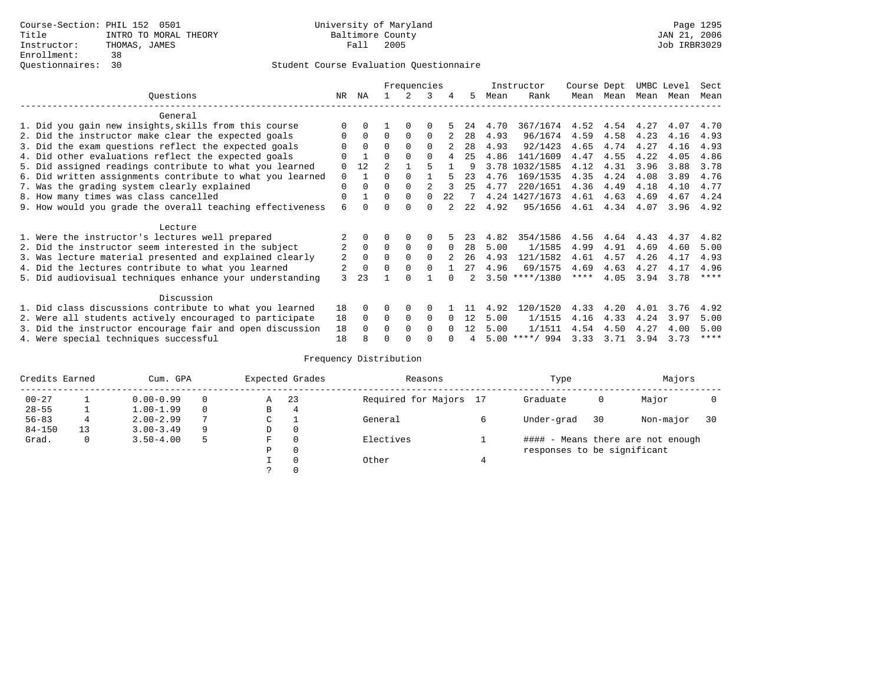Course-Section: PHIL 152 0501
Title: INTRO TO MORAL THEORY
Instructor: THOMAS, JAMES
Enrollment: 38
Questionnaires: 30

University of Maryland
Baltimore County
Fall 2005

JAN 21, 2006
Job IRBR3029

## Student Course Evaluation Questionnaire

| Questions | NR | NA | 1 | 2 | 3 | 4 | 5 | Instructor Mean | Instructor Rank | Course Mean | Dept Mean | UMBC Mean | Level Mean | Sect Mean |
|---|---|---|---|---|---|---|---|---|---|---|---|---|---|---|
| **General** | | | | | | | | | | | | | | |
| 1. Did you gain new insights,skills from this course | 0 | 0 | 1 | 0 | 0 | 5 | 24 | 4.70 | 367/1674 | 4.52 | 4.54 | 4.27 | 4.07 | 4.70 |
| 2. Did the instructor make clear the expected goals | 0 | 0 | 0 | 0 | 0 | 2 | 28 | 4.93 | 96/1674 | 4.59 | 4.58 | 4.23 | 4.16 | 4.93 |
| 3. Did the exam questions reflect the expected goals | 0 | 0 | 0 | 0 | 0 | 2 | 28 | 4.93 | 92/1423 | 4.65 | 4.74 | 4.27 | 4.16 | 4.93 |
| 4. Did other evaluations reflect the expected goals | 0 | 1 | 0 | 0 | 0 | 4 | 25 | 4.86 | 141/1609 | 4.47 | 4.55 | 4.22 | 4.05 | 4.86 |
| 5. Did assigned readings contribute to what you learned | 0 | 12 | 2 | 1 | 5 | 1 | 9 | 3.78 | 1032/1585 | 4.12 | 4.31 | 3.96 | 3.88 | 3.78 |
| 6. Did written assignments contribute to what you learned | 0 | 1 | 0 | 0 | 1 | 5 | 23 | 4.76 | 169/1535 | 4.35 | 4.24 | 4.08 | 3.89 | 4.76 |
| 7. Was the grading system clearly explained | 0 | 0 | 0 | 0 | 2 | 3 | 25 | 4.77 | 220/1651 | 4.36 | 4.49 | 4.18 | 4.10 | 4.77 |
| 8. How many times was class cancelled | 0 | 1 | 0 | 0 | 0 | 22 | 7 | 4.24 | 1427/1673 | 4.61 | 4.63 | 4.69 | 4.67 | 4.24 |
| 9. How would you grade the overall teaching effectiveness | 6 | 0 | 0 | 0 | 0 | 2 | 22 | 4.92 | 95/1656 | 4.61 | 4.34 | 4.07 | 3.96 | 4.92 |
| **Lecture** | | | | | | | | | | | | | | |
| 1. Were the instructor's lectures well prepared | 2 | 0 | 0 | 0 | 0 | 5 | 23 | 4.82 | 354/1586 | 4.56 | 4.64 | 4.43 | 4.37 | 4.82 |
| 2. Did the instructor seem interested in the subject | 2 | 0 | 0 | 0 | 0 | 0 | 28 | 5.00 | 1/1585 | 4.99 | 4.91 | 4.69 | 4.60 | 5.00 |
| 3. Was lecture material presented and explained clearly | 2 | 0 | 0 | 0 | 0 | 2 | 26 | 4.93 | 121/1582 | 4.61 | 4.57 | 4.26 | 4.17 | 4.93 |
| 4. Did the lectures contribute to what you learned | 2 | 0 | 0 | 0 | 0 | 1 | 27 | 4.96 | 69/1575 | 4.69 | 4.63 | 4.27 | 4.17 | 4.96 |
| 5. Did audiovisual techniques enhance your understanding | 3 | 23 | 1 | 0 | 1 | 0 | 2 | 3.50 | ****/1380 | **** | 4.05 | 3.94 | 3.78 | **** |
| **Discussion** | | | | | | | | | | | | | | |
| 1. Did class discussions contribute to what you learned | 18 | 0 | 0 | 0 | 0 | 1 | 11 | 4.92 | 120/1520 | 4.33 | 4.20 | 4.01 | 3.76 | 4.92 |
| 2. Were all students actively encouraged to participate | 18 | 0 | 0 | 0 | 0 | 0 | 12 | 5.00 | 1/1515 | 4.16 | 4.33 | 4.24 | 3.97 | 5.00 |
| 3. Did the instructor encourage fair and open discussion | 18 | 0 | 0 | 0 | 0 | 0 | 12 | 5.00 | 1/1511 | 4.54 | 4.50 | 4.27 | 4.00 | 5.00 |
| 4. Were special techniques successful | 18 | 8 | 0 | 0 | 0 | 0 | 4 | 5.00 | ****/ 994 | 3.33 | 3.71 | 3.94 | 3.73 | **** |

## Frequency Distribution

| Credits Earned | | Cum. GPA | | Expected Grades | | Reasons | | Type | | Majors | |
|---|---|---|---|---|---|---|---|---|---|---|---|
| 00-27 | 1 | 0.00-0.99 | 0 | A | 23 | Required for Majors | 17 | Graduate | 0 | Major | 0 |
| 28-55 | 1 | 1.00-1.99 | 0 | B | 4 | | | | | | |
| 56-83 | 4 | 2.00-2.99 | 7 | C | 1 | General | 6 | Under-grad | 30 | Non-major | 30 |
| 84-150 | 13 | 3.00-3.49 | 9 | D | 0 | | | | | | |
| Grad. | 0 | 3.50-4.00 | 5 | F | 0 | Electives | 1 | | | | |
| | | | | P | 0 | | | | | | |
| | | | | I | 0 | Other | 4 | | | | |
| | | | | ? | 0 | | | | | | |

#### - Means there are not enough responses to be significant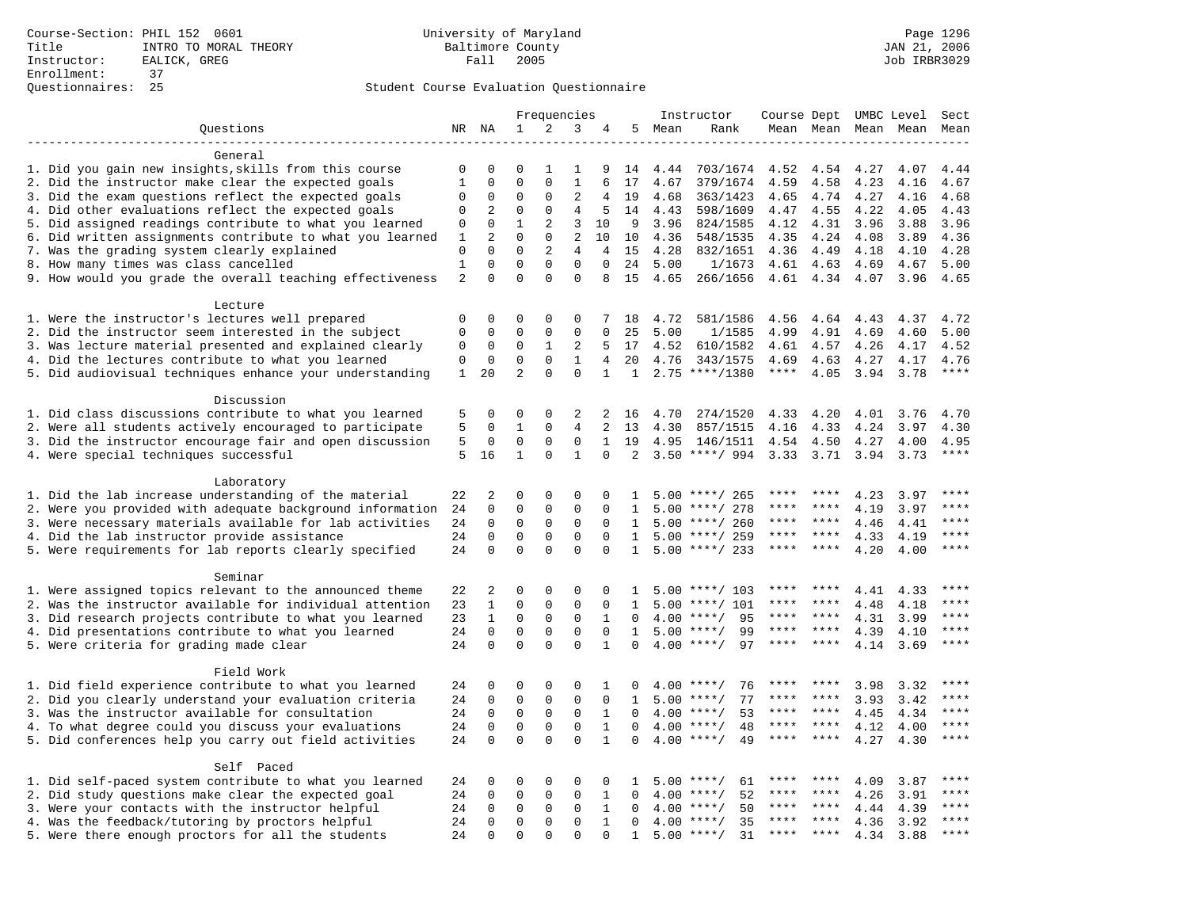Course-Section: PHIL 152 0601
Title: INTRO TO MORAL THEORY
Instructor: EALICK, GREG
Enrollment: 37
Questionnaires: 25

University of Maryland
Baltimore County
Fall 2005

JAN 21, 2006
Job IRBR3029

## Student Course Evaluation Questionnaire

| Questions | NR | NA | 1 | 2 | 3 | 4 | 5 | Instructor Mean | Instructor Rank | Course Mean | Dept Mean | UMBC Mean | Level Mean | Sect Mean |
|---|---|---|---|---|---|---|---|---|---|---|---|---|---|---|
| **General** | | | | | | | | | | | | | | |
| 1. Did you gain new insights,skills from this course | 0 | 0 | 0 | 1 | 1 | 9 | 14 | 4.44 | 703/1674 | 4.52 | 4.54 | 4.27 | 4.07 | 4.44 |
| 2. Did the instructor make clear the expected goals | 1 | 0 | 0 | 0 | 1 | 6 | 17 | 4.67 | 379/1674 | 4.59 | 4.58 | 4.23 | 4.16 | 4.67 |
| 3. Did the exam questions reflect the expected goals | 0 | 0 | 0 | 0 | 2 | 4 | 19 | 4.68 | 363/1423 | 4.65 | 4.74 | 4.27 | 4.16 | 4.68 |
| 4. Did other evaluations reflect the expected goals | 0 | 2 | 0 | 0 | 4 | 5 | 14 | 4.43 | 598/1609 | 4.47 | 4.55 | 4.22 | 4.05 | 4.43 |
| 5. Did assigned readings contribute to what you learned | 0 | 0 | 1 | 2 | 3 | 10 | 9 | 3.96 | 824/1585 | 4.12 | 4.31 | 3.96 | 3.88 | 3.96 |
| 6. Did written assignments contribute to what you learned | 1 | 2 | 0 | 0 | 2 | 10 | 10 | 4.36 | 548/1535 | 4.35 | 4.24 | 4.08 | 3.89 | 4.36 |
| 7. Was the grading system clearly explained | 0 | 0 | 0 | 2 | 4 | 4 | 15 | 4.28 | 832/1651 | 4.36 | 4.49 | 4.18 | 4.10 | 4.28 |
| 8. How many times was class cancelled | 1 | 0 | 0 | 0 | 0 | 0 | 24 | 5.00 | 1/1673 | 4.61 | 4.63 | 4.69 | 4.67 | 5.00 |
| 9. How would you grade the overall teaching effectiveness | 2 | 0 | 0 | 0 | 0 | 8 | 15 | 4.65 | 266/1656 | 4.61 | 4.34 | 4.07 | 3.96 | 4.65 |
| **Lecture** | | | | | | | | | | | | | | |
| 1. Were the instructor's lectures well prepared | 0 | 0 | 0 | 0 | 0 | 7 | 18 | 4.72 | 581/1586 | 4.56 | 4.64 | 4.43 | 4.37 | 4.72 |
| 2. Did the instructor seem interested in the subject | 0 | 0 | 0 | 0 | 0 | 0 | 25 | 5.00 | 1/1585 | 4.99 | 4.91 | 4.69 | 4.60 | 5.00 |
| 3. Was lecture material presented and explained clearly | 0 | 0 | 0 | 1 | 2 | 5 | 17 | 4.52 | 610/1582 | 4.61 | 4.57 | 4.26 | 4.17 | 4.52 |
| 4. Did the lectures contribute to what you learned | 0 | 0 | 0 | 0 | 1 | 4 | 20 | 4.76 | 343/1575 | 4.69 | 4.63 | 4.27 | 4.17 | 4.76 |
| 5. Did audiovisual techniques enhance your understanding | 1 | 20 | 2 | 0 | 0 | 1 | 1 | 2.75 | ****/1380 | **** | 4.05 | 3.94 | 3.78 | **** |
| **Discussion** | | | | | | | | | | | | | | |
| 1. Did class discussions contribute to what you learned | 5 | 0 | 0 | 0 | 2 | 2 | 16 | 4.70 | 274/1520 | 4.33 | 4.20 | 4.01 | 3.76 | 4.70 |
| 2. Were all students actively encouraged to participate | 5 | 0 | 1 | 0 | 4 | 2 | 13 | 4.30 | 857/1515 | 4.16 | 4.33 | 4.24 | 3.97 | 4.30 |
| 3. Did the instructor encourage fair and open discussion | 5 | 0 | 0 | 0 | 0 | 1 | 19 | 4.95 | 146/1511 | 4.54 | 4.50 | 4.27 | 4.00 | 4.95 |
| 4. Were special techniques successful | 5 | 16 | 1 | 0 | 1 | 0 | 2 | 3.50 | ****/ 994 | 3.33 | 3.71 | 3.94 | 3.73 | **** |
| **Laboratory** | | | | | | | | | | | | | | |
| 1. Did the lab increase understanding of the material | 22 | 2 | 0 | 0 | 0 | 0 | 1 | 5.00 | ****/ 265 | **** | **** | 4.23 | 3.97 | **** |
| 2. Were you provided with adequate background information | 24 | 0 | 0 | 0 | 0 | 0 | 1 | 5.00 | ****/ 278 | **** | **** | 4.19 | 3.97 | **** |
| 3. Were necessary materials available for lab activities | 24 | 0 | 0 | 0 | 0 | 0 | 1 | 5.00 | ****/ 260 | **** | **** | 4.46 | 4.41 | **** |
| 4. Did the lab instructor provide assistance | 24 | 0 | 0 | 0 | 0 | 0 | 1 | 5.00 | ****/ 259 | **** | **** | 4.33 | 4.19 | **** |
| 5. Were requirements for lab reports clearly specified | 24 | 0 | 0 | 0 | 0 | 0 | 1 | 5.00 | ****/ 233 | **** | **** | 4.20 | 4.00 | **** |
| **Seminar** | | | | | | | | | | | | | | |
| 1. Were assigned topics relevant to the announced theme | 22 | 2 | 0 | 0 | 0 | 0 | 1 | 5.00 | ****/ 103 | **** | **** | 4.41 | 4.33 | **** |
| 2. Was the instructor available for individual attention | 23 | 1 | 0 | 0 | 0 | 0 | 1 | 5.00 | ****/ 101 | **** | **** | 4.48 | 4.18 | **** |
| 3. Did research projects contribute to what you learned | 23 | 1 | 0 | 0 | 0 | 1 | 0 | 4.00 | ****/ 95 | **** | **** | 4.31 | 3.99 | **** |
| 4. Did presentations contribute to what you learned | 24 | 0 | 0 | 0 | 0 | 0 | 1 | 5.00 | ****/ 99 | **** | **** | 4.39 | 4.10 | **** |
| 5. Were criteria for grading made clear | 24 | 0 | 0 | 0 | 0 | 1 | 0 | 4.00 | ****/ 97 | **** | **** | 4.14 | 3.69 | **** |
| **Field Work** | | | | | | | | | | | | | | |
| 1. Did field experience contribute to what you learned | 24 | 0 | 0 | 0 | 0 | 1 | 0 | 4.00 | ****/ 76 | **** | **** | 3.98 | 3.32 | **** |
| 2. Did you clearly understand your evaluation criteria | 24 | 0 | 0 | 0 | 0 | 0 | 1 | 5.00 | ****/ 77 | **** | **** | 3.93 | 3.42 | **** |
| 3. Was the instructor available for consultation | 24 | 0 | 0 | 0 | 0 | 1 | 0 | 4.00 | ****/ 53 | **** | **** | 4.45 | 4.34 | **** |
| 4. To what degree could you discuss your evaluations | 24 | 0 | 0 | 0 | 0 | 1 | 0 | 4.00 | ****/ 48 | **** | **** | 4.12 | 4.00 | **** |
| 5. Did conferences help you carry out field activities | 24 | 0 | 0 | 0 | 0 | 1 | 0 | 4.00 | ****/ 49 | **** | **** | 4.27 | 4.30 | **** |
| **Self Paced** | | | | | | | | | | | | | | |
| 1. Did self-paced system contribute to what you learned | 24 | 0 | 0 | 0 | 0 | 0 | 1 | 5.00 | ****/ 61 | **** | **** | 4.09 | 3.87 | **** |
| 2. Did study questions make clear the expected goal | 24 | 0 | 0 | 0 | 0 | 1 | 0 | 4.00 | ****/ 52 | **** | **** | 4.26 | 3.91 | **** |
| 3. Were your contacts with the instructor helpful | 24 | 0 | 0 | 0 | 0 | 1 | 0 | 4.00 | ****/ 50 | **** | **** | 4.44 | 4.39 | **** |
| 4. Was the feedback/tutoring by proctors helpful | 24 | 0 | 0 | 0 | 0 | 1 | 0 | 4.00 | ****/ 35 | **** | **** | 4.36 | 3.92 | **** |
| 5. Were there enough proctors for all the students | 24 | 0 | 0 | 0 | 0 | 0 | 1 | 5.00 | ****/ 31 | **** | **** | 4.34 | 3.88 | **** |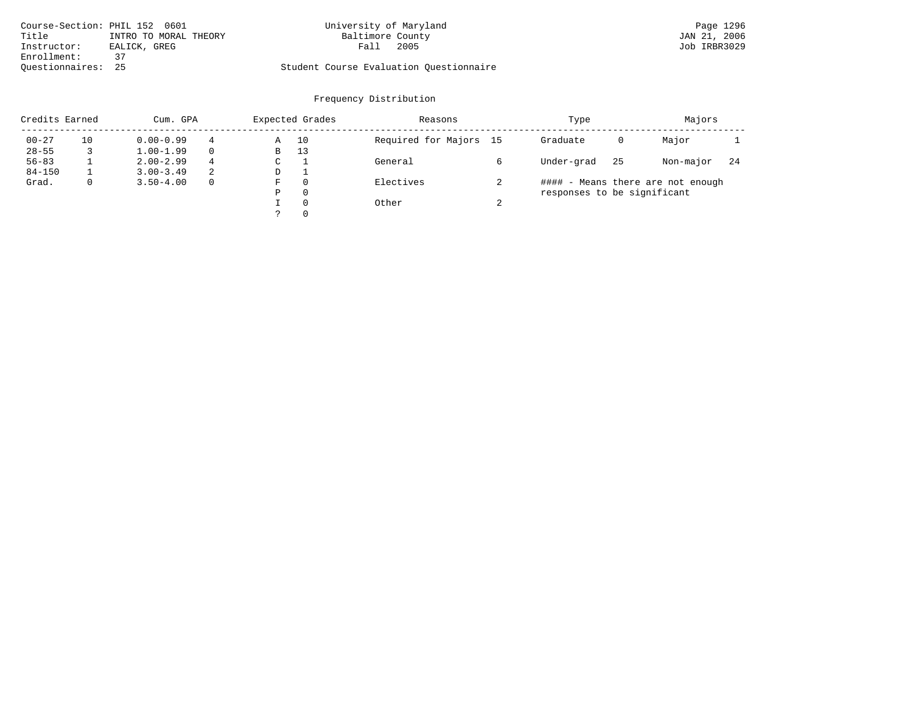Course-Section: PHIL 152 0601
Title: INTRO TO MORAL THEORY
Instructor: EALICK, GREG
Enrollment: 37
Questionnaires: 25

University of Maryland
Baltimore County
Fall 2005

Student Course Evaluation Questionnaire

## Frequency Distribution

| Credits Earned | | Cum. GPA | | Expected Grades | | Reasons | | Type | | Majors | |
|---|---|---|---|---|---|---|---|---|---|---|---|
| 00-27 | 10 | 0.00-0.99 | 4 | A | 10 | Required for Majors | 15 | Graduate | 0 | Major | 1 |
| 28-55 | 3 | 1.00-1.99 | 0 | B | 13 | | | | | | |
| 56-83 | 1 | 2.00-2.99 | 4 | C | 1 | General | 6 | Under-grad | 25 | Non-major | 24 |
| 84-150 | 1 | 3.00-3.49 | 2 | D | 1 | | | | | | |
| Grad. | 0 | 3.50-4.00 | 0 | F | 0 | Electives | 2 | #### - Means there are not enough responses to be significant | | | |
| | | | | P | 0 | | | | | | |
| | | | | I | 0 | Other | 2 | | | | |
| | | | | ? | 0 | | | | | | |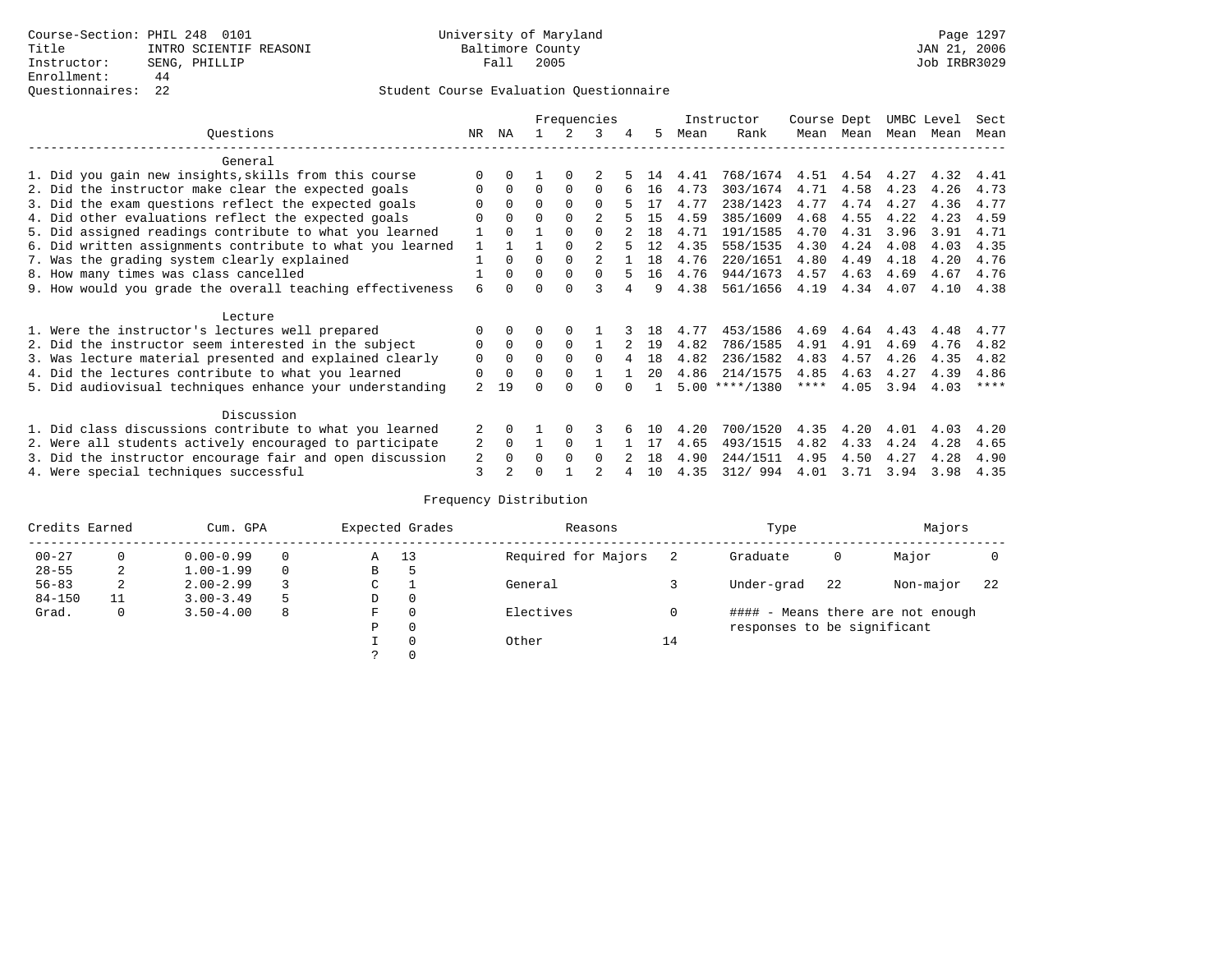Course-Section: PHIL 248 0101
Title: INTRO SCIENTIF REASONI
Instructor: SENG, PHILLIP
Enrollment: 44
Questionnaires: 22

University of Maryland
Baltimore County
Fall 2005

JAN 21, 2006
Job IRBR3029

## Student Course Evaluation Questionnaire

| Questions | NR | NA | 1 | 2 | 3 | 4 | 5 | Instructor Mean | Instructor Rank | Course Mean | Dept Mean | UMBC Mean | Level Mean | Sect Mean |
|---|---|---|---|---|---|---|---|---|---|---|---|---|---|---|
| **General** | | | | | | | | | | | | | | |
| 1. Did you gain new insights,skills from this course | 0 | 0 | 1 | 0 | 2 | 5 | 14 | 4.41 | 768/1674 | 4.51 | 4.54 | 4.27 | 4.32 | 4.41 |
| 2. Did the instructor make clear the expected goals | 0 | 0 | 0 | 0 | 0 | 6 | 16 | 4.73 | 303/1674 | 4.71 | 4.58 | 4.23 | 4.26 | 4.73 |
| 3. Did the exam questions reflect the expected goals | 0 | 0 | 0 | 0 | 0 | 5 | 17 | 4.77 | 238/1423 | 4.77 | 4.74 | 4.27 | 4.36 | 4.77 |
| 4. Did other evaluations reflect the expected goals | 0 | 0 | 0 | 0 | 2 | 5 | 15 | 4.59 | 385/1609 | 4.68 | 4.55 | 4.22 | 4.23 | 4.59 |
| 5. Did assigned readings contribute to what you learned | 1 | 0 | 1 | 0 | 0 | 2 | 18 | 4.71 | 191/1585 | 4.70 | 4.31 | 3.96 | 3.91 | 4.71 |
| 6. Did written assignments contribute to what you learned | 1 | 1 | 1 | 0 | 2 | 5 | 12 | 4.35 | 558/1535 | 4.30 | 4.24 | 4.08 | 4.03 | 4.35 |
| 7. Was the grading system clearly explained | 1 | 0 | 0 | 0 | 2 | 1 | 18 | 4.76 | 220/1651 | 4.80 | 4.49 | 4.18 | 4.20 | 4.76 |
| 8. How many times was class cancelled | 1 | 0 | 0 | 0 | 0 | 5 | 16 | 4.76 | 944/1673 | 4.57 | 4.63 | 4.69 | 4.67 | 4.76 |
| 9. How would you grade the overall teaching effectiveness | 6 | 0 | 0 | 0 | 3 | 4 | 9 | 4.38 | 561/1656 | 4.19 | 4.34 | 4.07 | 4.10 | 4.38 |
| **Lecture** | | | | | | | | | | | | | | |
| 1. Were the instructor's lectures well prepared | 0 | 0 | 0 | 0 | 1 | 3 | 18 | 4.77 | 453/1586 | 4.69 | 4.64 | 4.43 | 4.48 | 4.77 |
| 2. Did the instructor seem interested in the subject | 0 | 0 | 0 | 0 | 1 | 2 | 19 | 4.82 | 786/1585 | 4.91 | 4.91 | 4.69 | 4.76 | 4.82 |
| 3. Was lecture material presented and explained clearly | 0 | 0 | 0 | 0 | 0 | 4 | 18 | 4.82 | 236/1582 | 4.83 | 4.57 | 4.26 | 4.35 | 4.82 |
| 4. Did the lectures contribute to what you learned | 0 | 0 | 0 | 0 | 1 | 1 | 20 | 4.86 | 214/1575 | 4.85 | 4.63 | 4.27 | 4.39 | 4.86 |
| 5. Did audiovisual techniques enhance your understanding | 2 | 19 | 0 | 0 | 0 | 0 | 1 | 5.00 | ****/1380 | **** | 4.05 | 3.94 | 4.03 | **** |
| **Discussion** | | | | | | | | | | | | | | |
| 1. Did class discussions contribute to what you learned | 2 | 0 | 1 | 0 | 3 | 6 | 10 | 4.20 | 700/1520 | 4.35 | 4.20 | 4.01 | 4.03 | 4.20 |
| 2. Were all students actively encouraged to participate | 2 | 0 | 1 | 0 | 1 | 1 | 17 | 4.65 | 493/1515 | 4.82 | 4.33 | 4.24 | 4.28 | 4.65 |
| 3. Did the instructor encourage fair and open discussion | 2 | 0 | 0 | 0 | 0 | 2 | 18 | 4.90 | 244/1511 | 4.95 | 4.50 | 4.27 | 4.28 | 4.90 |
| 4. Were special techniques successful | 3 | 2 | 0 | 1 | 2 | 4 | 10 | 4.35 | 312/ 994 | 4.01 | 3.71 | 3.94 | 3.98 | 4.35 |

## Frequency Distribution

| Credits Earned | | Cum. GPA | | Expected Grades | | Reasons | | Type | | Majors | |
|---|---|---|---|---|---|---|---|---|---|---|---|
| 00-27 | 0 | 0.00-0.99 | 0 | A | 13 | Required for Majors | 2 | Graduate | 0 | Major | 0 |
| 28-55 | 2 | 1.00-1.99 | 0 | B | 5 | | | | | | |
| 56-83 | 2 | 2.00-2.99 | 3 | C | 1 | General | 3 | Under-grad | 22 | Non-major | 22 |
| 84-150 | 11 | 3.00-3.49 | 5 | D | 0 | | | | | | |
| Grad. | 0 | 3.50-4.00 | 8 | F | 0 | Electives | 0 | | | | |
| | | | | P | 0 | | | | | | |
| | | | | I | 0 | Other | 14 | | | | |
| | | | | ? | 0 | | | | | | |

#### - Means there are not enough responses to be significant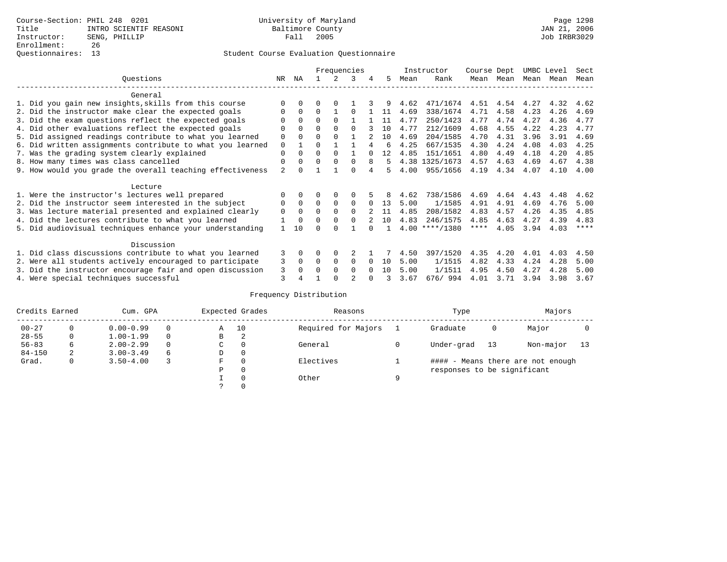Course-Section: PHIL 248 0201
Title: INTRO SCIENTIF REASONI
Instructor: SENG, PHILLIP
Enrollment: 26
Questionnaires: 13

University of Maryland
Baltimore County
Fall 2005

Page 1298
JAN 21, 2006
Job IRBR3029

## Student Course Evaluation Questionnaire

| Questions | NR | NA | 1 | 2 | 3 | 4 | 5 | Instructor Mean | Rank | Course Mean | Dept Mean | UMBC Mean | Level Mean | Sect Mean |
|---|---|---|---|---|---|---|---|---|---|---|---|---|---|---|
| **General** | | | | | | | | | | | | | | |
| 1. Did you gain new insights,skills from this course | 0 | 0 | 0 | 0 | 1 | 3 | 9 | 4.62 | 471/1674 | 4.51 | 4.54 | 4.27 | 4.32 | 4.62 |
| 2. Did the instructor make clear the expected goals | 0 | 0 | 0 | 1 | 0 | 1 | 11 | 4.69 | 338/1674 | 4.71 | 4.58 | 4.23 | 4.26 | 4.69 |
| 3. Did the exam questions reflect the expected goals | 0 | 0 | 0 | 0 | 1 | 1 | 11 | 4.77 | 250/1423 | 4.77 | 4.74 | 4.27 | 4.36 | 4.77 |
| 4. Did other evaluations reflect the expected goals | 0 | 0 | 0 | 0 | 0 | 3 | 10 | 4.77 | 212/1609 | 4.68 | 4.55 | 4.22 | 4.23 | 4.77 |
| 5. Did assigned readings contribute to what you learned | 0 | 0 | 0 | 0 | 1 | 2 | 10 | 4.69 | 204/1585 | 4.70 | 4.31 | 3.96 | 3.91 | 4.69 |
| 6. Did written assignments contribute to what you learned | 0 | 1 | 0 | 1 | 1 | 4 | 6 | 4.25 | 667/1535 | 4.30 | 4.24 | 4.08 | 4.03 | 4.25 |
| 7. Was the grading system clearly explained | 0 | 0 | 0 | 0 | 1 | 0 | 12 | 4.85 | 151/1651 | 4.80 | 4.49 | 4.18 | 4.20 | 4.85 |
| 8. How many times was class cancelled | 0 | 0 | 0 | 0 | 0 | 8 | 5 | 4.38 | 1325/1673 | 4.57 | 4.63 | 4.69 | 4.67 | 4.38 |
| 9. How would you grade the overall teaching effectiveness | 2 | 0 | 1 | 1 | 0 | 4 | 5 | 4.00 | 955/1656 | 4.19 | 4.34 | 4.07 | 4.10 | 4.00 |
| **Lecture** | | | | | | | | | | | | | | |
| 1. Were the instructor's lectures well prepared | 0 | 0 | 0 | 0 | 0 | 5 | 8 | 4.62 | 738/1586 | 4.69 | 4.64 | 4.43 | 4.48 | 4.62 |
| 2. Did the instructor seem interested in the subject | 0 | 0 | 0 | 0 | 0 | 0 | 13 | 5.00 | 1/1585 | 4.91 | 4.91 | 4.69 | 4.76 | 5.00 |
| 3. Was lecture material presented and explained clearly | 0 | 0 | 0 | 0 | 0 | 2 | 11 | 4.85 | 208/1582 | 4.83 | 4.57 | 4.26 | 4.35 | 4.85 |
| 4. Did the lectures contribute to what you learned | 1 | 0 | 0 | 0 | 0 | 2 | 10 | 4.83 | 246/1575 | 4.85 | 4.63 | 4.27 | 4.39 | 4.83 |
| 5. Did audiovisual techniques enhance your understanding | 1 | 10 | 0 | 0 | 1 | 0 | 1 | 4.00 | ****/1380 | **** | 4.05 | 3.94 | 4.03 | **** |
| **Discussion** | | | | | | | | | | | | | | |
| 1. Did class discussions contribute to what you learned | 3 | 0 | 0 | 0 | 2 | 1 | 7 | 4.50 | 397/1520 | 4.35 | 4.20 | 4.01 | 4.03 | 4.50 |
| 2. Were all students actively encouraged to participate | 3 | 0 | 0 | 0 | 0 | 0 | 10 | 5.00 | 1/1515 | 4.82 | 4.33 | 4.24 | 4.28 | 5.00 |
| 3. Did the instructor encourage fair and open discussion | 3 | 0 | 0 | 0 | 0 | 0 | 10 | 5.00 | 1/1511 | 4.95 | 4.50 | 4.27 | 4.28 | 5.00 |
| 4. Were special techniques successful | 3 | 4 | 1 | 0 | 2 | 0 | 3 | 3.67 | 676/ 994 | 4.01 | 3.71 | 3.94 | 3.98 | 3.67 |

## Frequency Distribution

| Credits Earned | | Cum. GPA | | Expected Grades | | Reasons | | Type | | Majors | |
|---|---|---|---|---|---|---|---|---|---|---|---|
| 00-27 | 0 | 0.00-0.99 | 0 | A | 10 | Required for Majors | 1 | Graduate | 0 | Major | 0 |
| 28-55 | 0 | 1.00-1.99 | 0 | B | 2 | | | | | | |
| 56-83 | 6 | 2.00-2.99 | 0 | C | 0 | General | 0 | Under-grad | 13 | Non-major | 13 |
| 84-150 | 2 | 3.00-3.49 | 6 | D | 0 | | | | | | |
| Grad. | 0 | 3.50-4.00 | 3 | F | 0 | Electives | 1 | #### - Means there are not enough responses to be significant | | | |
| | | | | P | 0 | | | | | | |
| | | | | I | 0 | Other | 9 | | | | |
| | | | | ? | 0 | | | | | | |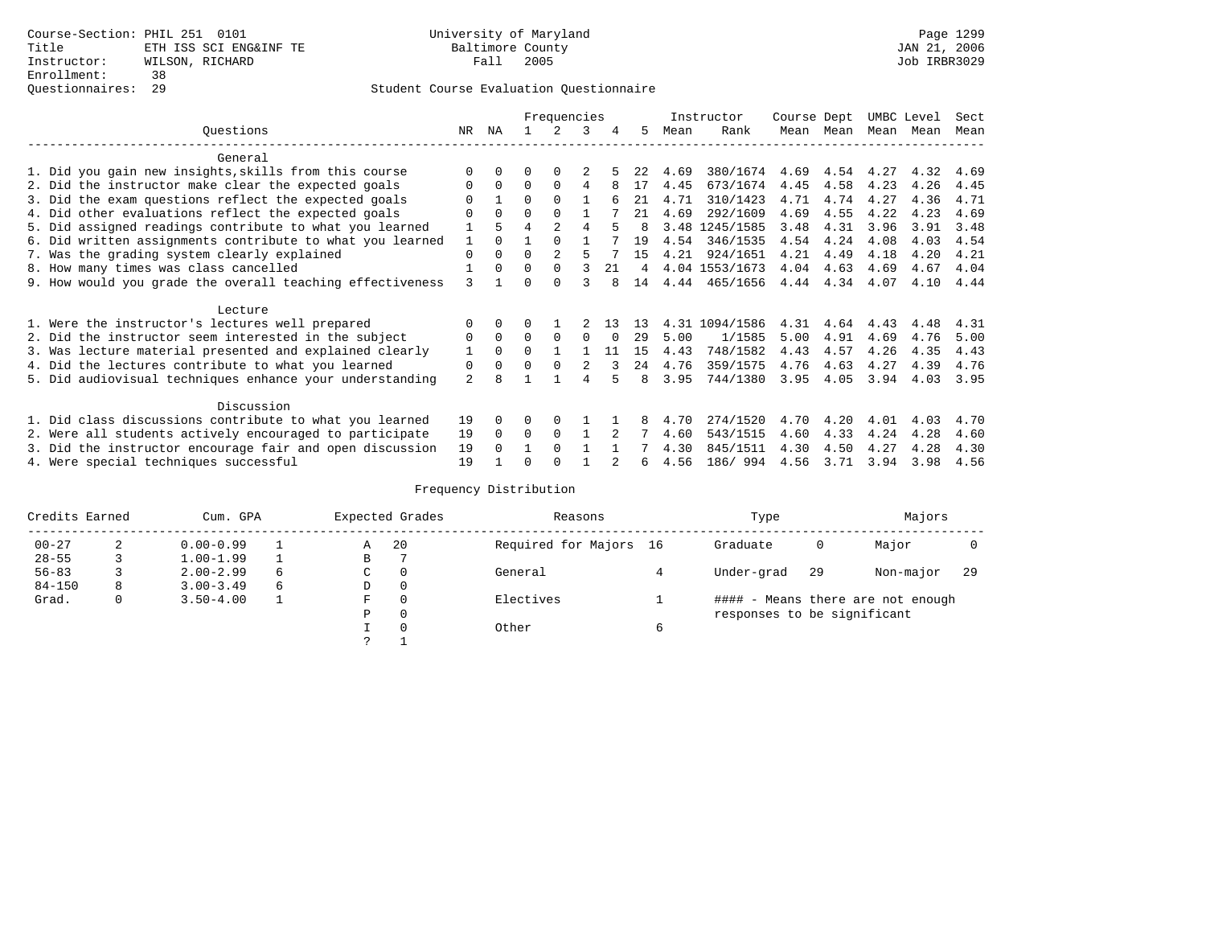Course-Section: PHIL 251 0101
Title: ETH ISS SCI ENG&INF TE
Instructor: WILSON, RICHARD
Enrollment: 38
Questionnaires: 29

University of Maryland
Baltimore County
Fall 2005

JAN 21, 2006
Job IRBR3029

## Student Course Evaluation Questionnaire

| Questions | NR | NA | 1 | 2 | 3 | 4 | 5 | Instructor Mean | Rank | Course Mean | Dept Mean | UMBC Mean | Level Mean | Sect Mean |
|---|---|---|---|---|---|---|---|---|---|---|---|---|---|---|
| **General** | | | | | | | | | | | | | | |
| 1. Did you gain new insights,skills from this course | 0 | 0 | 0 | 0 | 2 | 5 | 22 | 4.69 | 380/1674 | 4.69 | 4.54 | 4.27 | 4.32 | 4.69 |
| 2. Did the instructor make clear the expected goals | 0 | 0 | 0 | 0 | 4 | 8 | 17 | 4.45 | 673/1674 | 4.45 | 4.58 | 4.23 | 4.26 | 4.45 |
| 3. Did the exam questions reflect the expected goals | 0 | 1 | 0 | 0 | 1 | 6 | 21 | 4.71 | 310/1423 | 4.71 | 4.74 | 4.27 | 4.36 | 4.71 |
| 4. Did other evaluations reflect the expected goals | 0 | 0 | 0 | 0 | 1 | 7 | 21 | 4.69 | 292/1609 | 4.69 | 4.55 | 4.22 | 4.23 | 4.69 |
| 5. Did assigned readings contribute to what you learned | 1 | 5 | 4 | 2 | 4 | 5 | 8 | 3.48 | 1245/1585 | 3.48 | 4.31 | 3.96 | 3.91 | 3.48 |
| 6. Did written assignments contribute to what you learned | 1 | 0 | 1 | 0 | 1 | 7 | 19 | 4.54 | 346/1535 | 4.54 | 4.24 | 4.08 | 4.03 | 4.54 |
| 7. Was the grading system clearly explained | 0 | 0 | 0 | 2 | 5 | 7 | 15 | 4.21 | 924/1651 | 4.21 | 4.49 | 4.18 | 4.20 | 4.21 |
| 8. How many times was class cancelled | 1 | 0 | 0 | 0 | 3 | 21 | 4 | 4.04 | 1553/1673 | 4.04 | 4.63 | 4.69 | 4.67 | 4.04 |
| 9. How would you grade the overall teaching effectiveness | 3 | 1 | 0 | 0 | 3 | 8 | 14 | 4.44 | 465/1656 | 4.44 | 4.34 | 4.07 | 4.10 | 4.44 |
| **Lecture** | | | | | | | | | | | | | | |
| 1. Were the instructor's lectures well prepared | 0 | 0 | 0 | 1 | 2 | 13 | 13 | 4.31 | 1094/1586 | 4.31 | 4.64 | 4.43 | 4.48 | 4.31 |
| 2. Did the instructor seem interested in the subject | 0 | 0 | 0 | 0 | 0 | 0 | 29 | 5.00 | 1/1585 | 5.00 | 4.91 | 4.69 | 4.76 | 5.00 |
| 3. Was lecture material presented and explained clearly | 1 | 0 | 0 | 1 | 1 | 11 | 15 | 4.43 | 748/1582 | 4.43 | 4.57 | 4.26 | 4.35 | 4.43 |
| 4. Did the lectures contribute to what you learned | 0 | 0 | 0 | 0 | 2 | 3 | 24 | 4.76 | 359/1575 | 4.76 | 4.63 | 4.27 | 4.39 | 4.76 |
| 5. Did audiovisual techniques enhance your understanding | 2 | 8 | 1 | 1 | 4 | 5 | 8 | 3.95 | 744/1380 | 3.95 | 4.05 | 3.94 | 4.03 | 3.95 |
| **Discussion** | | | | | | | | | | | | | | |
| 1. Did class discussions contribute to what you learned | 19 | 0 | 0 | 0 | 1 | 1 | 8 | 4.70 | 274/1520 | 4.70 | 4.20 | 4.01 | 4.03 | 4.70 |
| 2. Were all students actively encouraged to participate | 19 | 0 | 0 | 0 | 1 | 2 | 7 | 4.60 | 543/1515 | 4.60 | 4.33 | 4.24 | 4.28 | 4.60 |
| 3. Did the instructor encourage fair and open discussion | 19 | 0 | 1 | 0 | 1 | 1 | 7 | 4.30 | 845/1511 | 4.30 | 4.50 | 4.27 | 4.28 | 4.30 |
| 4. Were special techniques successful | 19 | 1 | 0 | 0 | 1 | 2 | 6 | 4.56 | 186/ 994 | 4.56 | 3.71 | 3.94 | 3.98 | 4.56 |

## Frequency Distribution

| Credits Earned | | Cum. GPA | | Expected Grades | | Reasons | | Type | | Majors | |
|---|---|---|---|---|---|---|---|---|---|---|---|
| 00-27 | 2 | 0.00-0.99 | 1 | A | 20 | Required for Majors | 16 | Graduate | 0 | Major | 0 |
| 28-55 | 3 | 1.00-1.99 | 1 | B | 7 | | | | | | |
| 56-83 | 3 | 2.00-2.99 | 6 | C | 0 | General | 4 | Under-grad | 29 | Non-major | 29 |
| 84-150 | 8 | 3.00-3.49 | 6 | D | 0 | | | | | | |
| Grad. | 0 | 3.50-4.00 | 1 | F | 0 | Electives | 1 | #### - Means there are not enough responses to be significant | | | |
| | | | | P | 0 | | | | | | |
| | | | | I | 0 | Other | 6 | | | | |
| | | | | ? | 1 | | | | | | |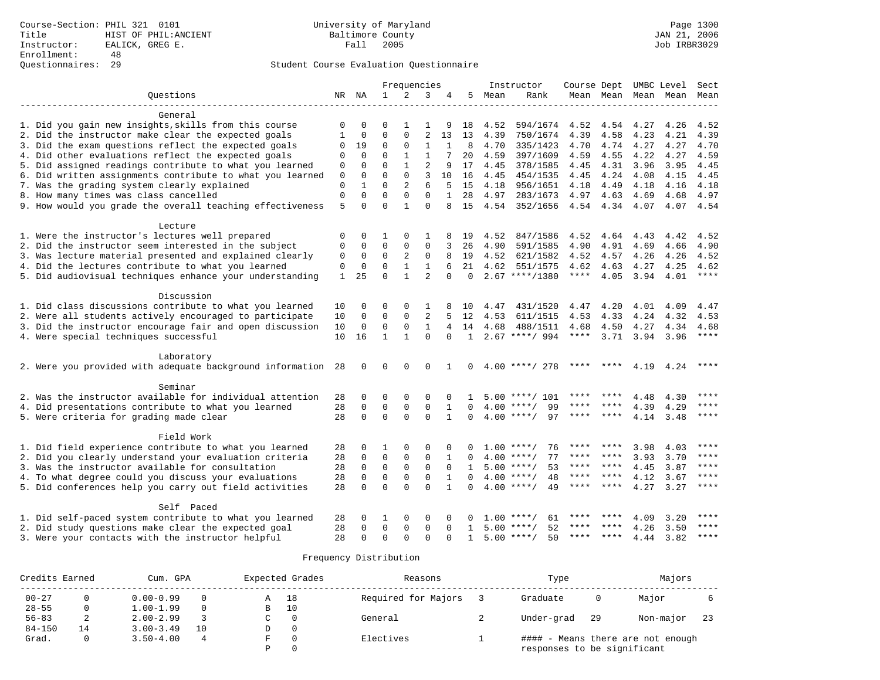Course-Section: PHIL 321 0101
Title: HIST OF PHIL:ANCIENT
Instructor: EALICK, GREG E.
Enrollment: 48
Questionnaires: 29

University of Maryland
Baltimore County
Fall 2005

JAN 21, 2006
Job IRBR3029

## Student Course Evaluation Questionnaire

| Questions | NR | NA | 1 | 2 | 3 | 4 | 5 | Instructor Mean | Instructor Rank | Course Mean | Dept Mean | UMBC Mean | Level Mean | Sect Mean |
|---|---|---|---|---|---|---|---|---|---|---|---|---|---|---|
| **General** | | | | | | | | | | | | | | |
| 1. Did you gain new insights,skills from this course | 0 | 0 | 0 | 1 | 1 | 9 | 18 | 4.52 | 594/1674 | 4.52 | 4.54 | 4.27 | 4.26 | 4.52 |
| 2. Did the instructor make clear the expected goals | 1 | 0 | 0 | 0 | 2 | 13 | 13 | 4.39 | 750/1674 | 4.39 | 4.58 | 4.23 | 4.21 | 4.39 |
| 3. Did the exam questions reflect the expected goals | 0 | 19 | 0 | 0 | 1 | 1 | 8 | 4.70 | 335/1423 | 4.70 | 4.74 | 4.27 | 4.27 | 4.70 |
| 4. Did other evaluations reflect the expected goals | 0 | 0 | 0 | 1 | 1 | 7 | 20 | 4.59 | 397/1609 | 4.59 | 4.55 | 4.22 | 4.27 | 4.59 |
| 5. Did assigned readings contribute to what you learned | 0 | 0 | 0 | 1 | 2 | 9 | 17 | 4.45 | 378/1585 | 4.45 | 4.31 | 3.96 | 3.95 | 4.45 |
| 6. Did written assignments contribute to what you learned | 0 | 0 | 0 | 0 | 3 | 10 | 16 | 4.45 | 454/1535 | 4.45 | 4.24 | 4.08 | 4.15 | 4.45 |
| 7. Was the grading system clearly explained | 0 | 1 | 0 | 2 | 6 | 5 | 15 | 4.18 | 956/1651 | 4.18 | 4.49 | 4.18 | 4.16 | 4.18 |
| 8. How many times was class cancelled | 0 | 0 | 0 | 0 | 0 | 1 | 28 | 4.97 | 283/1673 | 4.97 | 4.63 | 4.69 | 4.68 | 4.97 |
| 9. How would you grade the overall teaching effectiveness | 5 | 0 | 0 | 1 | 0 | 8 | 15 | 4.54 | 352/1656 | 4.54 | 4.34 | 4.07 | 4.07 | 4.54 |
| **Lecture** | | | | | | | | | | | | | | |
| 1. Were the instructor's lectures well prepared | 0 | 0 | 1 | 0 | 1 | 8 | 19 | 4.52 | 847/1586 | 4.52 | 4.64 | 4.43 | 4.42 | 4.52 |
| 2. Did the instructor seem interested in the subject | 0 | 0 | 0 | 0 | 0 | 3 | 26 | 4.90 | 591/1585 | 4.90 | 4.91 | 4.69 | 4.66 | 4.90 |
| 3. Was lecture material presented and explained clearly | 0 | 0 | 0 | 2 | 0 | 8 | 19 | 4.52 | 621/1582 | 4.52 | 4.57 | 4.26 | 4.26 | 4.52 |
| 4. Did the lectures contribute to what you learned | 0 | 0 | 0 | 1 | 1 | 6 | 21 | 4.62 | 551/1575 | 4.62 | 4.63 | 4.27 | 4.25 | 4.62 |
| 5. Did audiovisual techniques enhance your understanding | 1 | 25 | 0 | 1 | 2 | 0 | 0 | 2.67 | ****/1380 | **** | 4.05 | 3.94 | 4.01 | **** |
| **Discussion** | | | | | | | | | | | | | | |
| 1. Did class discussions contribute to what you learned | 10 | 0 | 0 | 0 | 1 | 8 | 10 | 4.47 | 431/1520 | 4.47 | 4.20 | 4.01 | 4.09 | 4.47 |
| 2. Were all students actively encouraged to participate | 10 | 0 | 0 | 0 | 2 | 5 | 12 | 4.53 | 611/1515 | 4.53 | 4.33 | 4.24 | 4.32 | 4.53 |
| 3. Did the instructor encourage fair and open discussion | 10 | 0 | 0 | 0 | 1 | 4 | 14 | 4.68 | 488/1511 | 4.68 | 4.50 | 4.27 | 4.34 | 4.68 |
| 4. Were special techniques successful | 10 | 16 | 1 | 1 | 0 | 0 | 1 | 2.67 | ****/ 994 | **** | 3.71 | 3.94 | 3.96 | **** |
| **Laboratory** | | | | | | | | | | | | | | |
| 2. Were you provided with adequate background information | 28 | 0 | 0 | 0 | 0 | 1 | 0 | 4.00 | ****/ 278 | **** | **** | 4.19 | 4.24 | **** |
| **Seminar** | | | | | | | | | | | | | | |
| 2. Was the instructor available for individual attention | 28 | 0 | 0 | 0 | 0 | 0 | 1 | 5.00 | ****/ 101 | **** | **** | 4.48 | 4.30 | **** |
| 4. Did presentations contribute to what you learned | 28 | 0 | 0 | 0 | 0 | 1 | 0 | 4.00 | ****/ 99 | **** | **** | 4.39 | 4.29 | **** |
| 5. Were criteria for grading made clear | 28 | 0 | 0 | 0 | 0 | 1 | 0 | 4.00 | ****/ 97 | **** | **** | 4.14 | 3.48 | **** |
| **Field Work** | | | | | | | | | | | | | | |
| 1. Did field experience contribute to what you learned | 28 | 0 | 1 | 0 | 0 | 0 | 0 | 1.00 | ****/ 76 | **** | **** | 3.98 | 4.03 | **** |
| 2. Did you clearly understand your evaluation criteria | 28 | 0 | 0 | 0 | 0 | 1 | 0 | 4.00 | ****/ 77 | **** | **** | 3.93 | 3.70 | **** |
| 3. Was the instructor available for consultation | 28 | 0 | 0 | 0 | 0 | 0 | 1 | 5.00 | ****/ 53 | **** | **** | 4.45 | 3.87 | **** |
| 4. To what degree could you discuss your evaluations | 28 | 0 | 0 | 0 | 0 | 1 | 0 | 4.00 | ****/ 48 | **** | **** | 4.12 | 3.67 | **** |
| 5. Did conferences help you carry out field activities | 28 | 0 | 0 | 0 | 0 | 1 | 0 | 4.00 | ****/ 49 | **** | **** | 4.27 | 3.27 | **** |
| **Self Paced** | | | | | | | | | | | | | | |
| 1. Did self-paced system contribute to what you learned | 28 | 0 | 1 | 0 | 0 | 0 | 0 | 1.00 | ****/ 61 | **** | **** | 4.09 | 3.20 | **** |
| 2. Did study questions make clear the expected goal | 28 | 0 | 0 | 0 | 0 | 0 | 1 | 5.00 | ****/ 52 | **** | **** | 4.26 | 3.50 | **** |
| 3. Were your contacts with the instructor helpful | 28 | 0 | 0 | 0 | 0 | 0 | 1 | 5.00 | ****/ 50 | **** | **** | 4.44 | 3.82 | **** |

## Frequency Distribution

| Credits Earned | | Cum. GPA | | Expected Grades | | Reasons | | Type | | Majors | |
|---|---|---|---|---|---|---|---|---|---|---|---|
| 00-27 | 0 | 0.00-0.99 | 0 | A | 18 | Required for Majors | 3 | Graduate | 0 | Major | 6 |
| 28-55 | 0 | 1.00-1.99 | 0 | B | 10 | | | | | | |
| 56-83 | 2 | 2.00-2.99 | 3 | C | 0 | General | 2 | Under-grad | 29 | Non-major | 23 |
| 84-150 | 14 | 3.00-3.49 | 10 | D | 0 | | | | | | |
| Grad. | 0 | 3.50-4.00 | 4 | F | 0 | Electives | 1 | #### - Means there are not enough responses to be significant | | | |
| | | | | P | 0 | | | | | | |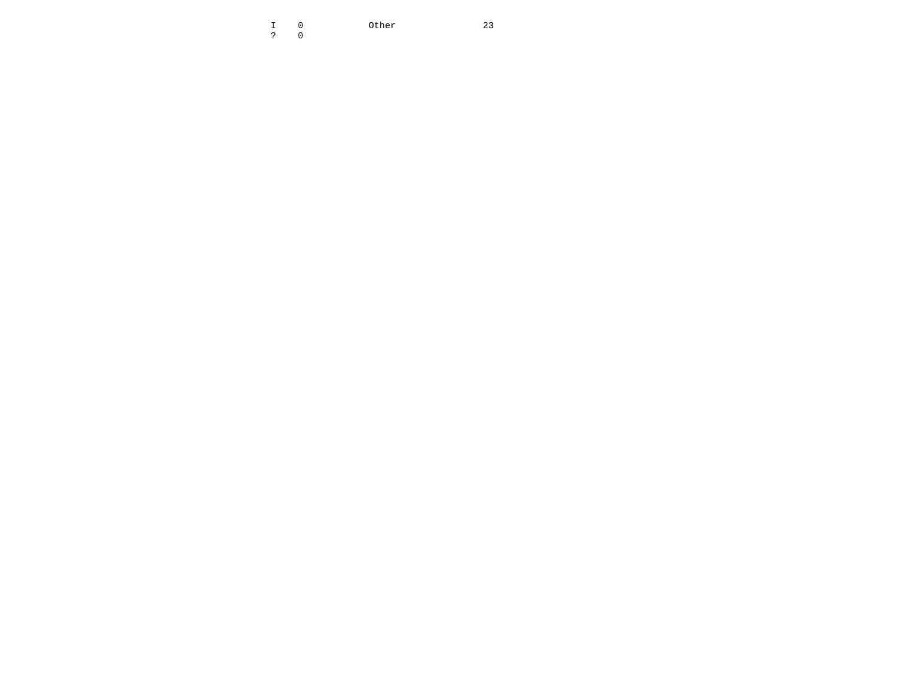| | | | |
|---|---|---|---|
| I | 0 | Other | 23 |
| ? | 0 | | |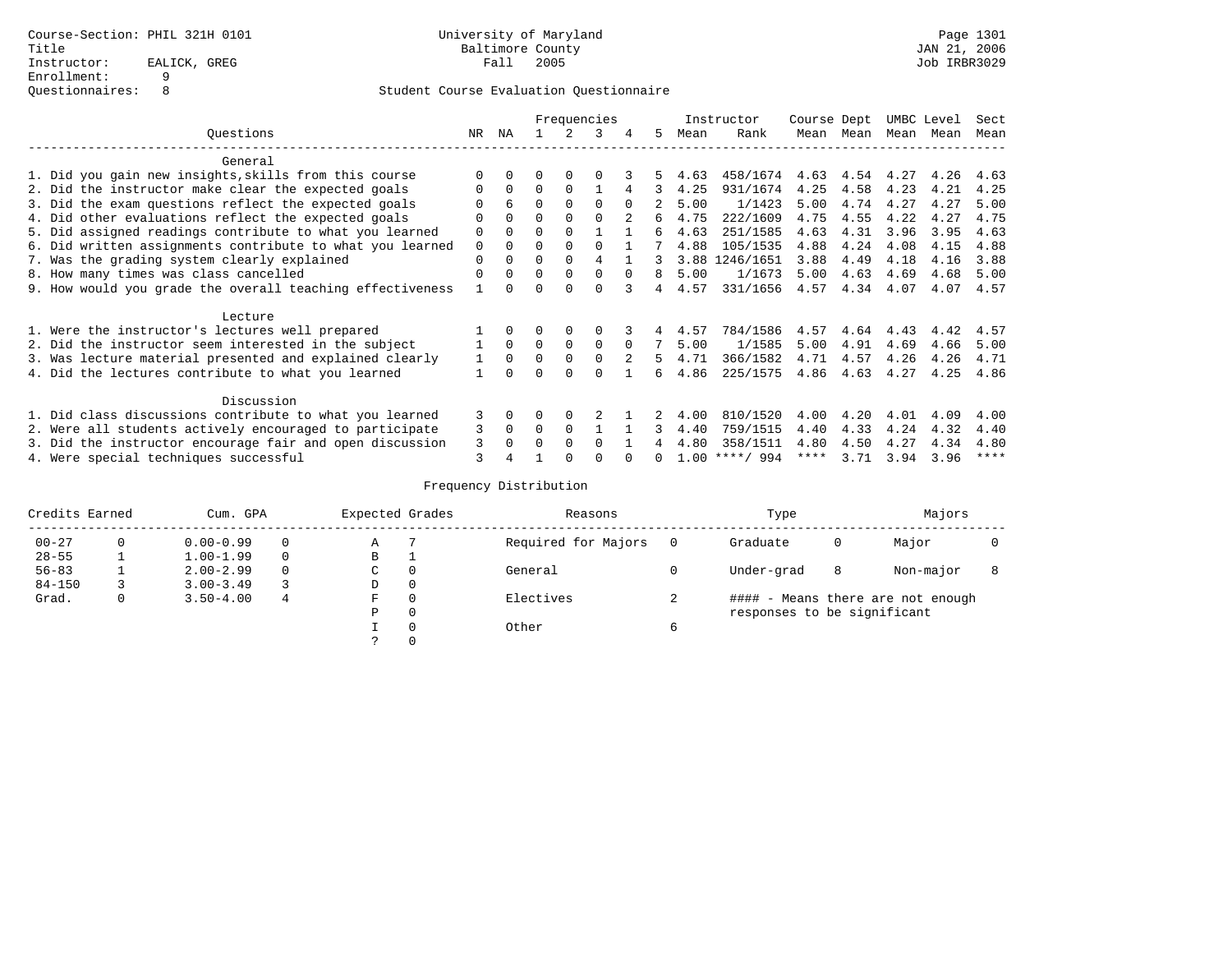Course-Section: PHIL 321H 0101
Title
Instructor: EALICK, GREG
Enrollment: 9
Questionnaires: 8

University of Maryland
Baltimore County
Fall 2005

Student Course Evaluation Questionnaire

JAN 21, 2006
Job IRBR3029

| Questions | NR | NA | 1 | 2 | 3 | 4 | 5 | Instructor Mean | Instructor Rank | Course Mean | Dept Mean | UMBC Mean | Level Mean | Sect Mean |
|---|---|---|---|---|---|---|---|---|---|---|---|---|---|---|
| **General** | | | | | | | | | | | | | | |
| 1. Did you gain new insights,skills from this course | 0 | 0 | 0 | 0 | 0 | 3 | 5 | 4.63 | 458/1674 | 4.63 | 4.54 | 4.27 | 4.26 | 4.63 |
| 2. Did the instructor make clear the expected goals | 0 | 0 | 0 | 0 | 1 | 4 | 3 | 4.25 | 931/1674 | 4.25 | 4.58 | 4.23 | 4.21 | 4.25 |
| 3. Did the exam questions reflect the expected goals | 0 | 6 | 0 | 0 | 0 | 0 | 2 | 5.00 | 1/1423 | 5.00 | 4.74 | 4.27 | 4.27 | 5.00 |
| 4. Did other evaluations reflect the expected goals | 0 | 0 | 0 | 0 | 0 | 2 | 6 | 4.75 | 222/1609 | 4.75 | 4.55 | 4.22 | 4.27 | 4.75 |
| 5. Did assigned readings contribute to what you learned | 0 | 0 | 0 | 0 | 1 | 1 | 6 | 4.63 | 251/1585 | 4.63 | 4.31 | 3.96 | 3.95 | 4.63 |
| 6. Did written assignments contribute to what you learned | 0 | 0 | 0 | 0 | 0 | 1 | 7 | 4.88 | 105/1535 | 4.88 | 4.24 | 4.08 | 4.15 | 4.88 |
| 7. Was the grading system clearly explained | 0 | 0 | 0 | 0 | 4 | 1 | 3 | 3.88 | 1246/1651 | 3.88 | 4.49 | 4.18 | 4.16 | 3.88 |
| 8. How many times was class cancelled | 0 | 0 | 0 | 0 | 0 | 0 | 8 | 5.00 | 1/1673 | 5.00 | 4.63 | 4.69 | 4.68 | 5.00 |
| 9. How would you grade the overall teaching effectiveness | 1 | 0 | 0 | 0 | 0 | 3 | 4 | 4.57 | 331/1656 | 4.57 | 4.34 | 4.07 | 4.07 | 4.57 |
| **Lecture** | | | | | | | | | | | | | | |
| 1. Were the instructor's lectures well prepared | 1 | 0 | 0 | 0 | 0 | 3 | 4 | 4.57 | 784/1586 | 4.57 | 4.64 | 4.43 | 4.42 | 4.57 |
| 2. Did the instructor seem interested in the subject | 1 | 0 | 0 | 0 | 0 | 0 | 7 | 5.00 | 1/1585 | 5.00 | 4.91 | 4.69 | 4.66 | 5.00 |
| 3. Was lecture material presented and explained clearly | 1 | 0 | 0 | 0 | 0 | 2 | 5 | 4.71 | 366/1582 | 4.71 | 4.57 | 4.26 | 4.26 | 4.71 |
| 4. Did the lectures contribute to what you learned | 1 | 0 | 0 | 0 | 0 | 1 | 6 | 4.86 | 225/1575 | 4.86 | 4.63 | 4.27 | 4.25 | 4.86 |
| **Discussion** | | | | | | | | | | | | | | |
| 1. Did class discussions contribute to what you learned | 3 | 0 | 0 | 0 | 2 | 1 | 2 | 4.00 | 810/1520 | 4.00 | 4.20 | 4.01 | 4.09 | 4.00 |
| 2. Were all students actively encouraged to participate | 3 | 0 | 0 | 0 | 1 | 1 | 3 | 4.40 | 759/1515 | 4.40 | 4.33 | 4.24 | 4.32 | 4.40 |
| 3. Did the instructor encourage fair and open discussion | 3 | 0 | 0 | 0 | 0 | 1 | 4 | 4.80 | 358/1511 | 4.80 | 4.50 | 4.27 | 4.34 | 4.80 |
| 4. Were special techniques successful | 3 | 4 | 1 | 0 | 0 | 0 | 0 | 1.00 | ****/ 994 | **** | 3.71 | 3.94 | 3.96 | **** |

## Frequency Distribution

| Credits Earned | | Cum. GPA | | Expected Grades | | Reasons | | Type | | Majors | |
|---|---|---|---|---|---|---|---|---|---|---|---|
| 00-27 | 0 | 0.00-0.99 | 0 | A | 7 | Required for Majors | 0 | Graduate | 0 | Major | 0 |
| 28-55 | 1 | 1.00-1.99 | 0 | B | 1 | | | | | | |
| 56-83 | 1 | 2.00-2.99 | 0 | C | 0 | General | 0 | Under-grad | 8 | Non-major | 8 |
| 84-150 | 3 | 3.00-3.49 | 3 | D | 0 | | | | | | |
| Grad. | 0 | 3.50-4.00 | 4 | F | 0 | Electives | 2 | #### - Means there are not enough responses to be significant | | | |
| | | | | P | 0 | | | | | | |
| | | | | I | 0 | Other | 6 | | | | |
| | | | | ? | 0 | | | | | | |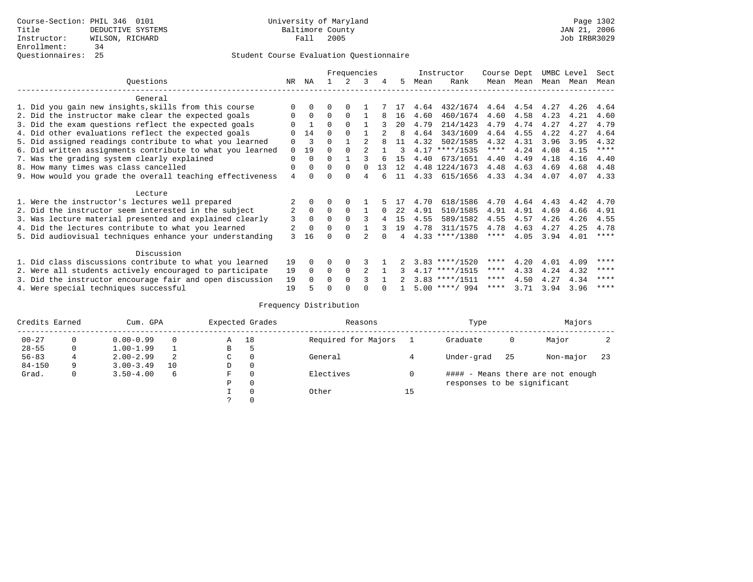Course-Section: PHIL 346 0101
Title: DEDUCTIVE SYSTEMS
Instructor: WILSON, RICHARD
Enrollment: 34
Questionnaires: 25

University of Maryland
Baltimore County
Fall 2005

JAN 21, 2006
Job IRBR3029

## Student Course Evaluation Questionnaire

| Questions | NR | NA | 1 | 2 | 3 | 4 | 5 | Instructor Mean | Instructor Rank | Course Mean | Dept Mean | UMBC Mean | Level Mean | Sect Mean |
|---|---|---|---|---|---|---|---|---|---|---|---|---|---|---|
| **General** | | | | | | | | | | | | | | |
| 1. Did you gain new insights,skills from this course | 0 | 0 | 0 | 0 | 1 | 7 | 17 | 4.64 | 432/1674 | 4.64 | 4.54 | 4.27 | 4.26 | 4.64 |
| 2. Did the instructor make clear the expected goals | 0 | 0 | 0 | 0 | 1 | 8 | 16 | 4.60 | 460/1674 | 4.60 | 4.58 | 4.23 | 4.21 | 4.60 |
| 3. Did the exam questions reflect the expected goals | 0 | 1 | 0 | 0 | 1 | 3 | 20 | 4.79 | 214/1423 | 4.79 | 4.74 | 4.27 | 4.27 | 4.79 |
| 4. Did other evaluations reflect the expected goals | 0 | 14 | 0 | 0 | 1 | 2 | 8 | 4.64 | 343/1609 | 4.64 | 4.55 | 4.22 | 4.27 | 4.64 |
| 5. Did assigned readings contribute to what you learned | 0 | 3 | 0 | 1 | 2 | 8 | 11 | 4.32 | 502/1585 | 4.32 | 4.31 | 3.96 | 3.95 | 4.32 |
| 6. Did written assignments contribute to what you learned | 0 | 19 | 0 | 0 | 2 | 1 | 3 | 4.17 | ****/1535 | **** | 4.24 | 4.08 | 4.15 | **** |
| 7. Was the grading system clearly explained | 0 | 0 | 0 | 1 | 3 | 6 | 15 | 4.40 | 673/1651 | 4.40 | 4.49 | 4.18 | 4.16 | 4.40 |
| 8. How many times was class cancelled | 0 | 0 | 0 | 0 | 0 | 13 | 12 | 4.48 | 1224/1673 | 4.48 | 4.63 | 4.69 | 4.68 | 4.48 |
| 9. How would you grade the overall teaching effectiveness | 4 | 0 | 0 | 0 | 4 | 6 | 11 | 4.33 | 615/1656 | 4.33 | 4.34 | 4.07 | 4.07 | 4.33 |
| **Lecture** | | | | | | | | | | | | | | |
| 1. Were the instructor's lectures well prepared | 2 | 0 | 0 | 0 | 1 | 5 | 17 | 4.70 | 618/1586 | 4.70 | 4.64 | 4.43 | 4.42 | 4.70 |
| 2. Did the instructor seem interested in the subject | 2 | 0 | 0 | 0 | 1 | 0 | 22 | 4.91 | 510/1585 | 4.91 | 4.91 | 4.69 | 4.66 | 4.91 |
| 3. Was lecture material presented and explained clearly | 3 | 0 | 0 | 0 | 3 | 4 | 15 | 4.55 | 589/1582 | 4.55 | 4.57 | 4.26 | 4.26 | 4.55 |
| 4. Did the lectures contribute to what you learned | 2 | 0 | 0 | 0 | 1 | 3 | 19 | 4.78 | 311/1575 | 4.78 | 4.63 | 4.27 | 4.25 | 4.78 |
| 5. Did audiovisual techniques enhance your understanding | 3 | 16 | 0 | 0 | 2 | 0 | 4 | 4.33 | ****/1380 | **** | 4.05 | 3.94 | 4.01 | **** |
| **Discussion** | | | | | | | | | | | | | | |
| 1. Did class discussions contribute to what you learned | 19 | 0 | 0 | 0 | 3 | 1 | 2 | 3.83 | ****/1520 | **** | 4.20 | 4.01 | 4.09 | **** |
| 2. Were all students actively encouraged to participate | 19 | 0 | 0 | 0 | 2 | 1 | 3 | 4.17 | ****/1515 | **** | 4.33 | 4.24 | 4.32 | **** |
| 3. Did the instructor encourage fair and open discussion | 19 | 0 | 0 | 0 | 3 | 1 | 2 | 3.83 | ****/1511 | **** | 4.50 | 4.27 | 4.34 | **** |
| 4. Were special techniques successful | 19 | 5 | 0 | 0 | 0 | 0 | 1 | 5.00 | ****/ 994 | **** | 3.71 | 3.94 | 3.96 | **** |

## Frequency Distribution

| Credits Earned | | Cum. GPA | | Expected Grades | | Reasons | | Type | | Majors | |
|---|---|---|---|---|---|---|---|---|---|---|---|
| 00-27 | 0 | 0.00-0.99 | 0 | A | 18 | Required for Majors | 1 | Graduate | 0 | Major | 2 |
| 28-55 | 0 | 1.00-1.99 | 1 | B | 5 | | | | | | |
| 56-83 | 4 | 2.00-2.99 | 2 | C | 0 | General | 4 | Under-grad | 25 | Non-major | 23 |
| 84-150 | 9 | 3.00-3.49 | 10 | D | 0 | | | | | | |
| Grad. | 0 | 3.50-4.00 | 6 | F | 0 | Electives | 0 | | | | |
| | | | | P | 0 | | | | | | |
| | | | | I | 0 | Other | 15 | | | | |
| | | | | ? | 0 | | | | | | |

#### - Means there are not enough responses to be significant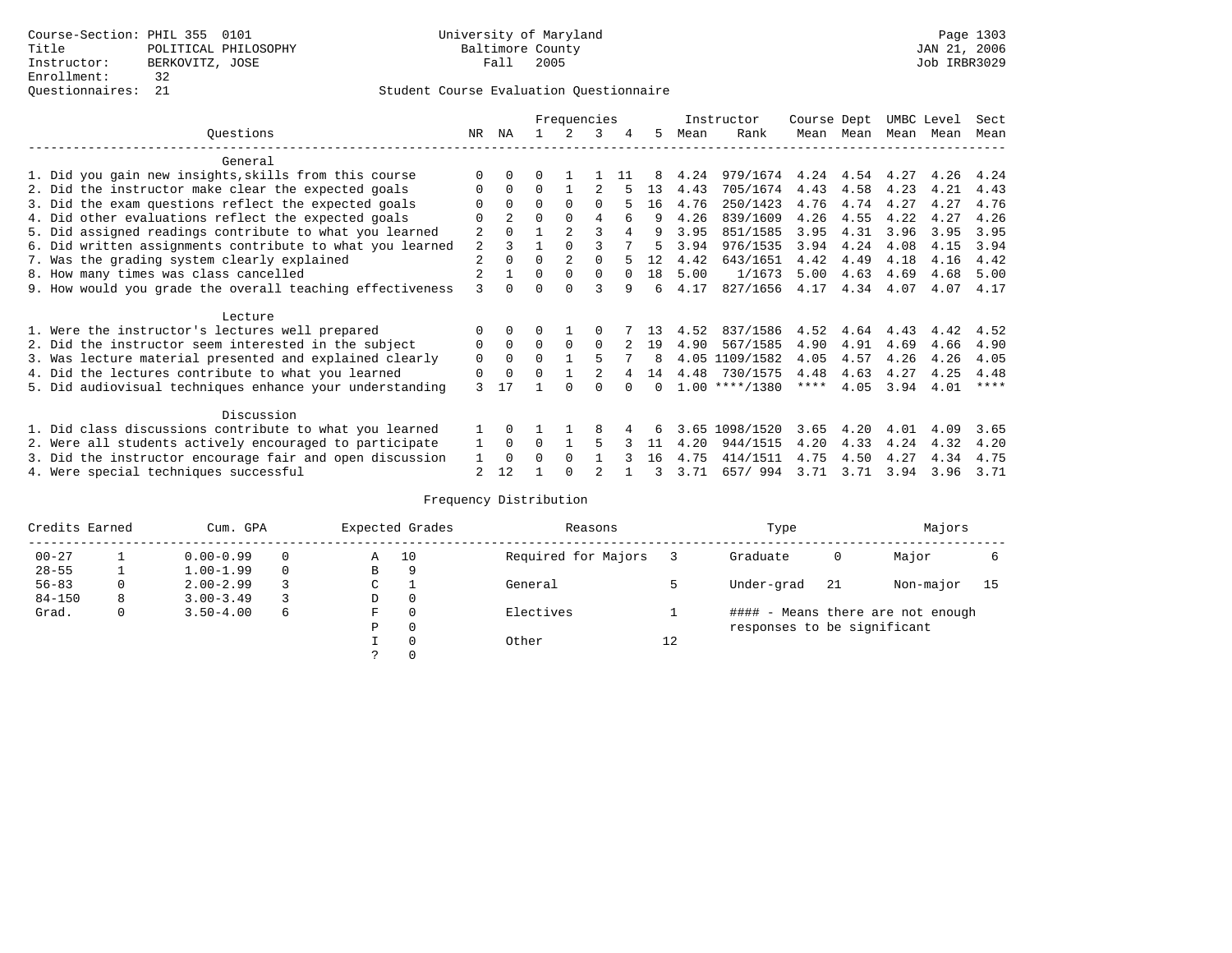Course-Section: PHIL 355 0101
Title: POLITICAL PHILOSOPHY
Instructor: BERKOVITZ, JOSE
Enrollment: 32
Questionnaires: 21

University of Maryland
Baltimore County
Fall 2005

Page 1303
JAN 21, 2006
Job IRBR3029

## Student Course Evaluation Questionnaire

| Questions | NR | NA | 1 | 2 | 3 | 4 | 5 | Instructor Mean | Instructor Rank | Course Mean | Dept Mean | UMBC Mean | Level Mean | Sect Mean |
|---|---|---|---|---|---|---|---|---|---|---|---|---|---|---|
| **General** | | | | | | | | | | | | | | |
| 1. Did you gain new insights,skills from this course | 0 | 0 | 0 | 1 | 1 | 11 | 8 | 4.24 | 979/1674 | 4.24 | 4.54 | 4.27 | 4.26 | 4.24 |
| 2. Did the instructor make clear the expected goals | 0 | 0 | 0 | 1 | 2 | 5 | 13 | 4.43 | 705/1674 | 4.43 | 4.58 | 4.23 | 4.21 | 4.43 |
| 3. Did the exam questions reflect the expected goals | 0 | 0 | 0 | 0 | 0 | 5 | 16 | 4.76 | 250/1423 | 4.76 | 4.74 | 4.27 | 4.27 | 4.76 |
| 4. Did other evaluations reflect the expected goals | 0 | 2 | 0 | 0 | 4 | 6 | 9 | 4.26 | 839/1609 | 4.26 | 4.55 | 4.22 | 4.27 | 4.26 |
| 5. Did assigned readings contribute to what you learned | 2 | 0 | 1 | 2 | 3 | 4 | 9 | 3.95 | 851/1585 | 3.95 | 4.31 | 3.96 | 3.95 | 3.95 |
| 6. Did written assignments contribute to what you learned | 2 | 3 | 1 | 0 | 3 | 7 | 5 | 3.94 | 976/1535 | 3.94 | 4.24 | 4.08 | 4.15 | 3.94 |
| 7. Was the grading system clearly explained | 2 | 0 | 0 | 2 | 0 | 5 | 12 | 4.42 | 643/1651 | 4.42 | 4.49 | 4.18 | 4.16 | 4.42 |
| 8. How many times was class cancelled | 2 | 1 | 0 | 0 | 0 | 0 | 18 | 5.00 | 1/1673 | 5.00 | 4.63 | 4.69 | 4.68 | 5.00 |
| 9. How would you grade the overall teaching effectiveness | 3 | 0 | 0 | 0 | 3 | 9 | 6 | 4.17 | 827/1656 | 4.17 | 4.34 | 4.07 | 4.07 | 4.17 |
| **Lecture** | | | | | | | | | | | | | | |
| 1. Were the instructor's lectures well prepared | 0 | 0 | 0 | 1 | 0 | 7 | 13 | 4.52 | 837/1586 | 4.52 | 4.64 | 4.43 | 4.42 | 4.52 |
| 2. Did the instructor seem interested in the subject | 0 | 0 | 0 | 0 | 0 | 2 | 19 | 4.90 | 567/1585 | 4.90 | 4.91 | 4.69 | 4.66 | 4.90 |
| 3. Was lecture material presented and explained clearly | 0 | 0 | 0 | 1 | 5 | 7 | 8 | 4.05 | 1109/1582 | 4.05 | 4.57 | 4.26 | 4.26 | 4.05 |
| 4. Did the lectures contribute to what you learned | 0 | 0 | 0 | 1 | 2 | 4 | 14 | 4.48 | 730/1575 | 4.48 | 4.63 | 4.27 | 4.25 | 4.48 |
| 5. Did audiovisual techniques enhance your understanding | 3 | 17 | 1 | 0 | 0 | 0 | 0 | 1.00 | ****/1380 | **** | 4.05 | 3.94 | 4.01 | **** |
| **Discussion** | | | | | | | | | | | | | | |
| 1. Did class discussions contribute to what you learned | 1 | 0 | 1 | 1 | 8 | 4 | 6 | 3.65 | 1098/1520 | 3.65 | 4.20 | 4.01 | 4.09 | 3.65 |
| 2. Were all students actively encouraged to participate | 1 | 0 | 0 | 1 | 5 | 3 | 11 | 4.20 | 944/1515 | 4.20 | 4.33 | 4.24 | 4.32 | 4.20 |
| 3. Did the instructor encourage fair and open discussion | 1 | 0 | 0 | 0 | 1 | 3 | 16 | 4.75 | 414/1511 | 4.75 | 4.50 | 4.27 | 4.34 | 4.75 |
| 4. Were special techniques successful | 2 | 12 | 1 | 0 | 2 | 1 | 3 | 3.71 | 657/ 994 | 3.71 | 3.71 | 3.94 | 3.96 | 3.71 |

## Frequency Distribution

| Credits Earned | | Cum. GPA | | Expected Grades | | Reasons | | Type | | Majors | |
|---|---|---|---|---|---|---|---|---|---|---|---|
| 00-27 | 1 | 0.00-0.99 | 0 | A | 10 | Required for Majors | 3 | Graduate | 0 | Major | 6 |
| 28-55 | 1 | 1.00-1.99 | 0 | B | 9 | | | | | | |
| 56-83 | 0 | 2.00-2.99 | 3 | C | 1 | General | 5 | Under-grad | 21 | Non-major | 15 |
| 84-150 | 8 | 3.00-3.49 | 3 | D | 0 | | | | | | |
| Grad. | 0 | 3.50-4.00 | 6 | F | 0 | Electives | 1 | | | | |
| | | | | P | 0 | | | | | | |
| | | | | I | 0 | Other | 12 | | | | |
| | | | | ? | 0 | | | | | | |

#### - Means there are not enough responses to be significant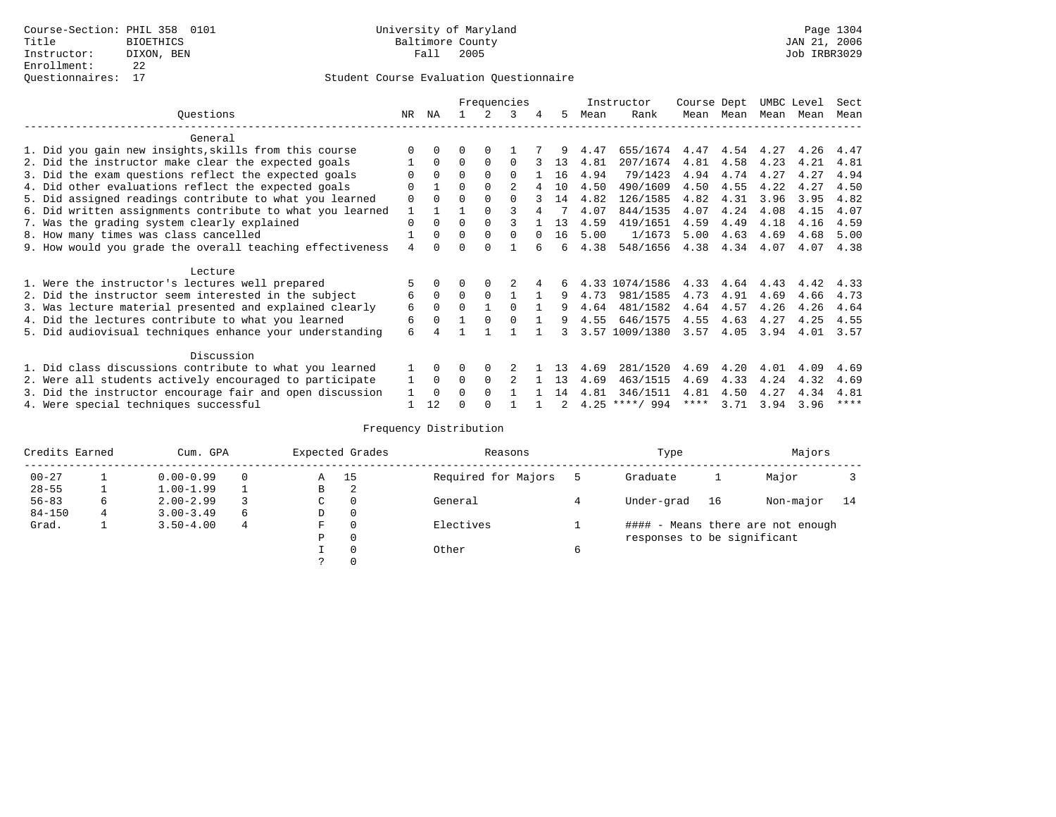Course-Section: PHIL 358 0101
Title: BIOETHICS
Instructor: DIXON, BEN
Enrollment: 22
Questionnaires: 17

University of Maryland
Baltimore County
Fall 2005

JAN 21, 2006
Job IRBR3029

## Student Course Evaluation Questionnaire

| Questions | NR | NA | 1 | 2 | 3 | 4 | 5 | Instructor Mean | Rank | Course Mean | Dept Mean | UMBC Mean | Level Mean | Sect Mean |
|---|---|---|---|---|---|---|---|---|---|---|---|---|---|---|
| **General** | | | | | | | | | | | | | | |
| 1. Did you gain new insights,skills from this course | 0 | 0 | 0 | 0 | 1 | 7 | 9 | 4.47 | 655/1674 | 4.47 | 4.54 | 4.27 | 4.26 | 4.47 |
| 2. Did the instructor make clear the expected goals | 1 | 0 | 0 | 0 | 0 | 3 | 13 | 4.81 | 207/1674 | 4.81 | 4.58 | 4.23 | 4.21 | 4.81 |
| 3. Did the exam questions reflect the expected goals | 0 | 0 | 0 | 0 | 0 | 1 | 16 | 4.94 | 79/1423 | 4.94 | 4.74 | 4.27 | 4.27 | 4.94 |
| 4. Did other evaluations reflect the expected goals | 0 | 1 | 0 | 0 | 2 | 4 | 10 | 4.50 | 490/1609 | 4.50 | 4.55 | 4.22 | 4.27 | 4.50 |
| 5. Did assigned readings contribute to what you learned | 0 | 0 | 0 | 0 | 0 | 3 | 14 | 4.82 | 126/1585 | 4.82 | 4.31 | 3.96 | 3.95 | 4.82 |
| 6. Did written assignments contribute to what you learned | 1 | 1 | 1 | 0 | 3 | 4 | 7 | 4.07 | 844/1535 | 4.07 | 4.24 | 4.08 | 4.15 | 4.07 |
| 7. Was the grading system clearly explained | 0 | 0 | 0 | 0 | 3 | 1 | 13 | 4.59 | 419/1651 | 4.59 | 4.49 | 4.18 | 4.16 | 4.59 |
| 8. How many times was class cancelled | 1 | 0 | 0 | 0 | 0 | 0 | 16 | 5.00 | 1/1673 | 5.00 | 4.63 | 4.69 | 4.68 | 5.00 |
| 9. How would you grade the overall teaching effectiveness | 4 | 0 | 0 | 0 | 1 | 6 | 6 | 4.38 | 548/1656 | 4.38 | 4.34 | 4.07 | 4.07 | 4.38 |
| **Lecture** | | | | | | | | | | | | | | |
| 1. Were the instructor's lectures well prepared | 5 | 0 | 0 | 0 | 2 | 4 | 6 | 4.33 | 1074/1586 | 4.33 | 4.64 | 4.43 | 4.42 | 4.33 |
| 2. Did the instructor seem interested in the subject | 6 | 0 | 0 | 0 | 1 | 1 | 9 | 4.73 | 981/1585 | 4.73 | 4.91 | 4.69 | 4.66 | 4.73 |
| 3. Was lecture material presented and explained clearly | 6 | 0 | 0 | 1 | 0 | 1 | 9 | 4.64 | 481/1582 | 4.64 | 4.57 | 4.26 | 4.26 | 4.64 |
| 4. Did the lectures contribute to what you learned | 6 | 0 | 1 | 0 | 0 | 1 | 9 | 4.55 | 646/1575 | 4.55 | 4.63 | 4.27 | 4.25 | 4.55 |
| 5. Did audiovisual techniques enhance your understanding | 6 | 4 | 1 | 1 | 1 | 1 | 3 | 3.57 | 1009/1380 | 3.57 | 4.05 | 3.94 | 4.01 | 3.57 |
| **Discussion** | | | | | | | | | | | | | | |
| 1. Did class discussions contribute to what you learned | 1 | 0 | 0 | 0 | 2 | 1 | 13 | 4.69 | 281/1520 | 4.69 | 4.20 | 4.01 | 4.09 | 4.69 |
| 2. Were all students actively encouraged to participate | 1 | 0 | 0 | 0 | 2 | 1 | 13 | 4.69 | 463/1515 | 4.69 | 4.33 | 4.24 | 4.32 | 4.69 |
| 3. Did the instructor encourage fair and open discussion | 1 | 0 | 0 | 0 | 1 | 1 | 14 | 4.81 | 346/1511 | 4.81 | 4.50 | 4.27 | 4.34 | 4.81 |
| 4. Were special techniques successful | 1 | 12 | 0 | 0 | 1 | 1 | 2 | 4.25 | ****/ 994 | **** | 3.71 | 3.94 | 3.96 | **** |

## Frequency Distribution

| Credits Earned | | Cum. GPA | | Expected Grades | | Reasons | | Type | | Majors | |
|---|---|---|---|---|---|---|---|---|---|---|---|
| 00-27 | 1 | 0.00-0.99 | 0 | A | 15 | Required for Majors | 5 | Graduate | 1 | Major | 3 |
| 28-55 | 1 | 1.00-1.99 | 1 | B | 2 | | | | | | |
| 56-83 | 6 | 2.00-2.99 | 3 | C | 0 | General | 4 | Under-grad | 16 | Non-major | 14 |
| 84-150 | 4 | 3.00-3.49 | 6 | D | 0 | | | | | | |
| Grad. | 1 | 3.50-4.00 | 4 | F | 0 | Electives | 1 | | | | |
| | | | | P | 0 | | | | | | |
| | | | | I | 0 | Other | 6 | | | | |
| | | | | ? | 0 | | | | | | |

#### - Means there are not enough responses to be significant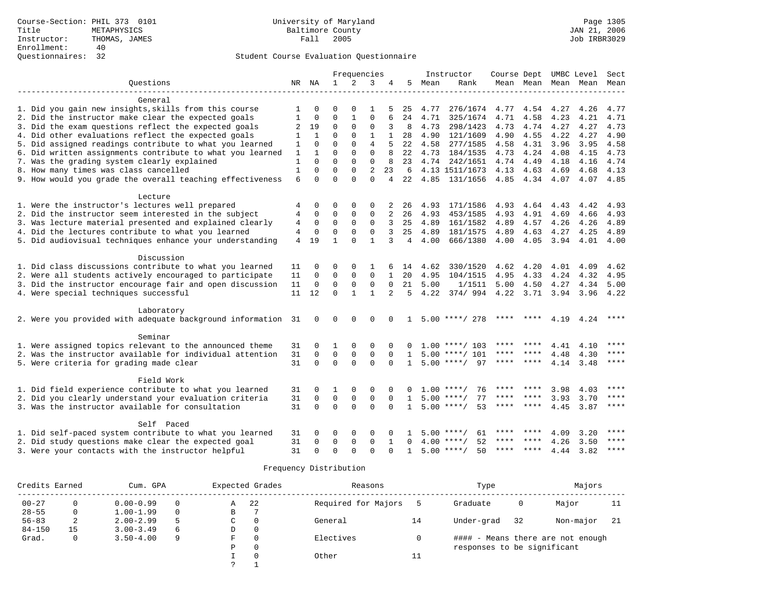Course-Section: PHIL 373 0101
Title: METAPHYSICS
Instructor: THOMAS, JAMES
Enrollment: 40
Questionnaires: 32

University of Maryland
Baltimore County
Fall 2005

JAN 21, 2006
Job IRBR3029

## Student Course Evaluation Questionnaire

| Questions | NR | NA | 1 | 2 | 3 | 4 | 5 | Instructor Mean | Rank | Course Mean | Dept Mean | UMBC Mean | Level Mean | Sect Mean |
|---|---|---|---|---|---|---|---|---|---|---|---|---|---|---|
| **General** | | | | | | | | | | | | | | |
| 1. Did you gain new insights,skills from this course | 1 | 0 | 0 | 0 | 1 | 5 | 25 | 4.77 | 276/1674 | 4.77 | 4.54 | 4.27 | 4.26 | 4.77 |
| 2. Did the instructor make clear the expected goals | 1 | 0 | 0 | 1 | 0 | 6 | 24 | 4.71 | 325/1674 | 4.71 | 4.58 | 4.23 | 4.21 | 4.71 |
| 3. Did the exam questions reflect the expected goals | 2 | 19 | 0 | 0 | 0 | 3 | 8 | 4.73 | 298/1423 | 4.73 | 4.74 | 4.27 | 4.27 | 4.73 |
| 4. Did other evaluations reflect the expected goals | 1 | 1 | 0 | 0 | 1 | 1 | 28 | 4.90 | 121/1609 | 4.90 | 4.55 | 4.22 | 4.27 | 4.90 |
| 5. Did assigned readings contribute to what you learned | 1 | 0 | 0 | 0 | 4 | 5 | 22 | 4.58 | 277/1585 | 4.58 | 4.31 | 3.96 | 3.95 | 4.58 |
| 6. Did written assignments contribute to what you learned | 1 | 1 | 0 | 0 | 0 | 8 | 22 | 4.73 | 184/1535 | 4.73 | 4.24 | 4.08 | 4.15 | 4.73 |
| 7. Was the grading system clearly explained | 1 | 0 | 0 | 0 | 0 | 8 | 23 | 4.74 | 242/1651 | 4.74 | 4.49 | 4.18 | 4.16 | 4.74 |
| 8. How many times was class cancelled | 1 | 0 | 0 | 0 | 2 | 23 | 6 | 4.13 | 1511/1673 | 4.13 | 4.63 | 4.69 | 4.68 | 4.13 |
| 9. How would you grade the overall teaching effectiveness | 6 | 0 | 0 | 0 | 0 | 4 | 22 | 4.85 | 131/1656 | 4.85 | 4.34 | 4.07 | 4.07 | 4.85 |
| **Lecture** | | | | | | | | | | | | | | |
| 1. Were the instructor's lectures well prepared | 4 | 0 | 0 | 0 | 0 | 2 | 26 | 4.93 | 171/1586 | 4.93 | 4.64 | 4.43 | 4.42 | 4.93 |
| 2. Did the instructor seem interested in the subject | 4 | 0 | 0 | 0 | 0 | 2 | 26 | 4.93 | 453/1585 | 4.93 | 4.91 | 4.69 | 4.66 | 4.93 |
| 3. Was lecture material presented and explained clearly | 4 | 0 | 0 | 0 | 0 | 3 | 25 | 4.89 | 161/1582 | 4.89 | 4.57 | 4.26 | 4.26 | 4.89 |
| 4. Did the lectures contribute to what you learned | 4 | 0 | 0 | 0 | 0 | 3 | 25 | 4.89 | 181/1575 | 4.89 | 4.63 | 4.27 | 4.25 | 4.89 |
| 5. Did audiovisual techniques enhance your understanding | 4 | 19 | 1 | 0 | 1 | 3 | 4 | 4.00 | 666/1380 | 4.00 | 4.05 | 3.94 | 4.01 | 4.00 |
| **Discussion** | | | | | | | | | | | | | | |
| 1. Did class discussions contribute to what you learned | 11 | 0 | 0 | 0 | 1 | 6 | 14 | 4.62 | 330/1520 | 4.62 | 4.20 | 4.01 | 4.09 | 4.62 |
| 2. Were all students actively encouraged to participate | 11 | 0 | 0 | 0 | 0 | 1 | 20 | 4.95 | 104/1515 | 4.95 | 4.33 | 4.24 | 4.32 | 4.95 |
| 3. Did the instructor encourage fair and open discussion | 11 | 0 | 0 | 0 | 0 | 0 | 21 | 5.00 | 1/1511 | 5.00 | 4.50 | 4.27 | 4.34 | 5.00 |
| 4. Were special techniques successful | 11 | 12 | 0 | 1 | 1 | 2 | 5 | 4.22 | 374/ 994 | 4.22 | 3.71 | 3.94 | 3.96 | 4.22 |
| **Laboratory** | | | | | | | | | | | | | | |
| 2. Were you provided with adequate background information | 31 | 0 | 0 | 0 | 0 | 0 | 1 | 5.00 | \*\*\*\*/ 278 | \*\*\*\* | \*\*\*\* | 4.19 | 4.24 | \*\*\*\* |
| **Seminar** | | | | | | | | | | | | | | |
| 1. Were assigned topics relevant to the announced theme | 31 | 0 | 1 | 0 | 0 | 0 | 0 | 1.00 | \*\*\*\*/ 103 | \*\*\*\* | \*\*\*\* | 4.41 | 4.10 | \*\*\*\* |
| 2. Was the instructor available for individual attention | 31 | 0 | 0 | 0 | 0 | 0 | 1 | 5.00 | \*\*\*\*/ 101 | \*\*\*\* | \*\*\*\* | 4.48 | 4.30 | \*\*\*\* |
| 5. Were criteria for grading made clear | 31 | 0 | 0 | 0 | 0 | 0 | 1 | 5.00 | \*\*\*\*/ 97 | \*\*\*\* | \*\*\*\* | 4.14 | 3.48 | \*\*\*\* |
| **Field Work** | | | | | | | | | | | | | | |
| 1. Did field experience contribute to what you learned | 31 | 0 | 1 | 0 | 0 | 0 | 0 | 1.00 | \*\*\*\*/ 76 | \*\*\*\* | \*\*\*\* | 3.98 | 4.03 | \*\*\*\* |
| 2. Did you clearly understand your evaluation criteria | 31 | 0 | 0 | 0 | 0 | 0 | 1 | 5.00 | \*\*\*\*/ 77 | \*\*\*\* | \*\*\*\* | 3.93 | 3.70 | \*\*\*\* |
| 3. Was the instructor available for consultation | 31 | 0 | 0 | 0 | 0 | 0 | 1 | 5.00 | \*\*\*\*/ 53 | \*\*\*\* | \*\*\*\* | 4.45 | 3.87 | \*\*\*\* |
| **Self Paced** | | | | | | | | | | | | | | |
| 1. Did self-paced system contribute to what you learned | 31 | 0 | 0 | 0 | 0 | 0 | 1 | 5.00 | \*\*\*\*/ 61 | \*\*\*\* | \*\*\*\* | 4.09 | 3.20 | \*\*\*\* |
| 2. Did study questions make clear the expected goal | 31 | 0 | 0 | 0 | 0 | 1 | 0 | 4.00 | \*\*\*\*/ 52 | \*\*\*\* | \*\*\*\* | 4.26 | 3.50 | \*\*\*\* |
| 3. Were your contacts with the instructor helpful | 31 | 0 | 0 | 0 | 0 | 0 | 1 | 5.00 | \*\*\*\*/ 50 | \*\*\*\* | \*\*\*\* | 4.44 | 3.82 | \*\*\*\* |

## Frequency Distribution

| Credits Earned | | Cum. GPA | | Expected Grades | | Reasons | | Type | | Majors | |
|---|---|---|---|---|---|---|---|---|---|---|---|
| 00-27 | 0 | 0.00-0.99 | 0 | A | 22 | Required for Majors | 5 | Graduate | 0 | Major | 11 |
| 28-55 | 0 | 1.00-1.99 | 0 | B | 7 | | | | | | |
| 56-83 | 2 | 2.00-2.99 | 5 | C | 0 | General | 14 | Under-grad | 32 | Non-major | 21 |
| 84-150 | 15 | 3.00-3.49 | 6 | D | 0 | | | | | | |
| Grad. | 0 | 3.50-4.00 | 9 | F | 0 | Electives | 0 | #### - Means there are not enough responses to be significant | | | |
| | | | | P | 0 | | | | | | |
| | | | | I | 0 | Other | 11 | | | | |
| | | | | ? | 1 | | | | | | |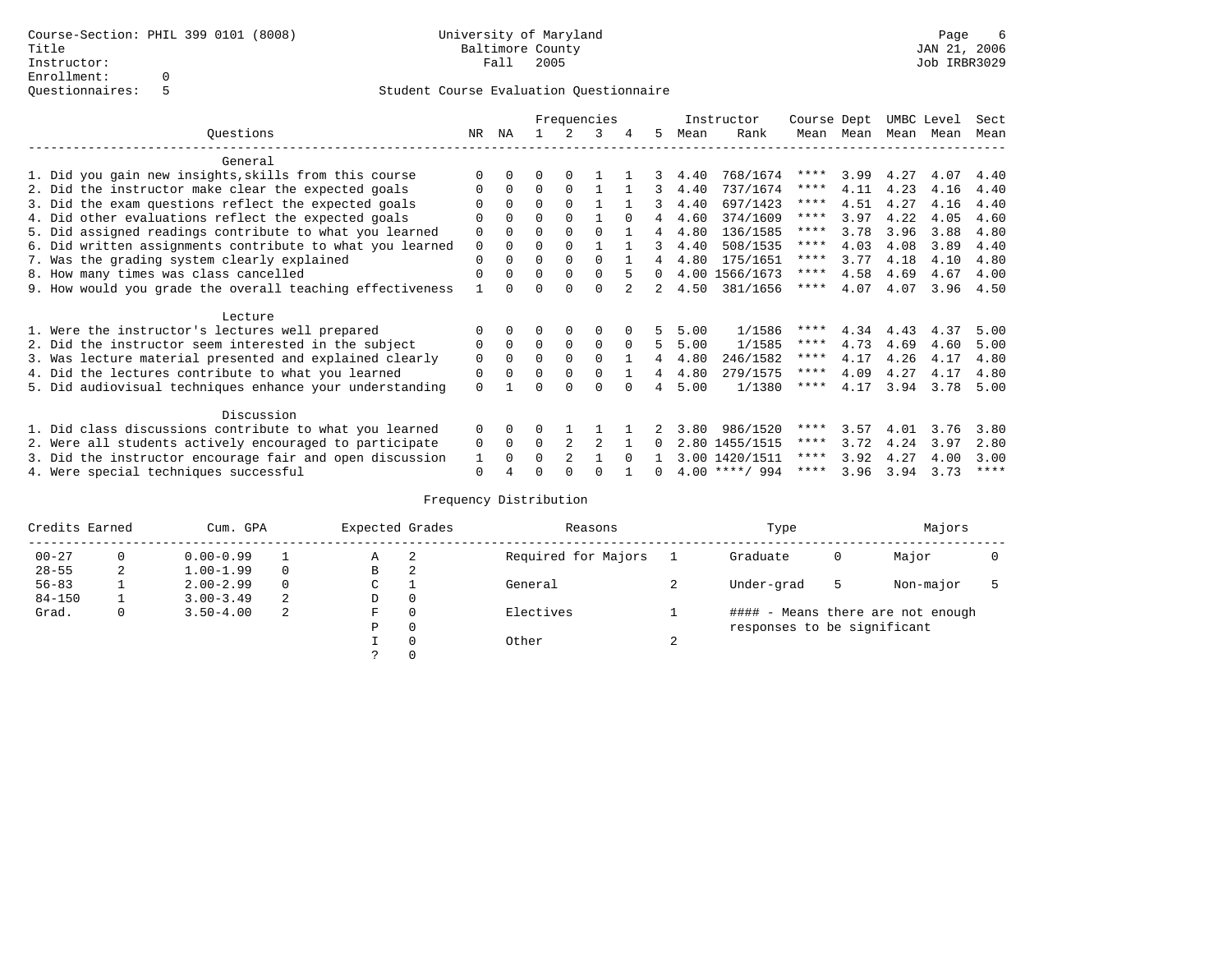Course-Section: PHIL 399 0101 (8008)
Title
Instructor:
Enrollment: 0
Questionnaires: 5

University of Maryland
Baltimore County
Fall 2005

Page 6
JAN 21, 2006
Job IRBR3029

## Student Course Evaluation Questionnaire

| Questions | NR | NA | 1 | 2 | 3 | 4 | 5 | Instructor Mean | Rank | Course Mean | Dept Mean | UMBC Mean | Level Mean | Sect Mean |
|---|---|---|---|---|---|---|---|---|---|---|---|---|---|---|
| **General** | | | | | | | | | | | | | | |
| 1. Did you gain new insights,skills from this course | 0 | 0 | 0 | 0 | 1 | 1 | 3 | 4.40 | 768/1674 | **** | 3.99 | 4.27 | 4.07 | 4.40 |
| 2. Did the instructor make clear the expected goals | 0 | 0 | 0 | 0 | 1 | 1 | 3 | 4.40 | 737/1674 | **** | 4.11 | 4.23 | 4.16 | 4.40 |
| 3. Did the exam questions reflect the expected goals | 0 | 0 | 0 | 0 | 1 | 1 | 3 | 4.40 | 697/1423 | **** | 4.51 | 4.27 | 4.16 | 4.40 |
| 4. Did other evaluations reflect the expected goals | 0 | 0 | 0 | 0 | 1 | 0 | 4 | 4.60 | 374/1609 | **** | 3.97 | 4.22 | 4.05 | 4.60 |
| 5. Did assigned readings contribute to what you learned | 0 | 0 | 0 | 0 | 0 | 1 | 4 | 4.80 | 136/1585 | **** | 3.78 | 3.96 | 3.88 | 4.80 |
| 6. Did written assignments contribute to what you learned | 0 | 0 | 0 | 0 | 1 | 1 | 3 | 4.40 | 508/1535 | **** | 4.03 | 4.08 | 3.89 | 4.40 |
| 7. Was the grading system clearly explained | 0 | 0 | 0 | 0 | 0 | 1 | 4 | 4.80 | 175/1651 | **** | 3.77 | 4.18 | 4.10 | 4.80 |
| 8. How many times was class cancelled | 0 | 0 | 0 | 0 | 0 | 5 | 0 | 4.00 | 1566/1673 | **** | 4.58 | 4.69 | 4.67 | 4.00 |
| 9. How would you grade the overall teaching effectiveness | 1 | 0 | 0 | 0 | 0 | 2 | 2 | 4.50 | 381/1656 | **** | 4.07 | 4.07 | 3.96 | 4.50 |
| **Lecture** | | | | | | | | | | | | | | |
| 1. Were the instructor's lectures well prepared | 0 | 0 | 0 | 0 | 0 | 0 | 5 | 5.00 | 1/1586 | **** | 4.34 | 4.43 | 4.37 | 5.00 |
| 2. Did the instructor seem interested in the subject | 0 | 0 | 0 | 0 | 0 | 0 | 5 | 5.00 | 1/1585 | **** | 4.73 | 4.69 | 4.60 | 5.00 |
| 3. Was lecture material presented and explained clearly | 0 | 0 | 0 | 0 | 0 | 1 | 4 | 4.80 | 246/1582 | **** | 4.17 | 4.26 | 4.17 | 4.80 |
| 4. Did the lectures contribute to what you learned | 0 | 0 | 0 | 0 | 0 | 1 | 4 | 4.80 | 279/1575 | **** | 4.09 | 4.27 | 4.17 | 4.80 |
| 5. Did audiovisual techniques enhance your understanding | 0 | 1 | 0 | 0 | 0 | 0 | 4 | 5.00 | 1/1380 | **** | 4.17 | 3.94 | 3.78 | 5.00 |
| **Discussion** | | | | | | | | | | | | | | |
| 1. Did class discussions contribute to what you learned | 0 | 0 | 0 | 1 | 1 | 1 | 2 | 3.80 | 986/1520 | **** | 3.57 | 4.01 | 3.76 | 3.80 |
| 2. Were all students actively encouraged to participate | 0 | 0 | 0 | 2 | 2 | 1 | 0 | 2.80 | 1455/1515 | **** | 3.72 | 4.24 | 3.97 | 2.80 |
| 3. Did the instructor encourage fair and open discussion | 1 | 0 | 0 | 2 | 1 | 0 | 1 | 3.00 | 1420/1511 | **** | 3.92 | 4.27 | 4.00 | 3.00 |
| 4. Were special techniques successful | 0 | 4 | 0 | 0 | 0 | 1 | 0 | 4.00 | ****/ 994 | **** | 3.96 | 3.94 | 3.73 | **** |

### Frequency Distribution

| Credits Earned | | Cum. GPA | | Expected Grades | | Reasons | | Type | | Majors | |
|---|---|---|---|---|---|---|---|---|---|---|---|
| 00-27 | 0 | 0.00-0.99 | 1 | A | 2 | Required for Majors | 1 | Graduate | 0 | Major | 0 |
| 28-55 | 2 | 1.00-1.99 | 0 | B | 2 | | | | | | |
| 56-83 | 1 | 2.00-2.99 | 0 | C | 1 | General | 2 | Under-grad | 5 | Non-major | 5 |
| 84-150 | 1 | 3.00-3.49 | 2 | D | 0 | | | | | | |
| Grad. | 0 | 3.50-4.00 | 2 | F | 0 | Electives | 1 | #### - Means there are not enough responses to be significant | | | |
| | | | | P | 0 | | | | | | |
| | | | | I | 0 | Other | 2 | | | | |
| | | | | ? | 0 | | | | | | |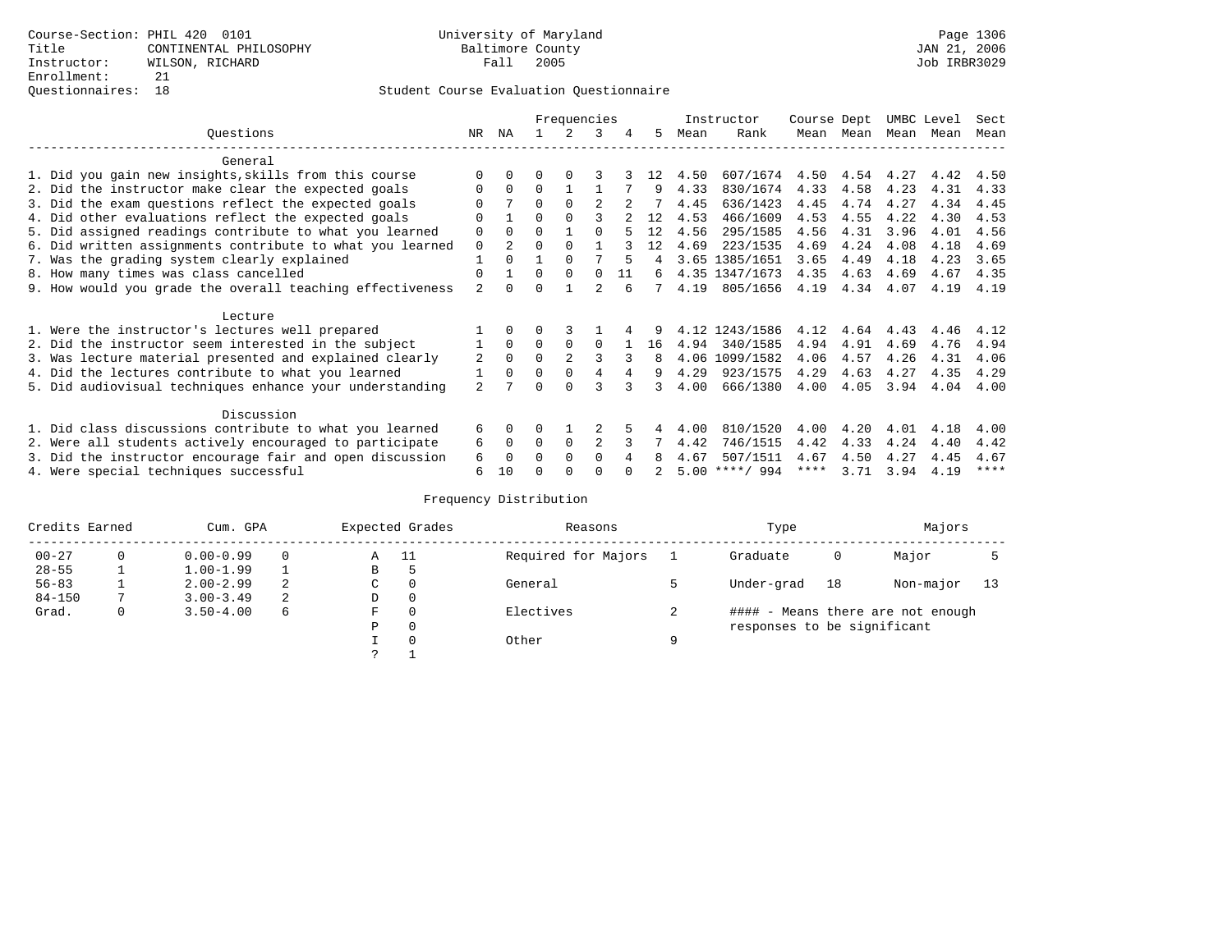Course-Section: PHIL 420 0101
Title: CONTINENTAL PHILOSOPHY
Instructor: WILSON, RICHARD
Enrollment: 21
Questionnaires: 18

University of Maryland
Baltimore County
Fall 2005

JAN 21, 2006
Job IRBR3029

Student Course Evaluation Questionnaire

| Questions | NR | NA | 1 | 2 | 3 | 4 | 5 | Instructor Mean | Instructor Rank | Course Mean | Dept Mean | UMBC Mean | Level Mean | Sect Mean |
|---|---|---|---|---|---|---|---|---|---|---|---|---|---|---|
| **General** | | | | | | | | | | | | | | |
| 1. Did you gain new insights,skills from this course | 0 | 0 | 0 | 0 | 3 | 3 | 12 | 4.50 | 607/1674 | 4.50 | 4.54 | 4.27 | 4.42 | 4.50 |
| 2. Did the instructor make clear the expected goals | 0 | 0 | 0 | 1 | 1 | 7 | 9 | 4.33 | 830/1674 | 4.33 | 4.58 | 4.23 | 4.31 | 4.33 |
| 3. Did the exam questions reflect the expected goals | 0 | 7 | 0 | 0 | 2 | 2 | 7 | 4.45 | 636/1423 | 4.45 | 4.74 | 4.27 | 4.34 | 4.45 |
| 4. Did other evaluations reflect the expected goals | 0 | 1 | 0 | 0 | 3 | 2 | 12 | 4.53 | 466/1609 | 4.53 | 4.55 | 4.22 | 4.30 | 4.53 |
| 5. Did assigned readings contribute to what you learned | 0 | 0 | 0 | 1 | 0 | 5 | 12 | 4.56 | 295/1585 | 4.56 | 4.31 | 3.96 | 4.01 | 4.56 |
| 6. Did written assignments contribute to what you learned | 0 | 2 | 0 | 0 | 1 | 3 | 12 | 4.69 | 223/1535 | 4.69 | 4.24 | 4.08 | 4.18 | 4.69 |
| 7. Was the grading system clearly explained | 1 | 0 | 1 | 0 | 7 | 5 | 4 | 3.65 | 1385/1651 | 3.65 | 4.49 | 4.18 | 4.23 | 3.65 |
| 8. How many times was class cancelled | 0 | 1 | 0 | 0 | 0 | 11 | 6 | 4.35 | 1347/1673 | 4.35 | 4.63 | 4.69 | 4.67 | 4.35 |
| 9. How would you grade the overall teaching effectiveness | 2 | 0 | 0 | 1 | 2 | 6 | 7 | 4.19 | 805/1656 | 4.19 | 4.34 | 4.07 | 4.19 | 4.19 |
| **Lecture** | | | | | | | | | | | | | | |
| 1. Were the instructor's lectures well prepared | 1 | 0 | 0 | 3 | 1 | 4 | 9 | 4.12 | 1243/1586 | 4.12 | 4.64 | 4.43 | 4.46 | 4.12 |
| 2. Did the instructor seem interested in the subject | 1 | 0 | 0 | 0 | 0 | 1 | 16 | 4.94 | 340/1585 | 4.94 | 4.91 | 4.69 | 4.76 | 4.94 |
| 3. Was lecture material presented and explained clearly | 2 | 0 | 0 | 2 | 3 | 3 | 8 | 4.06 | 1099/1582 | 4.06 | 4.57 | 4.26 | 4.31 | 4.06 |
| 4. Did the lectures contribute to what you learned | 1 | 0 | 0 | 0 | 4 | 4 | 9 | 4.29 | 923/1575 | 4.29 | 4.63 | 4.27 | 4.35 | 4.29 |
| 5. Did audiovisual techniques enhance your understanding | 2 | 7 | 0 | 0 | 3 | 3 | 3 | 4.00 | 666/1380 | 4.00 | 4.05 | 3.94 | 4.04 | 4.00 |
| **Discussion** | | | | | | | | | | | | | | |
| 1. Did class discussions contribute to what you learned | 6 | 0 | 0 | 1 | 2 | 5 | 4 | 4.00 | 810/1520 | 4.00 | 4.20 | 4.01 | 4.18 | 4.00 |
| 2. Were all students actively encouraged to participate | 6 | 0 | 0 | 0 | 2 | 3 | 7 | 4.42 | 746/1515 | 4.42 | 4.33 | 4.24 | 4.40 | 4.42 |
| 3. Did the instructor encourage fair and open discussion | 6 | 0 | 0 | 0 | 0 | 4 | 8 | 4.67 | 507/1511 | 4.67 | 4.50 | 4.27 | 4.45 | 4.67 |
| 4. Were special techniques successful | 6 | 10 | 0 | 0 | 0 | 0 | 2 | 5.00 | ****/ 994 | **** | 3.71 | 3.94 | 4.19 | **** |

Frequency Distribution

| Credits Earned | | Cum. GPA | | Expected Grades | | Reasons | | Type | | Majors | |
|---|---|---|---|---|---|---|---|---|---|---|---|
| 00-27 | 0 | 0.00-0.99 | 0 | A | 11 | Required for Majors | 1 | Graduate | 0 | Major | 5 |
| 28-55 | 1 | 1.00-1.99 | 1 | B | 5 | | | | | | |
| 56-83 | 1 | 2.00-2.99 | 2 | C | 0 | General | 5 | Under-grad | 18 | Non-major | 13 |
| 84-150 | 7 | 3.00-3.49 | 2 | D | 0 | | | | | | |
| Grad. | 0 | 3.50-4.00 | 6 | F | 0 | Electives | 2 | #### - Means there are not enough responses to be significant | | | |
| | | | | P | 0 | | | | | | |
| | | | | I | 0 | Other | 9 | | | | |
| | | | | ? | 1 | | | | | | |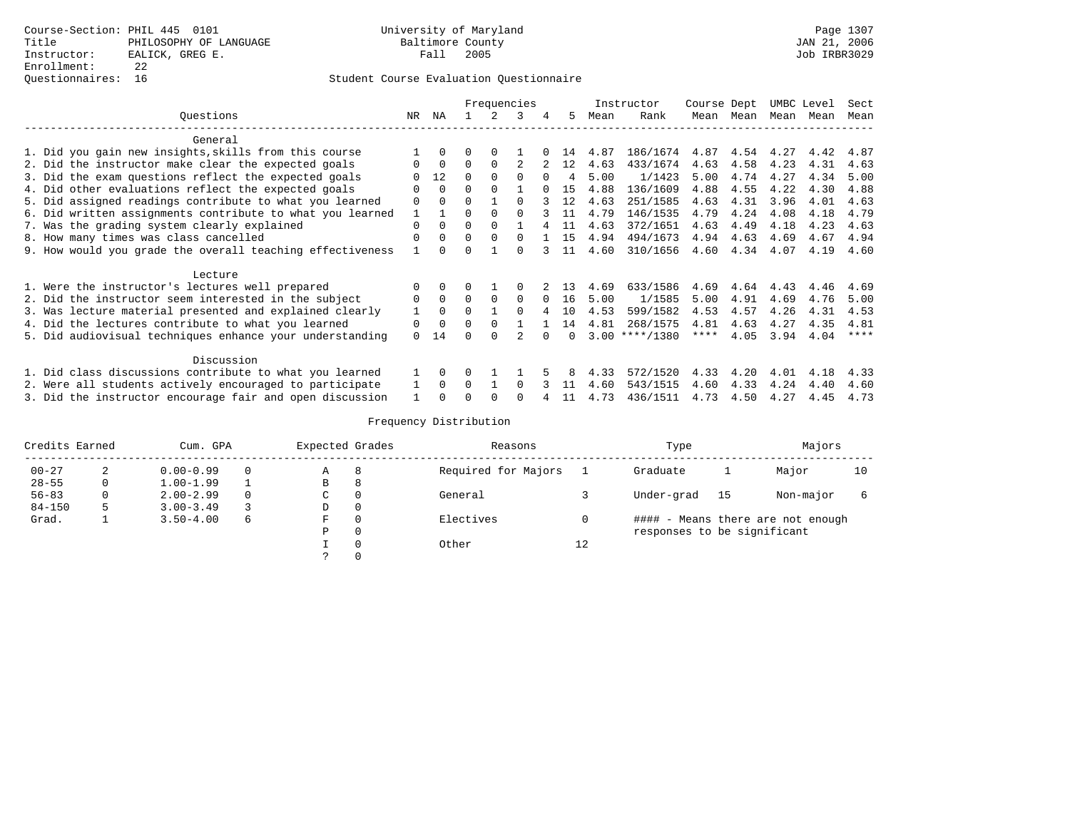Course-Section: PHIL 445 0101
Title: PHILOSOPHY OF LANGUAGE
Instructor: EALICK, GREG E.
Enrollment: 22
Questionnaires: 16

University of Maryland
Baltimore County
Fall 2005

JAN 21, 2006
Job IRBR3029

## Student Course Evaluation Questionnaire

| Questions | NR | NA | 1 | 2 | 3 | 4 | 5 | Instructor Mean | Instructor Rank | Course Mean | Dept Mean | UMBC Mean | Level Mean | Sect Mean |
|---|---|---|---|---|---|---|---|---|---|---|---|---|---|---|
| **General** | | | | | | | | | | | | | | |
| 1. Did you gain new insights,skills from this course | 1 | 0 | 0 | 0 | 1 | 0 | 14 | 4.87 | 186/1674 | 4.87 | 4.54 | 4.27 | 4.42 | 4.87 |
| 2. Did the instructor make clear the expected goals | 0 | 0 | 0 | 0 | 2 | 2 | 12 | 4.63 | 433/1674 | 4.63 | 4.58 | 4.23 | 4.31 | 4.63 |
| 3. Did the exam questions reflect the expected goals | 0 | 12 | 0 | 0 | 0 | 0 | 4 | 5.00 | 1/1423 | 5.00 | 4.74 | 4.27 | 4.34 | 5.00 |
| 4. Did other evaluations reflect the expected goals | 0 | 0 | 0 | 0 | 1 | 0 | 15 | 4.88 | 136/1609 | 4.88 | 4.55 | 4.22 | 4.30 | 4.88 |
| 5. Did assigned readings contribute to what you learned | 0 | 0 | 0 | 1 | 0 | 3 | 12 | 4.63 | 251/1585 | 4.63 | 4.31 | 3.96 | 4.01 | 4.63 |
| 6. Did written assignments contribute to what you learned | 1 | 1 | 0 | 0 | 0 | 3 | 11 | 4.79 | 146/1535 | 4.79 | 4.24 | 4.08 | 4.18 | 4.79 |
| 7. Was the grading system clearly explained | 0 | 0 | 0 | 0 | 1 | 4 | 11 | 4.63 | 372/1651 | 4.63 | 4.49 | 4.18 | 4.23 | 4.63 |
| 8. How many times was class cancelled | 0 | 0 | 0 | 0 | 0 | 1 | 15 | 4.94 | 494/1673 | 4.94 | 4.63 | 4.69 | 4.67 | 4.94 |
| 9. How would you grade the overall teaching effectiveness | 1 | 0 | 0 | 1 | 0 | 3 | 11 | 4.60 | 310/1656 | 4.60 | 4.34 | 4.07 | 4.19 | 4.60 |
| **Lecture** | | | | | | | | | | | | | | |
| 1. Were the instructor's lectures well prepared | 0 | 0 | 0 | 1 | 0 | 2 | 13 | 4.69 | 633/1586 | 4.69 | 4.64 | 4.43 | 4.46 | 4.69 |
| 2. Did the instructor seem interested in the subject | 0 | 0 | 0 | 0 | 0 | 0 | 16 | 5.00 | 1/1585 | 5.00 | 4.91 | 4.69 | 4.76 | 5.00 |
| 3. Was lecture material presented and explained clearly | 1 | 0 | 0 | 1 | 0 | 4 | 10 | 4.53 | 599/1582 | 4.53 | 4.57 | 4.26 | 4.31 | 4.53 |
| 4. Did the lectures contribute to what you learned | 0 | 0 | 0 | 0 | 1 | 1 | 14 | 4.81 | 268/1575 | 4.81 | 4.63 | 4.27 | 4.35 | 4.81 |
| 5. Did audiovisual techniques enhance your understanding | 0 | 14 | 0 | 0 | 2 | 0 | 0 | 3.00 | ****/1380 | **** | 4.05 | 3.94 | 4.04 | **** |
| **Discussion** | | | | | | | | | | | | | | |
| 1. Did class discussions contribute to what you learned | 1 | 0 | 0 | 1 | 1 | 5 | 8 | 4.33 | 572/1520 | 4.33 | 4.20 | 4.01 | 4.18 | 4.33 |
| 2. Were all students actively encouraged to participate | 1 | 0 | 0 | 1 | 0 | 3 | 11 | 4.60 | 543/1515 | 4.60 | 4.33 | 4.24 | 4.40 | 4.60 |
| 3. Did the instructor encourage fair and open discussion | 1 | 0 | 0 | 0 | 0 | 4 | 11 | 4.73 | 436/1511 | 4.73 | 4.50 | 4.27 | 4.45 | 4.73 |

## Frequency Distribution

| Credits Earned | | Cum. GPA | | Expected Grades | | Reasons | | Type | | Majors | |
|---|---|---|---|---|---|---|---|---|---|---|---|
| 00-27 | 2 | 0.00-0.99 | 0 | A | 8 | Required for Majors | 1 | Graduate | 1 | Major | 10 |
| 28-55 | 0 | 1.00-1.99 | 1 | B | 8 | | | | | | |
| 56-83 | 0 | 2.00-2.99 | 0 | C | 0 | General | 3 | Under-grad | 15 | Non-major | 6 |
| 84-150 | 5 | 3.00-3.49 | 3 | D | 0 | | | | | | |
| Grad. | 1 | 3.50-4.00 | 6 | F | 0 | Electives | 0 | #### - Means there are not enough responses to be significant | | | |
| | | | | P | 0 | | | | | | |
| | | | | I | 0 | Other | 12 | | | | |
| | | | | ? | 0 | | | | | | |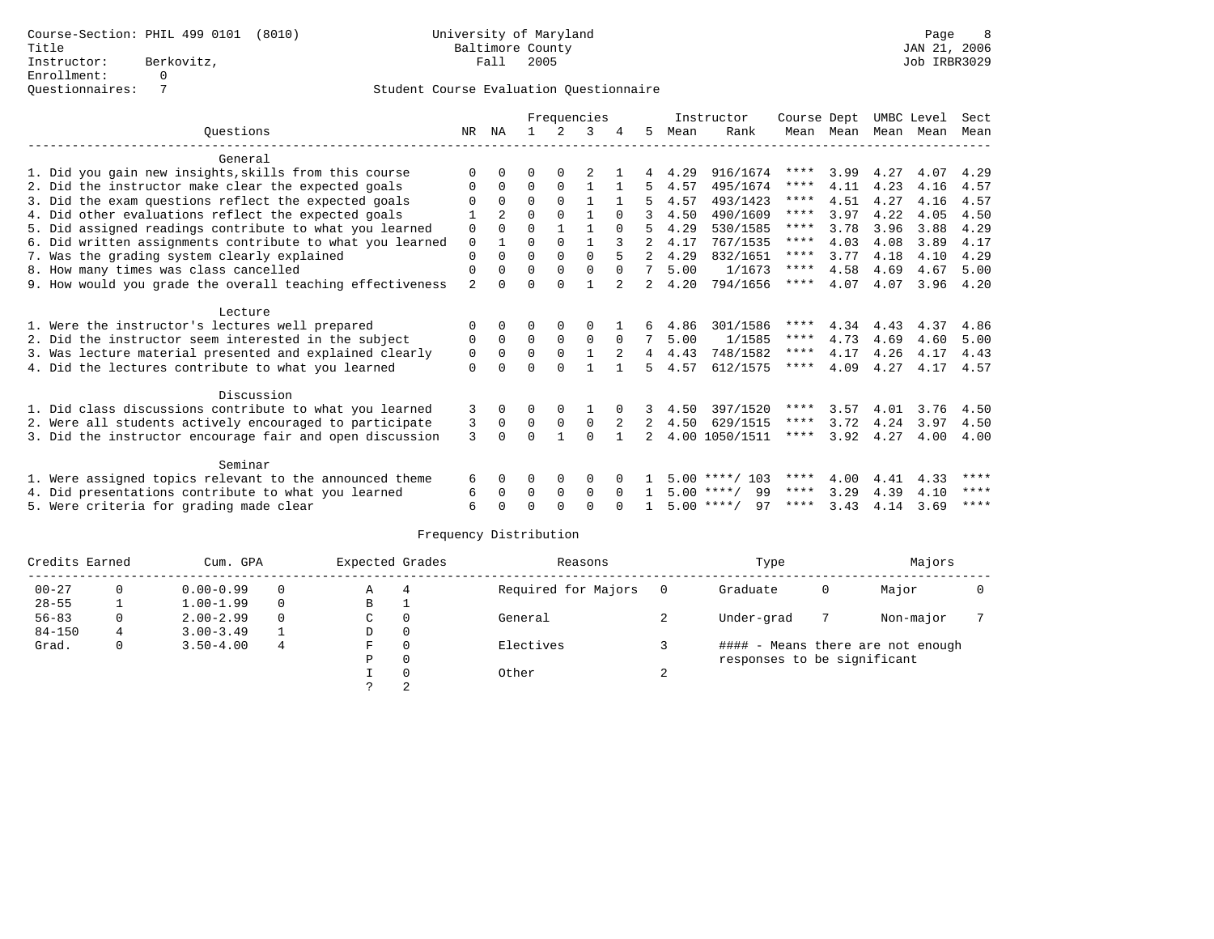Course-Section: PHIL 499 0101 (8010)
Title
Instructor: Berkovitz,
Enrollment: 0
Questionnaires: 7

University of Maryland
Baltimore County
Fall 2005

Student Course Evaluation Questionnaire

| Questions | NR | NA | 1 | 2 | 3 | 4 | 5 | Instructor Mean | Instructor Rank | Course Mean | Dept Mean | UMBC Mean | Level Mean | Sect Mean |
|---|---|---|---|---|---|---|---|---|---|---|---|---|---|---|
| **General** | | | | | | | | | | | | | | |
| 1. Did you gain new insights,skills from this course | 0 | 0 | 0 | 0 | 2 | 1 | 4 | 4.29 | 916/1674 | **** | 3.99 | 4.27 | 4.07 | 4.29 |
| 2. Did the instructor make clear the expected goals | 0 | 0 | 0 | 0 | 1 | 1 | 5 | 4.57 | 495/1674 | **** | 4.11 | 4.23 | 4.16 | 4.57 |
| 3. Did the exam questions reflect the expected goals | 0 | 0 | 0 | 0 | 1 | 1 | 5 | 4.57 | 493/1423 | **** | 4.51 | 4.27 | 4.16 | 4.57 |
| 4. Did other evaluations reflect the expected goals | 1 | 2 | 0 | 0 | 1 | 0 | 3 | 4.50 | 490/1609 | **** | 3.97 | 4.22 | 4.05 | 4.50 |
| 5. Did assigned readings contribute to what you learned | 0 | 0 | 0 | 1 | 1 | 0 | 5 | 4.29 | 530/1585 | **** | 3.78 | 3.96 | 3.88 | 4.29 |
| 6. Did written assignments contribute to what you learned | 0 | 1 | 0 | 0 | 1 | 3 | 2 | 4.17 | 767/1535 | **** | 4.03 | 4.08 | 3.89 | 4.17 |
| 7. Was the grading system clearly explained | 0 | 0 | 0 | 0 | 0 | 5 | 2 | 4.29 | 832/1651 | **** | 3.77 | 4.18 | 4.10 | 4.29 |
| 8. How many times was class cancelled | 0 | 0 | 0 | 0 | 0 | 0 | 7 | 5.00 | 1/1673 | **** | 4.58 | 4.69 | 4.67 | 5.00 |
| 9. How would you grade the overall teaching effectiveness | 2 | 0 | 0 | 0 | 1 | 2 | 2 | 4.20 | 794/1656 | **** | 4.07 | 4.07 | 3.96 | 4.20 |
| **Lecture** | | | | | | | | | | | | | | |
| 1. Were the instructor's lectures well prepared | 0 | 0 | 0 | 0 | 0 | 1 | 6 | 4.86 | 301/1586 | **** | 4.34 | 4.43 | 4.37 | 4.86 |
| 2. Did the instructor seem interested in the subject | 0 | 0 | 0 | 0 | 0 | 0 | 7 | 5.00 | 1/1585 | **** | 4.73 | 4.69 | 4.60 | 5.00 |
| 3. Was lecture material presented and explained clearly | 0 | 0 | 0 | 0 | 1 | 2 | 4 | 4.43 | 748/1582 | **** | 4.17 | 4.26 | 4.17 | 4.43 |
| 4. Did the lectures contribute to what you learned | 0 | 0 | 0 | 0 | 1 | 1 | 5 | 4.57 | 612/1575 | **** | 4.09 | 4.27 | 4.17 | 4.57 |
| **Discussion** | | | | | | | | | | | | | | |
| 1. Did class discussions contribute to what you learned | 3 | 0 | 0 | 0 | 1 | 0 | 3 | 4.50 | 397/1520 | **** | 3.57 | 4.01 | 3.76 | 4.50 |
| 2. Were all students actively encouraged to participate | 3 | 0 | 0 | 0 | 0 | 2 | 2 | 4.50 | 629/1515 | **** | 3.72 | 4.24 | 3.97 | 4.50 |
| 3. Did the instructor encourage fair and open discussion | 3 | 0 | 0 | 1 | 0 | 1 | 2 | 4.00 | 1050/1511 | **** | 3.92 | 4.27 | 4.00 | 4.00 |
| **Seminar** | | | | | | | | | | | | | | |
| 1. Were assigned topics relevant to the announced theme | 6 | 0 | 0 | 0 | 0 | 0 | 1 | 5.00 | ****/ 103 | **** | 4.00 | 4.41 | 4.33 | **** |
| 4. Did presentations contribute to what you learned | 6 | 0 | 0 | 0 | 0 | 0 | 1 | 5.00 | ****/ 99 | **** | 3.29 | 4.39 | 4.10 | **** |
| 5. Were criteria for grading made clear | 6 | 0 | 0 | 0 | 0 | 0 | 1 | 5.00 | ****/ 97 | **** | 3.43 | 4.14 | 3.69 | **** |

## Frequency Distribution

| Credits Earned | | Cum. GPA | | Expected Grades | | Reasons | | Type | | Majors | |
|---|---|---|---|---|---|---|---|---|---|---|---|
| 00-27 | 0 | 0.00-0.99 | 0 | A | 4 | Required for Majors | 0 | Graduate | 0 | Major | 0 |
| 28-55 | 1 | 1.00-1.99 | 0 | B | 1 | | | | | | |
| 56-83 | 0 | 2.00-2.99 | 0 | C | 0 | General | 2 | Under-grad | 7 | Non-major | 7 |
| 84-150 | 4 | 3.00-3.49 | 1 | D | 0 | | | | | | |
| Grad. | 0 | 3.50-4.00 | 4 | F | 0 | Electives | 3 | #### - Means there are not enough responses to be significant | | | |
| | | | | P | 0 | | | | | | |
| | | | | I | 0 | Other | 2 | | | | |
| | | | | ? | 2 | | | | | | |